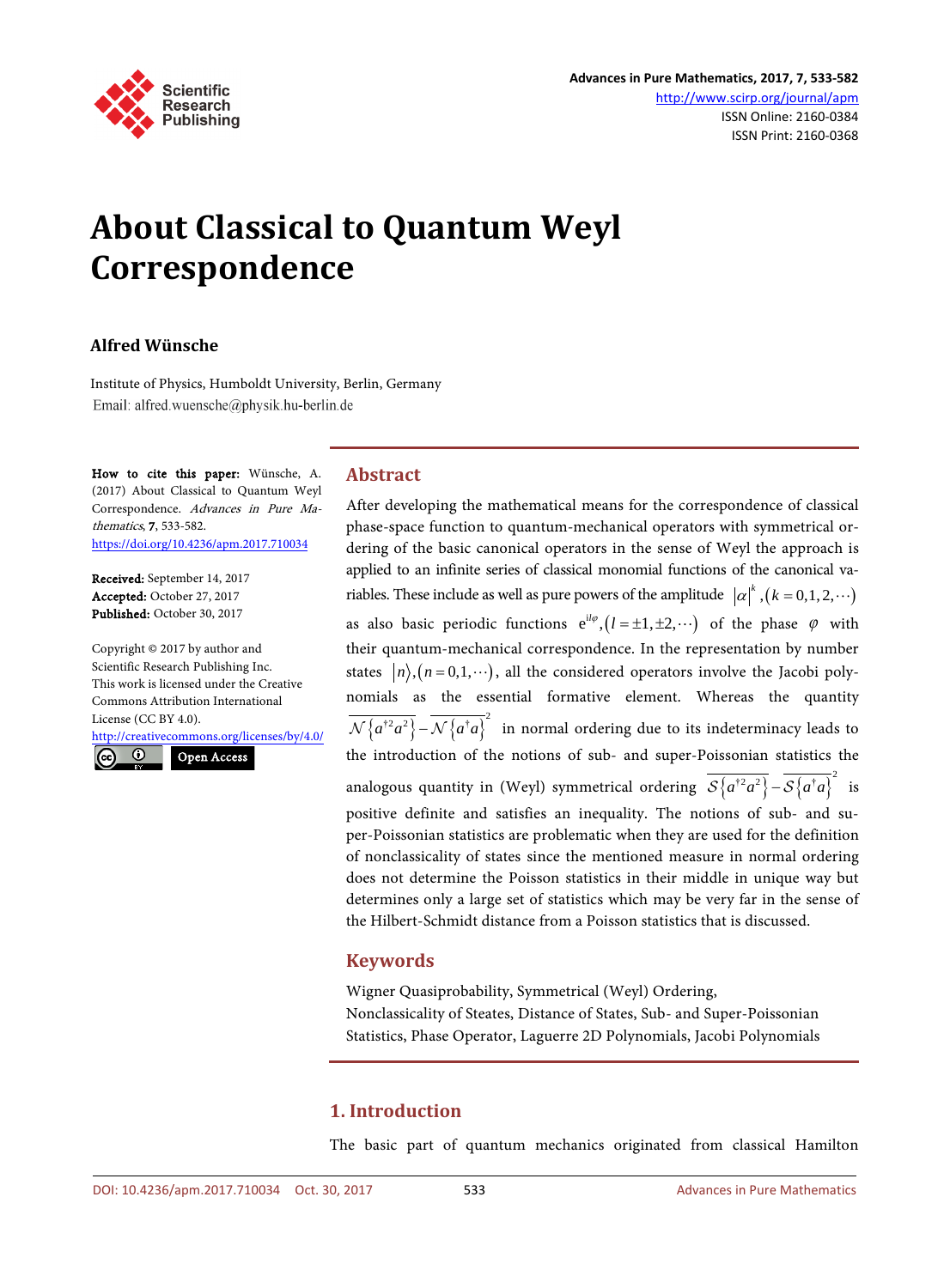# About Classical to Quantum Weyl Correspondence

**Alfred Wünsche**

Institute of Physics, Humboldt University, Berlin, Germany
Email: alfred.wuensche@physik.hu-berlin.de

**How to cite this paper:** Wünsche, A. (2017) About Classical to Quantum Weyl Correspondence. *Advances in Pure Mathematics*, **7**, 533-582.
https://doi.org/10.4236/apm.2017.710034

**Received:** September 14, 2017
**Accepted:** October 27, 2017
**Published:** October 30, 2017

Copyright © 2017 by author and Scientific Research Publishing Inc.
This work is licensed under the Creative Commons Attribution International License (CC BY 4.0).
http://creativecommons.org/licenses/by/4.0/

Open Access

## Abstract

After developing the mathematical means for the correspondence of classical phase-space function to quantum-mechanical operators with symmetrical ordering of the basic canonical operators in the sense of Weyl the approach is applied to an infinite series of classical monomial functions of the canonical variables. These include as well as pure powers of the amplitude $|\alpha|^k, (k=0,1,2,\cdots)$ as also basic periodic functions $e^{il\varphi}, (l=\pm1,\pm2,\cdots)$ of the phase $\varphi$ with their quantum-mechanical correspondence. In the representation by number states $|n\rangle, (n=0,1,\cdots)$, all the considered operators involve the Jacobi polynomials as the essential formative element. Whereas the quantity $\overline{\mathcal{N}\{a^{\dagger 2}a^2\}} - \overline{\mathcal{N}\{a^{\dagger}a\}}^2$ in normal ordering due to its indeterminacy leads to the introduction of the notions of sub- and super-Poissonian statistics the analogous quantity in (Weyl) symmetrical ordering $\overline{\mathcal{S}\{a^{\dagger 2}a^2\}} - \overline{\mathcal{S}\{a^{\dagger}a\}}^2$ is positive definite and satisfies an inequality. The notions of sub- and super-Poissonian statistics are problematic when they are used for the definition of nonclassicality of states since the mentioned measure in normal ordering does not determine the Poisson statistics in their middle in unique way but determines only a large set of statistics which may be very far in the sense of the Hilbert-Schmidt distance from a Poisson statistics that is discussed.

## Keywords

Wigner Quasiprobability, Symmetrical (Weyl) Ordering, Nonclassicality of Steates, Distance of States, Sub- and Super-Poissonian Statistics, Phase Operator, Laguerre 2D Polynomials, Jacobi Polynomials

## 1. Introduction

The basic part of quantum mechanics originated from classical Hamilton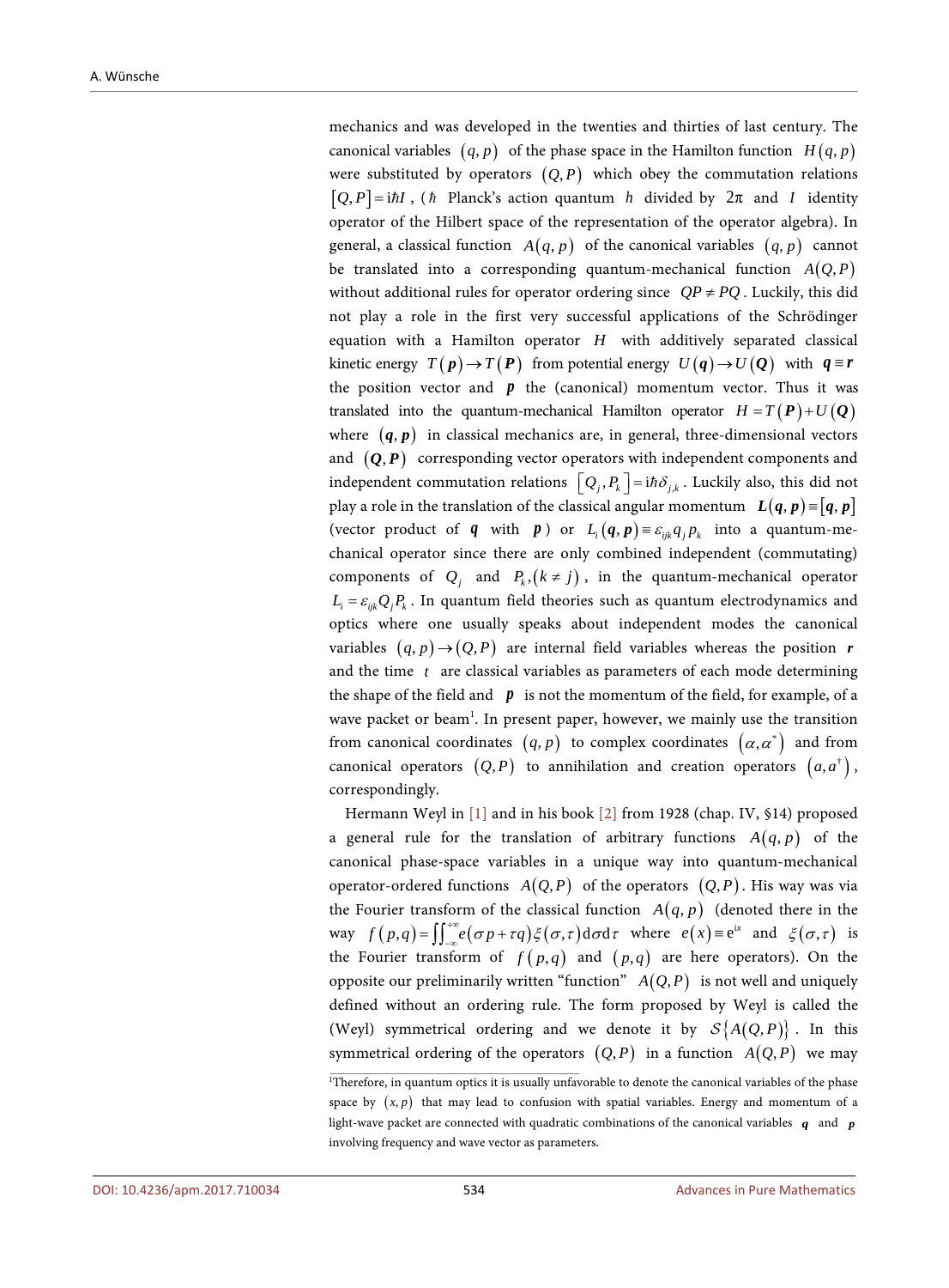mechanics and was developed in the twenties and thirties of last century. The canonical variables $(q, p)$ of the phase space in the Hamilton function $H(q, p)$ were substituted by operators $(Q, P)$ which obey the commutation relations $[Q, P] = \mathrm{i}\hbar I$, ($\hbar$ Planck's action quantum $h$ divided by $2\pi$ and $I$ identity operator of the Hilbert space of the representation of the operator algebra). In general, a classical function $A(q, p)$ of the canonical variables $(q, p)$ cannot be translated into a corresponding quantum-mechanical function $A(Q, P)$ without additional rules for operator ordering since $QP \neq PQ$. Luckily, this did not play a role in the first very successful applications of the Schrödinger equation with a Hamilton operator $H$ with additively separated classical kinetic energy $T(\boldsymbol{p}) \to T(\boldsymbol{P})$ from potential energy $U(\boldsymbol{q}) \to U(\boldsymbol{Q})$ with $\boldsymbol{q} \equiv \boldsymbol{r}$ the position vector and $\boldsymbol{p}$ the (canonical) momentum vector. Thus it was translated into the quantum-mechanical Hamilton operator $H = T(\boldsymbol{P}) + U(\boldsymbol{Q})$ where $(\boldsymbol{q}, \boldsymbol{p})$ in classical mechanics are, in general, three-dimensional vectors and $(\boldsymbol{Q}, \boldsymbol{P})$ corresponding vector operators with independent components and independent commutation relations $[Q_j, P_k] = \mathrm{i}\hbar\delta_{j,k}$. Luckily also, this did not play a role in the translation of the classical angular momentum $\boldsymbol{L}(\boldsymbol{q}, \boldsymbol{p}) \equiv [\boldsymbol{q}, \boldsymbol{p}]$ (vector product of $\boldsymbol{q}$ with $\boldsymbol{p}$) or $L_i(\boldsymbol{q}, \boldsymbol{p}) \equiv \varepsilon_{ijk} q_j p_k$ into a quantum-mechanical operator since there are only combined independent (commuting) components of $Q_j$ and $P_k, (k \neq j)$, in the quantum-mechanical operator $L_i = \varepsilon_{ijk} Q_j P_k$. In quantum field theories such as quantum electrodynamics and optics where one usually speaks about independent modes the canonical variables $(q, p) \to (Q, P)$ are internal field variables whereas the position $\boldsymbol{r}$ and the time $t$ are classical variables as parameters of each mode determining the shape of the field and $\boldsymbol{p}$ is not the momentum of the field, for example, of a wave packet or beam[1]. In present paper, however, we mainly use the transition from canonical coordinates $(q, p)$ to complex coordinates $(\alpha, \alpha^*)$ and from canonical operators $(Q, P)$ to annihilation and creation operators $(a, a^\dagger)$, correspondingly.

Hermann Weyl in [1] and in his book [2] from 1928 (chap. IV, §14) proposed a general rule for the translation of arbitrary functions $A(q, p)$ of the canonical phase-space variables in a unique way into quantum-mechanical operator-ordered functions $A(Q, P)$ of the operators $(Q, P)$. His way was via the Fourier transform of the classical function $A(q, p)$ (denoted there in the way $f(p, q) = \iint_{-\infty}^{+\infty} e(\sigma p + \tau q)\xi(\sigma, \tau)\mathrm{d}\sigma\mathrm{d}\tau$ where $e(x) \equiv \mathrm{e}^{\mathrm{i}x}$ and $\xi(\sigma, \tau)$ is the Fourier transform of $f(p, q)$ and $(p, q)$ are here operators). On the opposite our preliminarily written "function" $A(Q, P)$ is not well and uniquely defined without an ordering rule. The form proposed by Weyl is called the (Weyl) symmetrical ordering and we denote it by $\mathcal{S}\{A(Q, P)\}$. In this symmetrical ordering of the operators $(Q, P)$ in a function $A(Q, P)$ we may

[1]Therefore, in quantum optics it is usually unfavorable to denote the canonical variables of the phase space by $(x, p)$ that may lead to confusion with spatial variables. Energy and momentum of a light-wave packet are connected with quadratic combinations of the canonical variables $\boldsymbol{q}$ and $\boldsymbol{p}$ involving frequency and wave vector as parameters.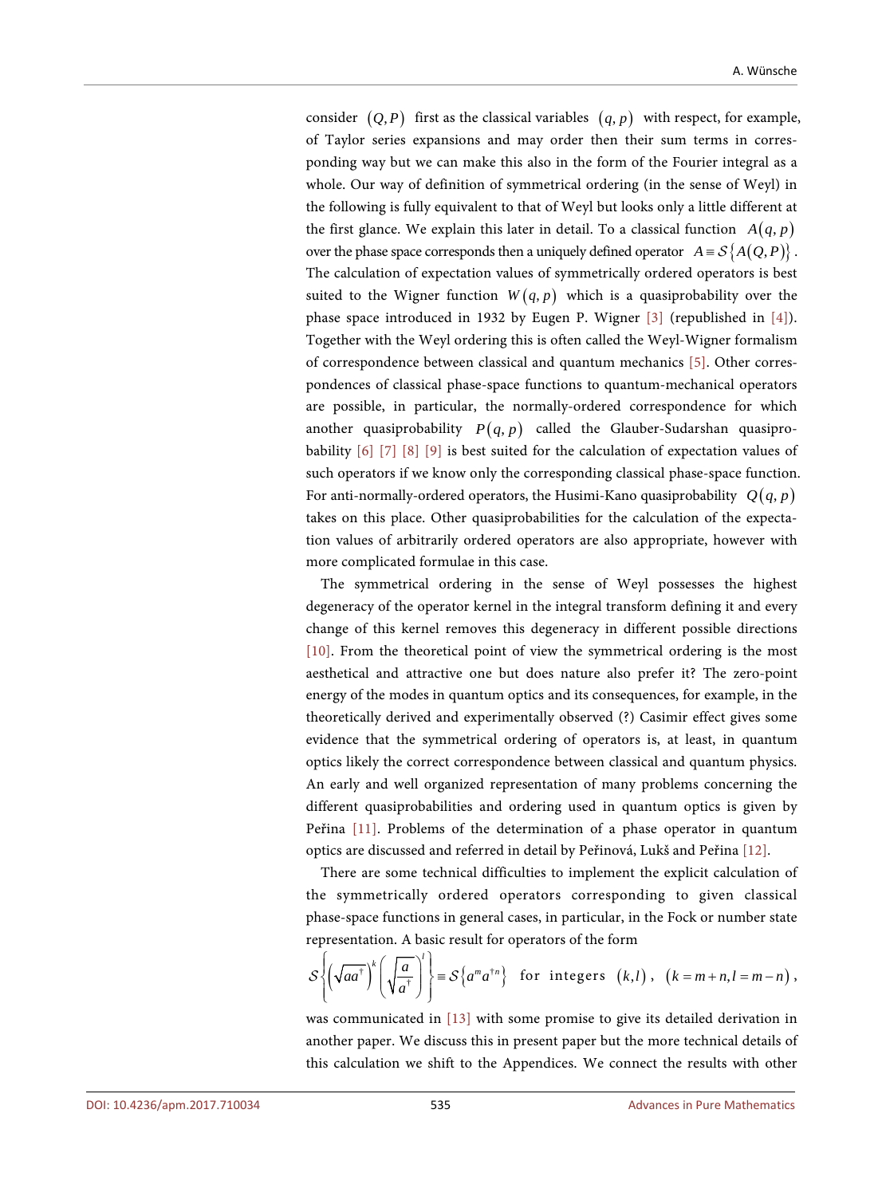consider $(Q,P)$ first as the classical variables $(q,p)$ with respect, for example, of Taylor series expansions and may order then their sum terms in corresponding way but we can make this also in the form of the Fourier integral as a whole. Our way of definition of symmetrical ordering (in the sense of Weyl) in the following is fully equivalent to that of Weyl but looks only a little different at the first glance. We explain this later in detail. To a classical function $A(q,p)$ over the phase space corresponds then a uniquely defined operator $A \equiv \mathcal{S}\{A(Q,P)\}$. The calculation of expectation values of symmetrically ordered operators is best suited to the Wigner function $W(q,p)$ which is a quasiprobability over the phase space introduced in 1932 by Eugen P. Wigner [3] (republished in [4]). Together with the Weyl ordering this is often called the Weyl-Wigner formalism of correspondence between classical and quantum mechanics [5]. Other correspondences of classical phase-space functions to quantum-mechanical operators are possible, in particular, the normally-ordered correspondence for which another quasiprobability $P(q,p)$ called the Glauber-Sudarshan quasiprobability [6] [7] [8] [9] is best suited for the calculation of expectation values of such operators if we know only the corresponding classical phase-space function. For anti-normally-ordered operators, the Husimi-Kano quasiprobability $Q(q,p)$ takes on this place. Other quasiprobabilities for the calculation of the expectation values of arbitrarily ordered operators are also appropriate, however with more complicated formulae in this case.

The symmetrical ordering in the sense of Weyl possesses the highest degeneracy of the operator kernel in the integral transform defining it and every change of this kernel removes this degeneracy in different possible directions [10]. From the theoretical point of view the symmetrical ordering is the most aesthetical and attractive one but does nature also prefer it? The zero-point energy of the modes in quantum optics and its consequences, for example, in the theoretically derived and experimentally observed (?) Casimir effect gives some evidence that the symmetrical ordering of operators is, at least, in quantum optics likely the correct correspondence between classical and quantum physics. An early and well organized representation of many problems concerning the different quasiprobabilities and ordering used in quantum optics is given by Peřina [11]. Problems of the determination of a phase operator in quantum optics are discussed and referred in detail by Peřinová, Lukš and Peřina [12].

There are some technical difficulties to implement the explicit calculation of the symmetrically ordered operators corresponding to given classical phase-space functions in general cases, in particular, in the Fock or number state representation. A basic result for operators of the form

$$\mathcal{S}\left\{\left(\sqrt{aa^{\dagger}}\right)^{k}\left(\sqrt{\frac{a}{a^{\dagger}}}\right)^{l}\right\} \equiv \mathcal{S}\left\{a^{m}a^{\dagger n}\right\} \quad \text{for integers } (k,l), \quad (k=m+n, l=m-n),$$

was communicated in [13] with some promise to give its detailed derivation in another paper. We discuss this in present paper but the more technical details of this calculation we shift to the Appendices. We connect the results with other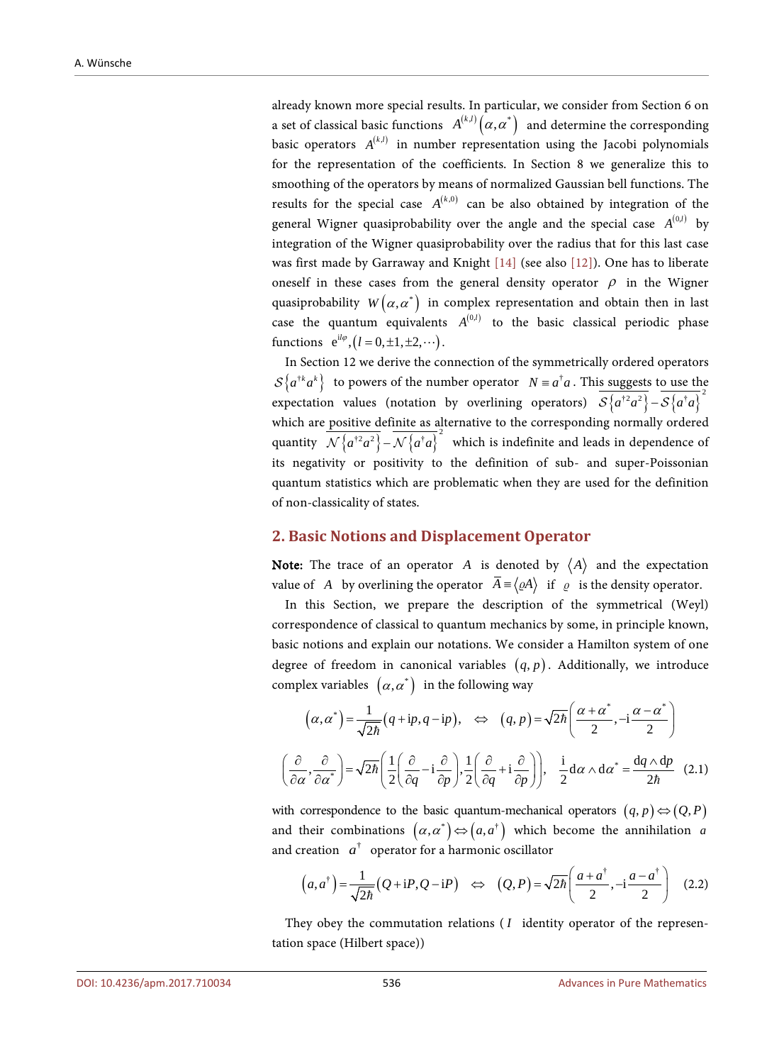already known more special results. In particular, we consider from Section 6 on a set of classical basic functions $A^{(k,l)}(\alpha,\alpha^*)$ and determine the corresponding basic operators $A^{(k,l)}$ in number representation using the Jacobi polynomials for the representation of the coefficients. In Section 8 we generalize this to smoothing of the operators by means of normalized Gaussian bell functions. The results for the special case $A^{(k,0)}$ can be also obtained by integration of the general Wigner quasiprobability over the angle and the special case $A^{(0,l)}$ by integration of the Wigner quasiprobability over the radius that for this last case was first made by Garraway and Knight [14] (see also [12]). One has to liberate oneself in these cases from the general density operator $\rho$ in the Wigner quasiprobability $W(\alpha,\alpha^*)$ in complex representation and obtain then in last case the quantum equivalents $A^{(0,l)}$ to the basic classical periodic phase functions $e^{il\varphi}, (l = 0, \pm 1, \pm 2, \cdots)$.

In Section 12 we derive the connection of the symmetrically ordered operators $\mathcal{S}\{a^{\dagger k}a^k\}$ to powers of the number operator $N \equiv a^\dagger a$. This suggests to use the expectation values (notation by overlining operators) $\overline{\mathcal{S}\{a^{\dagger 2}a^2\}} - \overline{\mathcal{S}\{a^\dagger a\}}^2$ which are positive definite as alternative to the corresponding normally ordered quantity $\overline{\mathcal{N}\{a^{\dagger 2}a^2\}} - \overline{\mathcal{N}\{a^\dagger a\}}^2$ which is indefinite and leads in dependence of its negativity or positivity to the definition of sub- and super-Poissonian quantum statistics which are problematic when they are used for the definition of non-classicality of states.

## 2. Basic Notions and Displacement Operator

**Note:** The trace of an operator $A$ is denoted by $\langle A \rangle$ and the expectation value of $A$ by overlining the operator $\overline{A} \equiv \langle \varrho A \rangle$ if $\varrho$ is the density operator.

In this Section, we prepare the description of the symmetrical (Weyl) correspondence of classical to quantum mechanics by some, in principle known, basic notions and explain our notations. We consider a Hamilton system of one degree of freedom in canonical variables $(q,p)$. Additionally, we introduce complex variables $(\alpha,\alpha^*)$ in the following way

$$(\alpha,\alpha^*) = \frac{1}{\sqrt{2\hbar}}(q + ip, q - ip), \quad \Leftrightarrow \quad (q,p) = \sqrt{2\hbar}\left(\frac{\alpha+\alpha^*}{2}, -i\frac{\alpha-\alpha^*}{2}\right)$$

$$\left(\frac{\partial}{\partial\alpha}, \frac{\partial}{\partial\alpha^*}\right) = \sqrt{2\hbar}\left(\frac{1}{2}\left(\frac{\partial}{\partial q} - i\frac{\partial}{\partial p}\right), \frac{1}{2}\left(\frac{\partial}{\partial q} + i\frac{\partial}{\partial p}\right)\right), \quad \frac{i}{2}d\alpha \wedge d\alpha^* = \frac{dq \wedge dp}{2\hbar} \quad (2.1)$$

with correspondence to the basic quantum-mechanical operators $(q,p) \Leftrightarrow (Q,P)$ and their combinations $(\alpha,\alpha^*) \Leftrightarrow (a,a^\dagger)$ which become the annihilation $a$ and creation $a^\dagger$ operator for a harmonic oscillator

$$(a,a^\dagger) = \frac{1}{\sqrt{2\hbar}}(Q + iP, Q - iP) \quad \Leftrightarrow \quad (Q,P) = \sqrt{2\hbar}\left(\frac{a+a^\dagger}{2}, -i\frac{a-a^\dagger}{2}\right) \quad (2.2)$$

They obey the commutation relations ($I$ identity operator of the representation space (Hilbert space))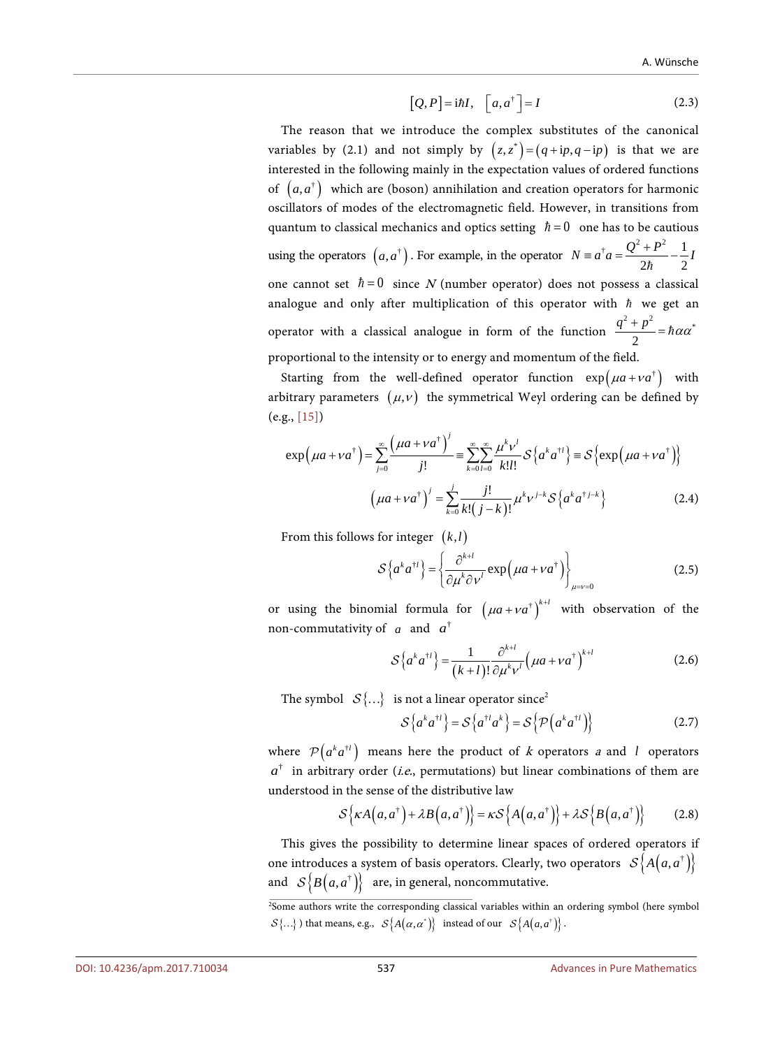$$[Q,P] = \mathrm{i}\hbar I, \quad \left[a, a^{\dagger}\right] = I \tag{2.3}$$

The reason that we introduce the complex substitutes of the canonical variables by (2.1) and not simply by $(z, z^{*}) = (q + \mathrm{i}p, q - \mathrm{i}p)$ is that we are interested in the following mainly in the expectation values of ordered functions of $(a, a^{\dagger})$ which are (boson) annihilation and creation operators for harmonic oscillators of modes of the electromagnetic field. However, in transitions from quantum to classical mechanics and optics setting $\hbar = 0$ one has to be cautious using the operators $(a, a^{\dagger})$. For example, in the operator $N \equiv a^{\dagger}a = \frac{Q^2 + P^2}{2\hbar} - \frac{1}{2}I$ one cannot set $\hbar = 0$ since $N$ (number operator) does not possess a classical analogue and only after multiplication of this operator with $\hbar$ we get an operator with a classical analogue in form of the function $\frac{q^2 + p^2}{2} = \hbar\alpha\alpha^{*}$ proportional to the intensity or to energy and momentum of the field.

Starting from the well-defined operator function $\exp\left(\mu a + \nu a^{\dagger}\right)$ with arbitrary parameters $(\mu, \nu)$ the symmetrical Weyl ordering can be defined by (e.g., [15])

$$\exp\left(\mu a + \nu a^{\dagger}\right) = \sum_{j=0}^{\infty} \frac{\left(\mu a + \nu a^{\dagger}\right)^{j}}{j!} \equiv \sum_{k=0}^{\infty}\sum_{l=0}^{\infty} \frac{\mu^{k}\nu^{l}}{k!l!} \mathcal{S}\left\{a^{k}a^{\dagger l}\right\} \equiv \mathcal{S}\left\{\exp\left(\mu a + \nu a^{\dagger}\right)\right\}$$

$$\left(\mu a + \nu a^{\dagger}\right)^{j} = \sum_{k=0}^{j} \frac{j!}{k!(j-k)!} \mu^{k}\nu^{j-k} \mathcal{S}\left\{a^{k}a^{\dagger j-k}\right\} \tag{2.4}$$

From this follows for integer $(k, l)$

$$\mathcal{S}\left\{a^{k}a^{\dagger l}\right\} = \left\{\frac{\partial^{k+l}}{\partial\mu^{k}\partial\nu^{l}} \exp\left(\mu a + \nu a^{\dagger}\right)\right\}_{\mu=\nu=0} \tag{2.5}$$

or using the binomial formula for $\left(\mu a + \nu a^{\dagger}\right)^{k+l}$ with observation of the non-commutativity of $a$ and $a^{\dagger}$

$$\mathcal{S}\left\{a^{k}a^{\dagger l}\right\} = \frac{1}{(k+l)!} \frac{\partial^{k+l}}{\partial\mu^{k}\nu^{l}} \left(\mu a + \nu a^{\dagger}\right)^{k+l} \tag{2.6}$$

The symbol $\mathcal{S}\{\ldots\}$ is not a linear operator since[2]

$$\mathcal{S}\left\{a^{k}a^{\dagger l}\right\} = \mathcal{S}\left\{a^{\dagger l}a^{k}\right\} = \mathcal{S}\left\{\mathcal{P}\left(a^{k}a^{\dagger l}\right)\right\} \tag{2.7}$$

where $\mathcal{P}\left(a^{k}a^{\dagger l}\right)$ means here the product of $k$ operators $a$ and $l$ operators $a^{\dagger}$ in arbitrary order (*i.e.*, permutations) but linear combinations of them are understood in the sense of the distributive law

$$\mathcal{S}\left\{\kappa A\left(a, a^{\dagger}\right) + \lambda B\left(a, a^{\dagger}\right)\right\} = \kappa\mathcal{S}\left\{A\left(a, a^{\dagger}\right)\right\} + \lambda\mathcal{S}\left\{B\left(a, a^{\dagger}\right)\right\} \tag{2.8}$$

This gives the possibility to determine linear spaces of ordered operators if one introduces a system of basis operators. Clearly, two operators $\mathcal{S}\left\{A\left(a, a^{\dagger}\right)\right\}$ and $\mathcal{S}\left\{B\left(a, a^{\dagger}\right)\right\}$ are, in general, noncommutative.

[2]Some authors write the corresponding classical variables within an ordering symbol (here symbol $\mathcal{S}\{\ldots\}$) that means, e.g., $\mathcal{S}\left\{A\left(\alpha, \alpha^{*}\right)\right\}$ instead of our $\mathcal{S}\left\{A\left(a, a^{\dagger}\right)\right\}$.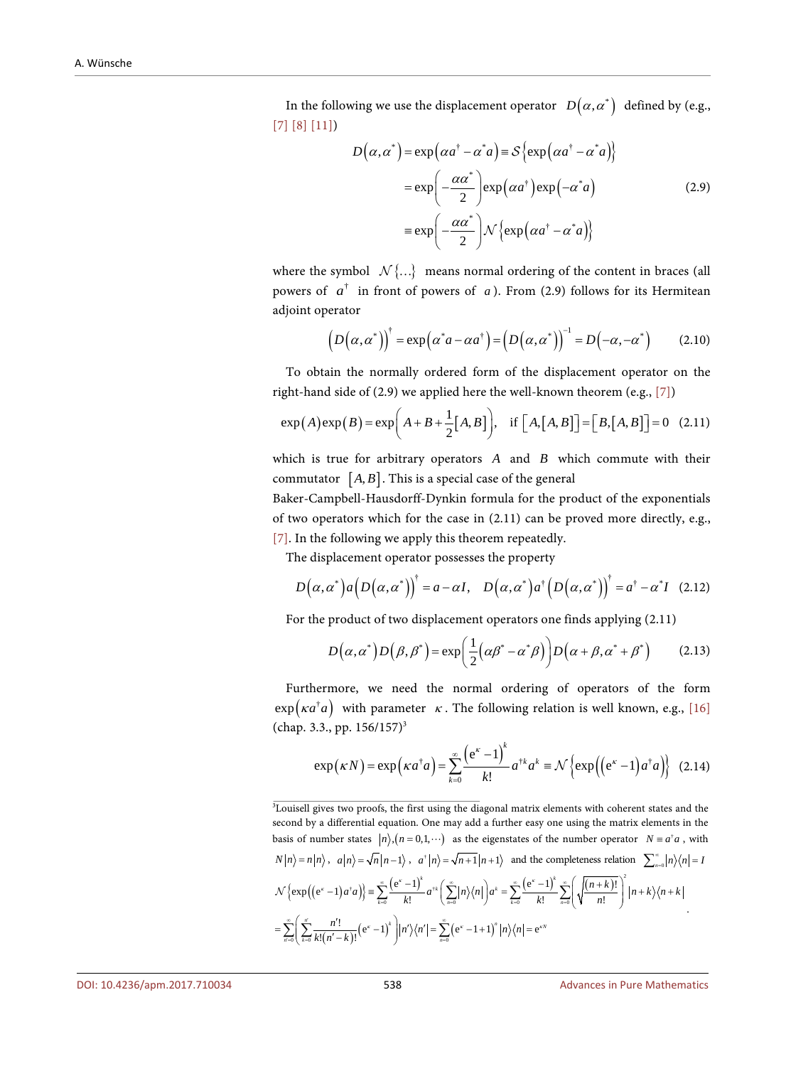In the following we use the displacement operator $D(\alpha,\alpha^*)$ defined by (e.g., [7] [8] [11])

$$
\begin{aligned}
D(\alpha,\alpha^*) &= \exp(\alpha a^\dagger - \alpha^* a) \equiv \mathcal{S}\left\{\exp(\alpha a^\dagger - \alpha^* a)\right\} \\
&= \exp\left(-\frac{\alpha\alpha^*}{2}\right)\exp(\alpha a^\dagger)\exp(-\alpha^* a) \\
&\equiv \exp\left(-\frac{\alpha\alpha^*}{2}\right)\mathcal{N}\left\{\exp(\alpha a^\dagger - \alpha^* a)\right\}
\end{aligned}
\tag{2.9}
$$

where the symbol $\mathcal{N}\{\ldots\}$ means normal ordering of the content in braces (all powers of $a^\dagger$ in front of powers of $a$). From (2.9) follows for its Hermitean adjoint operator

$$
\left(D(\alpha,\alpha^*)\right)^\dagger = \exp(\alpha^* a - \alpha a^\dagger) = \left(D(\alpha,\alpha^*)\right)^{-1} = D(-\alpha,-\alpha^*) \tag{2.10}
$$

To obtain the normally ordered form of the displacement operator on the right-hand side of (2.9) we applied here the well-known theorem (e.g., [7])

$$
\exp(A)\exp(B) = \exp\left(A + B + \frac{1}{2}[A,B]\right), \quad \text{if } [A,[A,B]] = [B,[A,B]] = 0 \tag{2.11}
$$

which is true for arbitrary operators $A$ and $B$ which commute with their commutator $[A,B]$. This is a special case of the general Baker-Campbell-Hausdorff-Dynkin formula for the product of the exponentials of two operators which for the case in (2.11) can be proved more directly, e.g., [7]. In the following we apply this theorem repeatedly.

The displacement operator possesses the property

$$
D(\alpha,\alpha^*)\,a\left(D(\alpha,\alpha^*)\right)^\dagger = a - \alpha I, \quad D(\alpha,\alpha^*)\,a^\dagger\left(D(\alpha,\alpha^*)\right)^\dagger = a^\dagger - \alpha^* I \tag{2.12}
$$

For the product of two displacement operators one finds applying (2.11)

$$
D(\alpha,\alpha^*)D(\beta,\beta^*) = \exp\left(\frac{1}{2}(\alpha\beta^* - \alpha^*\beta)\right)D(\alpha+\beta,\alpha^*+\beta^*) \tag{2.13}
$$

Furthermore, we need the normal ordering of operators of the form $\exp(\kappa a^\dagger a)$ with parameter $\kappa$. The following relation is well known, e.g., [16] (chap. 3.3., pp. 156/157)[3]

$$
\exp(\kappa N) = \exp(\kappa a^\dagger a) = \sum_{k=0}^{\infty}\frac{(e^\kappa - 1)^k}{k!}a^{\dagger k}a^k \equiv \mathcal{N}\left\{\exp\left((e^\kappa - 1)a^\dagger a\right)\right\} \tag{2.14}
$$

---

[3] Louisell gives two proofs, the first using the diagonal matrix elements with coherent states and the second by a differential equation. One may add a further easy one using the matrix elements in the basis of number states $|n\rangle, (n = 0,1,\cdots)$ as the eigenstates of the number operator $N \equiv a^\dagger a$, with $N|n\rangle = n|n\rangle$, $a|n\rangle = \sqrt{n}|n-1\rangle$, $a^\dagger|n\rangle = \sqrt{n+1}|n+1\rangle$ and the completeness relation $\sum_{n=0}^{\infty}|n\rangle\langle n| = I$

$$
\mathcal{N}\left\{\exp\left((e^\kappa - 1)a^\dagger a\right)\right\} \equiv \sum_{k=0}^{\infty}\frac{(e^\kappa - 1)^k}{k!}a^{\dagger k}\left(\sum_{n=0}^{\infty}|n\rangle\langle n|\right)a^k = \sum_{k=0}^{\infty}\frac{(e^\kappa - 1)^k}{k!}\sum_{n=0}^{\infty}\left(\sqrt{\frac{(n+k)!}{n!}}\right)^2|n+k\rangle\langle n+k|
$$

$$
= \sum_{n'=0}^{\infty}\left(\sum_{k=0}^{n'}\frac{n'!}{k!(n'-k)!}(e^\kappa - 1)^k\right)|n'\rangle\langle n'| = \sum_{n=0}^{\infty}(e^\kappa - 1 + 1)^n|n\rangle\langle n| = e^{\kappa N}
$$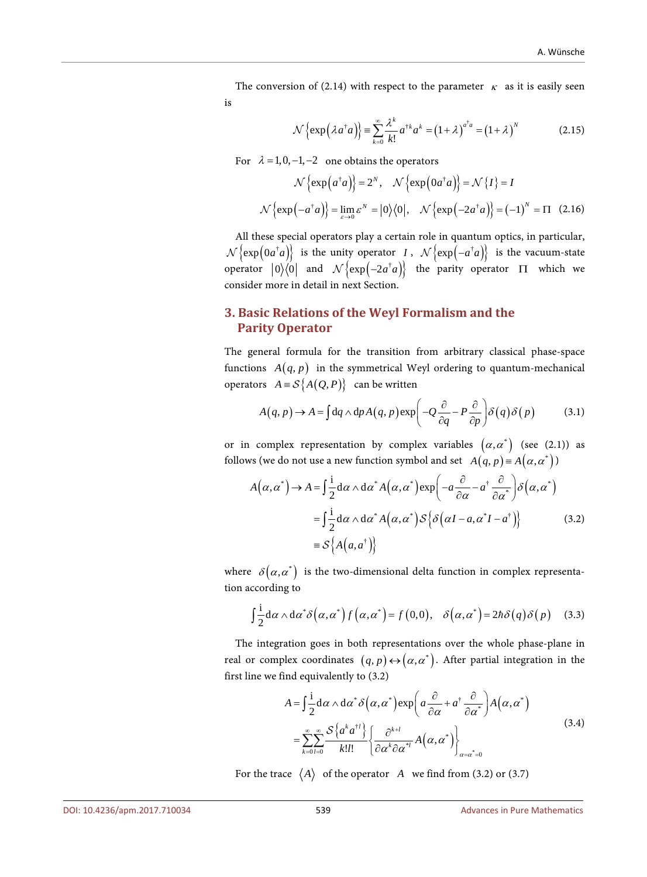The conversion of (2.14) with respect to the parameter $\kappa$ as it is easily seen is

$$\mathcal{N}\left\{\exp\left(\lambda a^{\dagger}a\right)\right\} \equiv \sum_{k=0}^{\infty}\frac{\lambda^{k}}{k!}a^{\dagger k}a^{k} = \left(1+\lambda\right)^{a^{\dagger}a} = \left(1+\lambda\right)^{N} \tag{2.15}$$

For $\lambda = 1, 0, -1, -2$ one obtains the operators

$$\mathcal{N}\left\{\exp\left(a^{\dagger}a\right)\right\} = 2^{N}, \quad \mathcal{N}\left\{\exp\left(0a^{\dagger}a\right)\right\} = \mathcal{N}\left\{I\right\} = I$$

$$\mathcal{N}\left\{\exp\left(-a^{\dagger}a\right)\right\} = \lim_{\varepsilon\to 0}\varepsilon^{N} = |0\rangle\langle 0|, \quad \mathcal{N}\left\{\exp\left(-2a^{\dagger}a\right)\right\} = \left(-1\right)^{N} = \Pi \tag{2.16}$$

All these special operators play a certain role in quantum optics, in particular, $\mathcal{N}\left\{\exp\left(0a^{\dagger}a\right)\right\}$ is the unity operator $I$, $\mathcal{N}\left\{\exp\left(-a^{\dagger}a\right)\right\}$ is the vacuum-state operator $|0\rangle\langle 0|$ and $\mathcal{N}\left\{\exp\left(-2a^{\dagger}a\right)\right\}$ the parity operator $\Pi$ which we consider more in detail in next Section.

## 3. Basic Relations of the Weyl Formalism and the Parity Operator

The general formula for the transition from arbitrary classical phase-space functions $A(q,p)$ in the symmetrical Weyl ordering to quantum-mechanical operators $A \equiv \mathcal{S}\left\{A(Q,P)\right\}$ can be written

$$A(q,p) \to A = \int \mathrm{d}q \wedge \mathrm{d}p\, A(q,p)\exp\left(-Q\frac{\partial}{\partial q} - P\frac{\partial}{\partial p}\right)\delta(q)\delta(p) \tag{3.1}$$

or in complex representation by complex variables $\left(\alpha,\alpha^{*}\right)$ (see (2.1)) as follows (we do not use a new function symbol and set $A(q,p) \equiv A\left(\alpha,\alpha^{*}\right)$)

$$\begin{aligned} A\left(\alpha,\alpha^{*}\right) \to A &= \int \frac{\mathrm{i}}{2}\mathrm{d}\alpha \wedge \mathrm{d}\alpha^{*} A\left(\alpha,\alpha^{*}\right)\exp\left(-a\frac{\partial}{\partial\alpha} - a^{\dagger}\frac{\partial}{\partial\alpha^{*}}\right)\delta\left(\alpha,\alpha^{*}\right) \\ &= \int \frac{\mathrm{i}}{2}\mathrm{d}\alpha \wedge \mathrm{d}\alpha^{*} A\left(\alpha,\alpha^{*}\right)\mathcal{S}\left\{\delta\left(\alpha I - a, \alpha^{*}I - a^{\dagger}\right)\right\} \\ &\equiv \mathcal{S}\left\{A\left(a,a^{\dagger}\right)\right\} \end{aligned} \tag{3.2}$$

where $\delta\left(\alpha,\alpha^{*}\right)$ is the two-dimensional delta function in complex representation according to

$$\int \frac{\mathrm{i}}{2}\mathrm{d}\alpha \wedge \mathrm{d}\alpha^{*}\delta\left(\alpha,\alpha^{*}\right) f\left(\alpha,\alpha^{*}\right) = f(0,0), \quad \delta\left(\alpha,\alpha^{*}\right) = 2\hbar\delta(q)\delta(p) \tag{3.3}$$

The integration goes in both representations over the whole phase-plane in real or complex coordinates $(q,p) \leftrightarrow \left(\alpha,\alpha^{*}\right)$. After partial integration in the first line we find equivalently to (3.2)

$$\begin{aligned} A &= \int \frac{\mathrm{i}}{2}\mathrm{d}\alpha \wedge \mathrm{d}\alpha^{*}\delta\left(\alpha,\alpha^{*}\right)\exp\left(a\frac{\partial}{\partial\alpha} + a^{\dagger}\frac{\partial}{\partial\alpha^{*}}\right)A\left(\alpha,\alpha^{*}\right) \\ &= \sum_{k=0}^{\infty}\sum_{l=0}^{\infty}\frac{\mathcal{S}\left\{a^{k}a^{\dagger l}\right\}}{k!l!}\left\{\frac{\partial^{k+l}}{\partial\alpha^{k}\partial\alpha^{*l}}A\left(\alpha,\alpha^{*}\right)\right\}_{\alpha=\alpha^{*}=0} \end{aligned} \tag{3.4}$$

For the trace $\langle A\rangle$ of the operator $A$ we find from (3.2) or (3.7)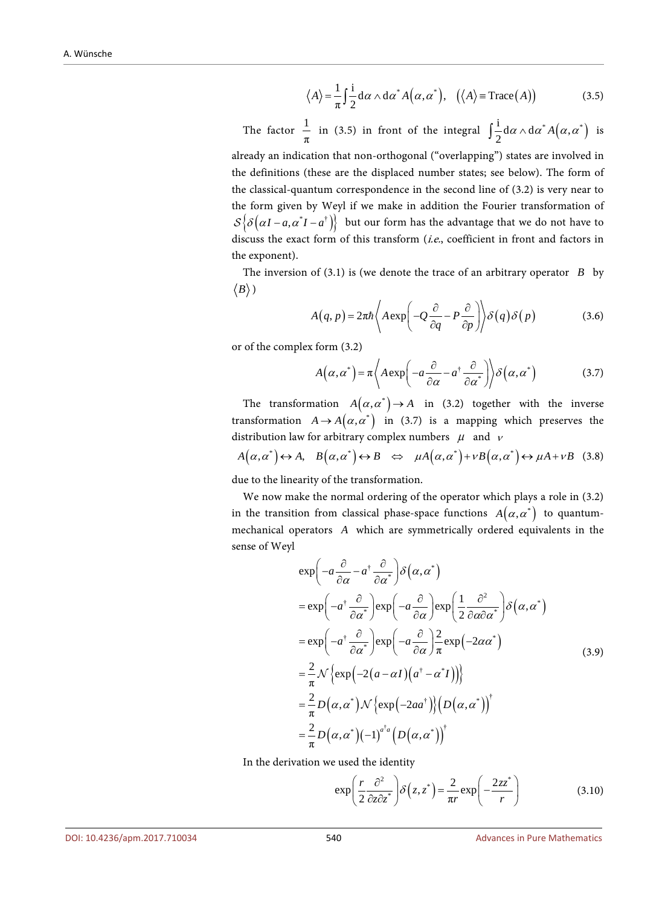$$\langle A \rangle = \frac{1}{\pi} \int \frac{\mathrm{i}}{2} \mathrm{d}\alpha \wedge \mathrm{d}\alpha^* A(\alpha, \alpha^*), \quad (\langle A \rangle \equiv \mathrm{Trace}(A)) \tag{3.5}$$

The factor $\frac{1}{\pi}$ in (3.5) in front of the integral $\int \frac{\mathrm{i}}{2} \mathrm{d}\alpha \wedge \mathrm{d}\alpha^* A(\alpha, \alpha^*)$ is already an indication that non-orthogonal ("overlapping") states are involved in the definitions (these are the displaced number states; see below). The form of the classical-quantum correspondence in the second line of (3.2) is very near to the form given by Weyl if we make in addition the Fourier transformation of $\mathcal{S}\left\{\delta\left(\alpha I - a, \alpha^* I - a^\dagger\right)\right\}$ but our form has the advantage that we do not have to discuss the exact form of this transform (*i.e.*, coefficient in front and factors in the exponent).

The inversion of (3.1) is (we denote the trace of an arbitrary operator $B$ by $\langle B \rangle$)

$$A(q, p) = 2\pi\hbar \left\langle A \exp\left(-Q\frac{\partial}{\partial q} - P\frac{\partial}{\partial p}\right)\right\rangle \delta(q)\delta(p) \tag{3.6}$$

or of the complex form (3.2)

$$A(\alpha, \alpha^*) = \pi \left\langle A \exp\left(-a\frac{\partial}{\partial \alpha} - a^\dagger \frac{\partial}{\partial \alpha^*}\right)\right\rangle \delta(\alpha, \alpha^*) \tag{3.7}$$

The transformation $A(\alpha, \alpha^*) \to A$ in (3.2) together with the inverse transformation $A \to A(\alpha, \alpha^*)$ in (3.7) is a mapping which preserves the distribution law for arbitrary complex numbers $\mu$ and $\nu$

$$A(\alpha, \alpha^*) \leftrightarrow A, \quad B(\alpha, \alpha^*) \leftrightarrow B \quad \Leftrightarrow \quad \mu A(\alpha, \alpha^*) + \nu B(\alpha, \alpha^*) \leftrightarrow \mu A + \nu B \tag{3.8}$$

due to the linearity of the transformation.

We now make the normal ordering of the operator which plays a role in (3.2) in the transition from classical phase-space functions $A(\alpha, \alpha^*)$ to quantum-mechanical operators $A$ which are symmetrically ordered equivalents in the sense of Weyl

$$\begin{aligned}
&\exp\left(-a\frac{\partial}{\partial \alpha} - a^\dagger \frac{\partial}{\partial \alpha^*}\right)\delta(\alpha, \alpha^*) \\
&= \exp\left(-a^\dagger \frac{\partial}{\partial \alpha^*}\right)\exp\left(-a\frac{\partial}{\partial \alpha}\right)\exp\left(\frac{1}{2}\frac{\partial^2}{\partial \alpha \partial \alpha^*}\right)\delta(\alpha, \alpha^*) \\
&= \exp\left(-a^\dagger \frac{\partial}{\partial \alpha^*}\right)\exp\left(-a\frac{\partial}{\partial \alpha}\right)\frac{2}{\pi}\exp\left(-2\alpha\alpha^*\right) \\
&= \frac{2}{\pi}\mathcal{N}\left\{\exp\left(-2\left(a - \alpha I\right)\left(a^\dagger - \alpha^* I\right)\right)\right\} \\
&= \frac{2}{\pi}D(\alpha, \alpha^*)\mathcal{N}\left\{\exp\left(-2aa^\dagger\right)\right\}\left(D(\alpha, \alpha^*)\right)^\dagger \\
&= \frac{2}{\pi}D(\alpha, \alpha^*)(-1)^{a^\dagger a}\left(D(\alpha, \alpha^*)\right)^\dagger
\end{aligned} \tag{3.9}$$

In the derivation we used the identity

$$\exp\left(\frac{r}{2}\frac{\partial^2}{\partial z \partial z^*}\right)\delta(z, z^*) = \frac{2}{\pi r}\exp\left(-\frac{2zz^*}{r}\right) \tag{3.10}$$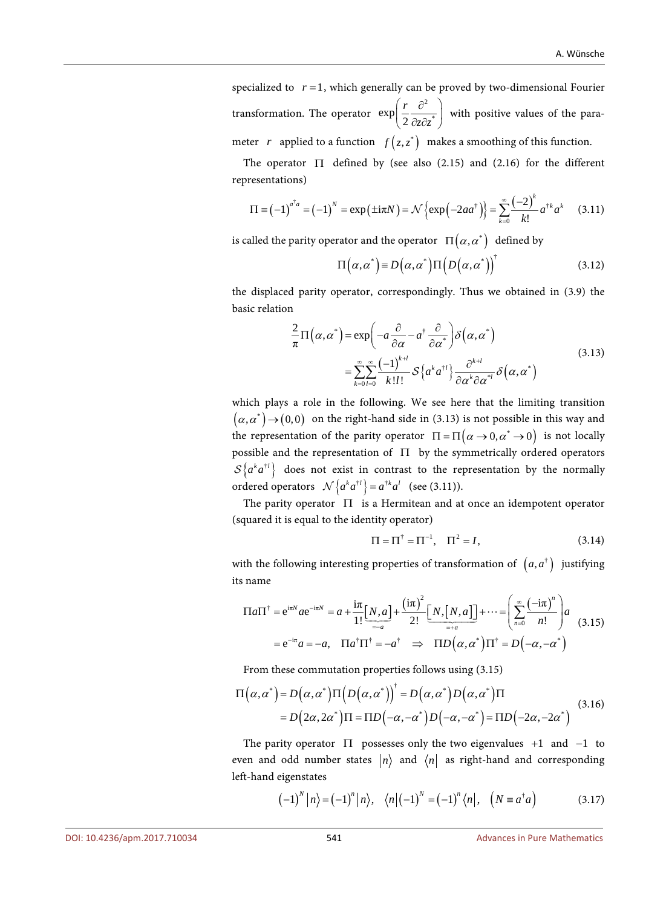specialized to $r = 1$, which generally can be proved by two-dimensional Fourier transformation. The operator $\exp\left(\frac{r}{2}\frac{\partial^2}{\partial z \partial z^*}\right)$ with positive values of the parameter $r$ applied to a function $f(z, z^*)$ makes a smoothing of this function.

The operator $\Pi$ defined by (see also (2.15) and (2.16) for the different representations)

$$\Pi \equiv (-1)^{a^\dagger a} = (-1)^N = \exp(\pm \mathrm{i}\pi N) = \mathcal{N}\left\{\exp(-2aa^\dagger)\right\} = \sum_{k=0}^{\infty} \frac{(-2)^k}{k!} a^{\dagger k} a^k \quad (3.11)$$

is called the parity operator and the operator $\Pi(\alpha, \alpha^*)$ defined by

$$\Pi(\alpha, \alpha^*) \equiv D(\alpha, \alpha^*) \Pi \left(D(\alpha, \alpha^*)\right)^\dagger \quad (3.12)$$

the displaced parity operator, correspondingly. Thus we obtained in (3.9) the basic relation

$$\begin{aligned} \frac{2}{\pi} \Pi(\alpha, \alpha^*) &= \exp\left(-a \frac{\partial}{\partial \alpha} - a^\dagger \frac{\partial}{\partial \alpha^*}\right) \delta(\alpha, \alpha^*) \\ &= \sum_{k=0}^{\infty} \sum_{l=0}^{\infty} \frac{(-1)^{k+l}}{k! l!} \mathcal{S}\left\{a^k a^{\dagger l}\right\} \frac{\partial^{k+l}}{\partial \alpha^k \partial \alpha^{*l}} \delta(\alpha, \alpha^*) \end{aligned} \quad (3.13)$$

which plays a role in the following. We see here that the limiting transition $(\alpha, \alpha^*) \to (0, 0)$ on the right-hand side in (3.13) is not possible in this way and the representation of the parity operator $\Pi = \Pi(\alpha \to 0, \alpha^* \to 0)$ is not locally possible and the representation of $\Pi$ by the symmetrically ordered operators $\mathcal{S}\left\{a^k a^{\dagger l}\right\}$ does not exist in contrast to the representation by the normally ordered operators $\mathcal{N}\left\{a^k a^{\dagger l}\right\} = a^{\dagger k} a^l$ (see (3.11)).

The parity operator $\Pi$ is a Hermitean and at once an idempotent operator (squared it is equal to the identity operator)

$$\Pi = \Pi^\dagger = \Pi^{-1}, \quad \Pi^2 = I, \quad (3.14)$$

with the following interesting properties of transformation of $(a, a^\dagger)$ justifying its name

$$\begin{aligned} \Pi a \Pi^\dagger &= \mathrm{e}^{\mathrm{i}\pi N} a \mathrm{e}^{-\mathrm{i}\pi N} = a + \frac{\mathrm{i}\pi}{1!} \underbrace{[N, a]}_{=-a} + \frac{(\mathrm{i}\pi)^2}{2!} \underbrace{[N, [N, a]]}_{=+a} + \cdots = \left(\sum_{n=0}^{\infty} \frac{(-\mathrm{i}\pi)^n}{n!}\right) a \\ &= \mathrm{e}^{-\mathrm{i}\pi} a = -a, \quad \Pi a^\dagger \Pi^\dagger = -a^\dagger \quad \Rightarrow \quad \Pi D(\alpha, \alpha^*) \Pi^\dagger = D(-\alpha, -\alpha^*) \end{aligned} \quad (3.15)$$

From these commutation properties follows using (3.15)

$$\begin{aligned} \Pi(\alpha, \alpha^*) &= D(\alpha, \alpha^*) \Pi \left(D(\alpha, \alpha^*)\right)^\dagger = D(\alpha, \alpha^*) D(\alpha, \alpha^*) \Pi \\ &= D(2\alpha, 2\alpha^*) \Pi = \Pi D(-\alpha, -\alpha^*) D(-\alpha, -\alpha^*) = \Pi D(-2\alpha, -2\alpha^*) \end{aligned} \quad (3.16)$$

The parity operator $\Pi$ possesses only the two eigenvalues $+1$ and $-1$ to even and odd number states $|n\rangle$ and $\langle n|$ as right-hand and corresponding left-hand eigenstates

$$(-1)^N |n\rangle = (-1)^n |n\rangle, \quad \langle n| (-1)^N = (-1)^n \langle n|, \quad (N \equiv a^\dagger a) \quad (3.17)$$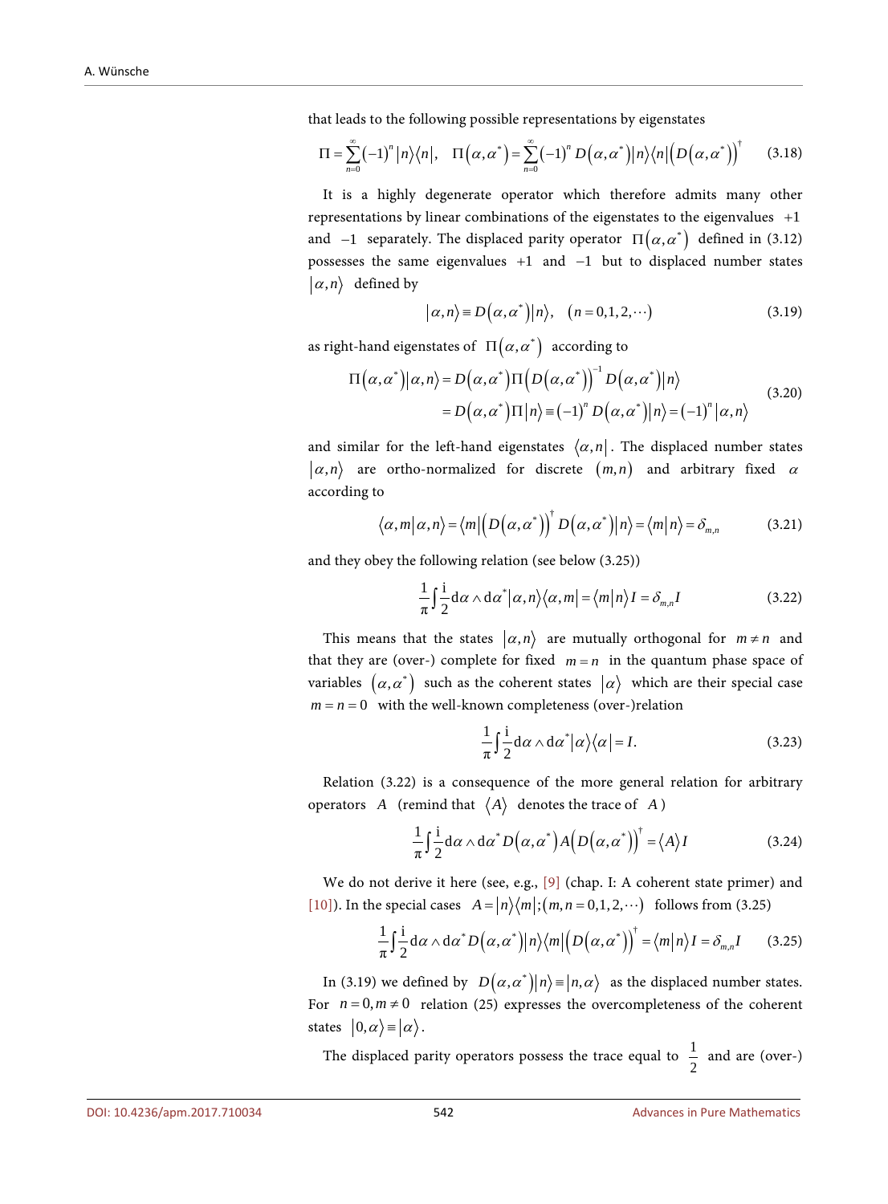that leads to the following possible representations by eigenstates

$$\Pi = \sum_{n=0}^{\infty} (-1)^n |n\rangle\langle n|, \quad \Pi(\alpha,\alpha^*) = \sum_{n=0}^{\infty} (-1)^n D(\alpha,\alpha^*)|n\rangle\langle n|\left(D(\alpha,\alpha^*)\right)^\dagger \tag{3.18}$$

It is a highly degenerate operator which therefore admits many other representations by linear combinations of the eigenstates to the eigenvalues $+1$ and $-1$ separately. The displaced parity operator $\Pi(\alpha,\alpha^*)$ defined in (3.12) possesses the same eigenvalues $+1$ and $-1$ but to displaced number states $|\alpha,n\rangle$ defined by

$$|\alpha,n\rangle \equiv D(\alpha,\alpha^*)|n\rangle, \quad (n = 0,1,2,\cdots) \tag{3.19}$$

as right-hand eigenstates of $\Pi(\alpha,\alpha^*)$ according to

$$\begin{aligned} \Pi(\alpha,\alpha^*)|\alpha,n\rangle &= D(\alpha,\alpha^*)\Pi\left(D(\alpha,\alpha^*)\right)^{-1} D(\alpha,\alpha^*)|n\rangle \\ &= D(\alpha,\alpha^*)\Pi|n\rangle \equiv (-1)^n D(\alpha,\alpha^*)|n\rangle = (-1)^n|\alpha,n\rangle \end{aligned} \tag{3.20}$$

and similar for the left-hand eigenstates $\langle\alpha,n|$. The displaced number states $|\alpha,n\rangle$ are ortho-normalized for discrete $(m,n)$ and arbitrary fixed $\alpha$ according to

$$\langle\alpha,m|\alpha,n\rangle = \langle m|\left(D(\alpha,\alpha^*)\right)^\dagger D(\alpha,\alpha^*)|n\rangle = \langle m|n\rangle = \delta_{m,n} \tag{3.21}$$

and they obey the following relation (see below (3.25))

$$\frac{1}{\pi}\int \frac{\mathrm{i}}{2}\mathrm{d}\alpha \wedge \mathrm{d}\alpha^* |\alpha,n\rangle\langle\alpha,m| = \langle m|n\rangle I = \delta_{m,n} I \tag{3.22}$$

This means that the states $|\alpha,n\rangle$ are mutually orthogonal for $m \neq n$ and that they are (over-) complete for fixed $m = n$ in the quantum phase space of variables $(\alpha,\alpha^*)$ such as the coherent states $|\alpha\rangle$ which are their special case $m = n = 0$ with the well-known completeness (over-)relation

$$\frac{1}{\pi}\int \frac{\mathrm{i}}{2}\mathrm{d}\alpha \wedge \mathrm{d}\alpha^* |\alpha\rangle\langle\alpha| = I. \tag{3.23}$$

Relation (3.22) is a consequence of the more general relation for arbitrary operators $A$ (remind that $\langle A\rangle$ denotes the trace of $A$)

$$\frac{1}{\pi}\int \frac{\mathrm{i}}{2}\mathrm{d}\alpha \wedge \mathrm{d}\alpha^* D(\alpha,\alpha^*) A \left(D(\alpha,\alpha^*)\right)^\dagger = \langle A\rangle I \tag{3.24}$$

We do not derive it here (see, e.g., [9] (chap. I: A coherent state primer) and [10]). In the special cases $A = |n\rangle\langle m|; (m,n = 0,1,2,\cdots)$ follows from (3.25)

$$\frac{1}{\pi}\int \frac{\mathrm{i}}{2}\mathrm{d}\alpha \wedge \mathrm{d}\alpha^* D(\alpha,\alpha^*)|n\rangle\langle m|\left(D(\alpha,\alpha^*)\right)^\dagger = \langle m|n\rangle I = \delta_{m,n} I \tag{3.25}$$

In (3.19) we defined by $D(\alpha,\alpha^*)|n\rangle \equiv |n,\alpha\rangle$ as the displaced number states. For $n = 0, m \neq 0$ relation (25) expresses the overcompleteness of the coherent states $|0,\alpha\rangle \equiv |\alpha\rangle$.

The displaced parity operators possess the trace equal to $\frac{1}{2}$ and are (over-)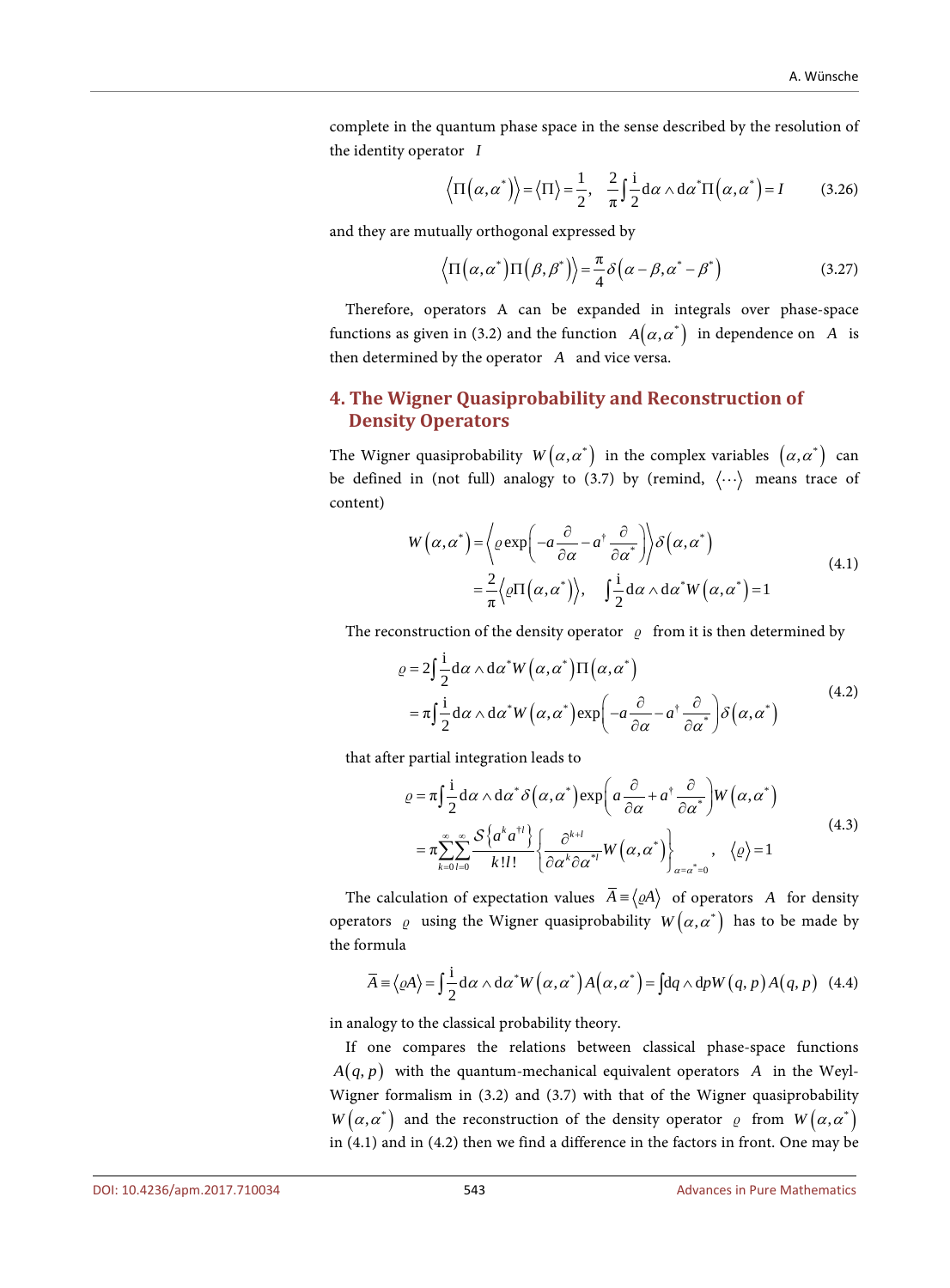complete in the quantum phase space in the sense described by the resolution of the identity operator $I$

$$\left\langle \Pi\left(\alpha,\alpha^*\right)\right\rangle = \left\langle \Pi\right\rangle = \frac{1}{2}, \quad \frac{2}{\pi}\int \frac{\mathrm{i}}{2}\mathrm{d}\alpha \wedge \mathrm{d}\alpha^* \Pi\left(\alpha,\alpha^*\right) = I \tag{3.26}$$

and they are mutually orthogonal expressed by

$$\left\langle \Pi\left(\alpha,\alpha^*\right)\Pi\left(\beta,\beta^*\right)\right\rangle = \frac{\pi}{4}\delta\left(\alpha-\beta,\alpha^*-\beta^*\right) \tag{3.27}$$

Therefore, operators A can be expanded in integrals over phase-space functions as given in (3.2) and the function $A\left(\alpha,\alpha^*\right)$ in dependence on $A$ is then determined by the operator $A$ and vice versa.

## 4. The Wigner Quasiprobability and Reconstruction of Density Operators

The Wigner quasiprobability $W\left(\alpha,\alpha^*\right)$ in the complex variables $\left(\alpha,\alpha^*\right)$ can be defined in (not full) analogy to (3.7) by (remind, $\langle\cdots\rangle$ means trace of content)

$$\begin{aligned} W\left(\alpha,\alpha^*\right) &= \left\langle \varrho \exp\left(-a\frac{\partial}{\partial\alpha} - a^\dagger \frac{\partial}{\partial\alpha^*}\right)\right\rangle \delta\left(\alpha,\alpha^*\right) \\ &= \frac{2}{\pi}\left\langle \varrho \Pi\left(\alpha,\alpha^*\right)\right\rangle, \quad \int \frac{\mathrm{i}}{2}\mathrm{d}\alpha\wedge\mathrm{d}\alpha^* W\left(\alpha,\alpha^*\right) = 1 \end{aligned} \tag{4.1}$$

The reconstruction of the density operator $\varrho$ from it is then determined by

$$\begin{aligned} \varrho &= 2\int \frac{\mathrm{i}}{2}\mathrm{d}\alpha\wedge\mathrm{d}\alpha^* W\left(\alpha,\alpha^*\right)\Pi\left(\alpha,\alpha^*\right) \\ &= \pi\int \frac{\mathrm{i}}{2}\mathrm{d}\alpha\wedge\mathrm{d}\alpha^* W\left(\alpha,\alpha^*\right)\exp\left(-a\frac{\partial}{\partial\alpha} - a^\dagger\frac{\partial}{\partial\alpha^*}\right)\delta\left(\alpha,\alpha^*\right) \end{aligned} \tag{4.2}$$

that after partial integration leads to

$$\begin{aligned} \varrho &= \pi\int \frac{\mathrm{i}}{2}\mathrm{d}\alpha\wedge\mathrm{d}\alpha^* \delta\left(\alpha,\alpha^*\right)\exp\left(a\frac{\partial}{\partial\alpha} + a^\dagger\frac{\partial}{\partial\alpha^*}\right)W\left(\alpha,\alpha^*\right) \\ &= \pi\sum_{k=0}^{\infty}\sum_{l=0}^{\infty}\frac{\mathcal{S}\left\{a^k a^{\dagger l}\right\}}{k!l!}\left\{\frac{\partial^{k+l}}{\partial\alpha^k\partial\alpha^{*l}}W\left(\alpha,\alpha^*\right)\right\}_{\alpha=\alpha^*=0}, \quad \left\langle\varrho\right\rangle = 1 \end{aligned} \tag{4.3}$$

The calculation of expectation values $\bar{A} \equiv \langle \varrho A\rangle$ of operators $A$ for density operators $\varrho$ using the Wigner quasiprobability $W\left(\alpha,\alpha^*\right)$ has to be made by the formula

$$\bar{A} \equiv \langle\varrho A\rangle = \int \frac{\mathrm{i}}{2}\mathrm{d}\alpha\wedge\mathrm{d}\alpha^* W\left(\alpha,\alpha^*\right)A\left(\alpha,\alpha^*\right) = \int \mathrm{d}q\wedge\mathrm{d}p W\left(q,p\right)A\left(q,p\right) \tag{4.4}$$

in analogy to the classical probability theory.

If one compares the relations between classical phase-space functions $A(q,p)$ with the quantum-mechanical equivalent operators $A$ in the Weyl-Wigner formalism in (3.2) and (3.7) with that of the Wigner quasiprobability $W\left(\alpha,\alpha^*\right)$ and the reconstruction of the density operator $\varrho$ from $W\left(\alpha,\alpha^*\right)$ in (4.1) and in (4.2) then we find a difference in the factors in front. One may be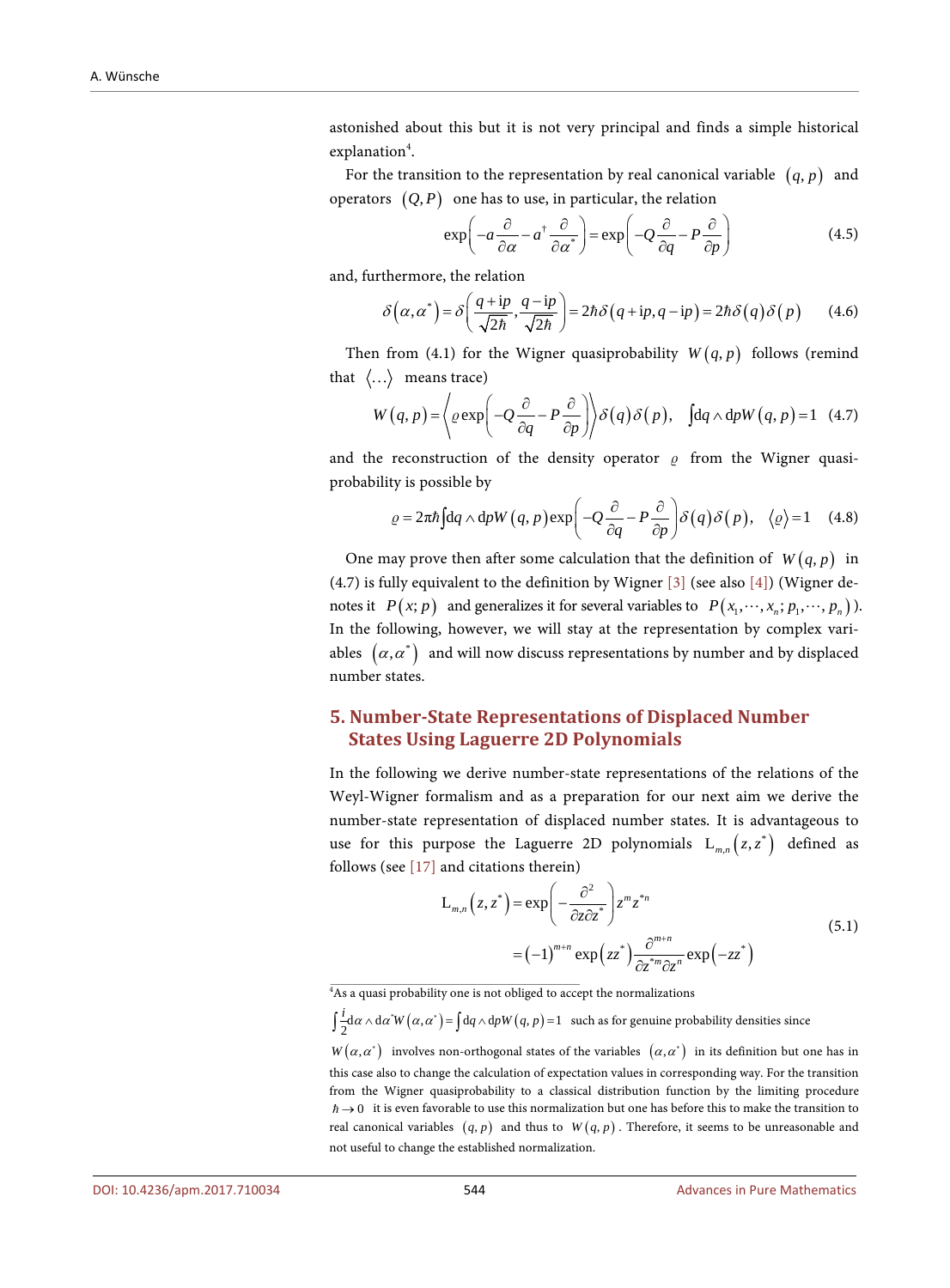astonished about this but it is not very principal and finds a simple historical explanation[4].

For the transition to the representation by real canonical variable $(q,p)$ and operators $(Q,P)$ one has to use, in particular, the relation

$$\exp\left(-a\frac{\partial}{\partial\alpha}-a^{\dagger}\frac{\partial}{\partial\alpha^{*}}\right)=\exp\left(-Q\frac{\partial}{\partial q}-P\frac{\partial}{\partial p}\right) \tag{4.5}$$

and, furthermore, the relation

$$\delta\left(\alpha,\alpha^{*}\right)=\delta\left(\frac{q+\mathrm{i}p}{\sqrt{2\hbar}},\frac{q-\mathrm{i}p}{\sqrt{2\hbar}}\right)=2\hbar\delta\left(q+\mathrm{i}p,q-\mathrm{i}p\right)=2\hbar\delta\left(q\right)\delta\left(p\right) \tag{4.6}$$

Then from (4.1) for the Wigner quasiprobability $W(q,p)$ follows (remind that $\langle\ldots\rangle$ means trace)

$$W\left(q,p\right)=\left\langle\varrho\exp\left(-Q\frac{\partial}{\partial q}-P\frac{\partial}{\partial p}\right)\right\rangle\delta\left(q\right)\delta\left(p\right),\quad\int\mathrm{d}q\wedge\mathrm{d}pW\left(q,p\right)=1 \tag{4.7}$$

and the reconstruction of the density operator $\varrho$ from the Wigner quasiprobability is possible by

$$\varrho=2\pi\hbar\int\mathrm{d}q\wedge\mathrm{d}pW\left(q,p\right)\exp\left(-Q\frac{\partial}{\partial q}-P\frac{\partial}{\partial p}\right)\delta\left(q\right)\delta\left(p\right),\quad\langle\varrho\rangle=1 \tag{4.8}$$

One may prove then after some calculation that the definition of $W(q,p)$ in (4.7) is fully equivalent to the definition by Wigner [3] (see also [4]) (Wigner denotes it $P(x;p)$ and generalizes it for several variables to $P(x_1,\cdots,x_n;p_1,\cdots,p_n)$). In the following, however, we will stay at the representation by complex variables $(\alpha,\alpha^{*})$ and will now discuss representations by number and by displaced number states.

## 5. Number-State Representations of Displaced Number States Using Laguerre 2D Polynomials

In the following we derive number-state representations of the relations of the Weyl-Wigner formalism and as a preparation for our next aim we derive the number-state representation of displaced number states. It is advantageous to use for this purpose the Laguerre 2D polynomials $\mathrm{L}_{m,n}(z,z^{*})$ defined as follows (see [17] and citations therein)

$$\begin{aligned}\mathrm{L}_{m,n}\left(z,z^{*}\right)&=\exp\left(-\frac{\partial^{2}}{\partial z\partial z^{*}}\right)z^{m}z^{*n}\\&=\left(-1\right)^{m+n}\exp\left(zz^{*}\right)\frac{\partial^{m+n}}{\partial z^{*m}\partial z^{n}}\exp\left(-zz^{*}\right)\end{aligned} \tag{5.1}$$

[4] As a quasi probability one is not obliged to accept the normalizations $\int\frac{i}{2}\mathrm{d}\alpha\wedge\mathrm{d}\alpha^{*}W\left(\alpha,\alpha^{*}\right)=\int\mathrm{d}q\wedge\mathrm{d}pW\left(q,p\right)=1$ such as for genuine probability densities since $W\left(\alpha,\alpha^{*}\right)$ involves non-orthogonal states of the variables $(\alpha,\alpha^{*})$ in its definition but one has in this case also to change the calculation of expectation values in corresponding way. For the transition from the Wigner quasiprobability to a classical distribution function by the limiting procedure $\hbar\to0$ it is even favorable to use this normalization but one has before this to make the transition to real canonical variables $(q,p)$ and thus to $W(q,p)$. Therefore, it seems to be unreasonable and not useful to change the established normalization.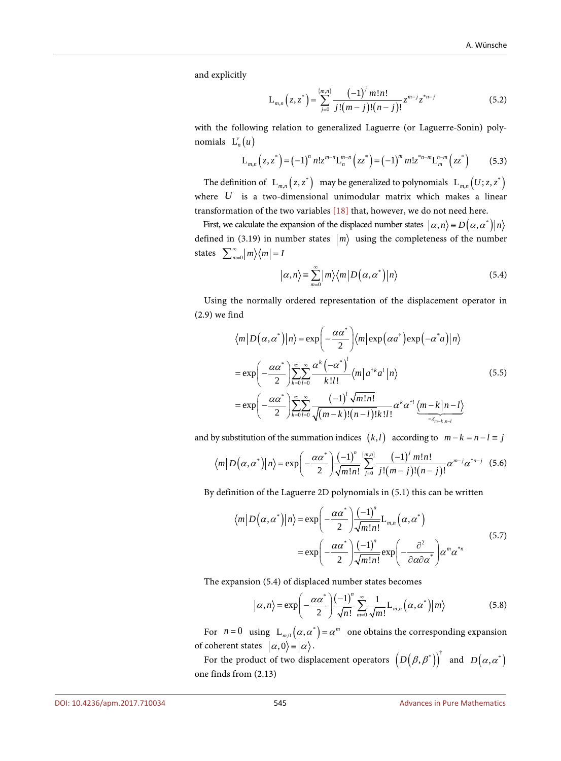and explicitly

$$\mathrm{L}_{m,n}\left(z,z^{*}\right)=\sum_{j=0}^{\{m,n\}}\frac{(-1)^{j}\,m!n!}{j!(m-j)!(n-j)!}z^{m-j}z^{*n-j} \tag{5.2}$$

with the following relation to generalized Laguerre (or Laguerre-Sonin) polynomials $\mathrm{L}_{n}^{\nu}(u)$

$$\mathrm{L}_{m,n}\left(z,z^{*}\right)=(-1)^{n}\,n!z^{m-n}\mathrm{L}_{n}^{m-n}\left(zz^{*}\right)=(-1)^{m}\,m!z^{*n-m}\mathrm{L}_{m}^{n-m}\left(zz^{*}\right) \tag{5.3}$$

The definition of $\mathrm{L}_{m,n}\left(z,z^{*}\right)$ may be generalized to polynomials $\mathrm{L}_{m,n}\left(U;z,z^{*}\right)$ where $U$ is a two-dimensional unimodular matrix which makes a linear transformation of the two variables [18] that, however, we do not need here.

First, we calculate the expansion of the displaced number states $|\alpha,n\rangle\equiv D\left(\alpha,\alpha^{*}\right)|n\rangle$ defined in (3.19) in number states $|m\rangle$ using the completeness of the number states $\sum_{m=0}^{\infty}|m\rangle\langle m|=I$

$$|\alpha,n\rangle\equiv\sum_{m=0}^{\infty}|m\rangle\langle m|D\left(\alpha,\alpha^{*}\right)|n\rangle \tag{5.4}$$

Using the normally ordered representation of the displacement operator in (2.9) we find

$$\begin{aligned}\langle m|D\left(\alpha,\alpha^{*}\right)|n\rangle&=\exp\left(-\frac{\alpha\alpha^{*}}{2}\right)\langle m|\exp\left(\alpha a^{\dagger}\right)\exp\left(-\alpha^{*}a\right)|n\rangle\\&=\exp\left(-\frac{\alpha\alpha^{*}}{2}\right)\sum_{k=0}^{\infty}\sum_{l=0}^{\infty}\frac{\alpha^{k}\left(-\alpha^{*}\right)^{l}}{k!l!}\langle m|a^{\dagger k}a^{l}|n\rangle\\&=\exp\left(-\frac{\alpha\alpha^{*}}{2}\right)\sum_{k=0}^{\infty}\sum_{l=0}^{\infty}\frac{(-1)^{l}\sqrt{m!n!}}{\sqrt{(m-k)!(n-l)!}k!l!}\alpha^{k}\alpha^{*l}\underbrace{\langle m-k|n-l\rangle}_{=\delta_{m-k,n-l}}\end{aligned} \tag{5.5}$$

and by substitution of the summation indices $(k,l)$ according to $m-k=n-l\equiv j$

$$\langle m|D\left(\alpha,\alpha^{*}\right)|n\rangle=\exp\left(-\frac{\alpha\alpha^{*}}{2}\right)\frac{(-1)^{n}}{\sqrt{m!n!}}\sum_{j=0}^{\{m,n\}}\frac{(-1)^{j}\,m!n!}{j!(m-j)!(n-j)!}\alpha^{m-j}\alpha^{*n-j} \tag{5.6}$$

By definition of the Laguerre 2D polynomials in (5.1) this can be written

$$\begin{aligned}\langle m|D\left(\alpha,\alpha^{*}\right)|n\rangle&=\exp\left(-\frac{\alpha\alpha^{*}}{2}\right)\frac{(-1)^{n}}{\sqrt{m!n!}}\mathrm{L}_{m,n}\left(\alpha,\alpha^{*}\right)\\&=\exp\left(-\frac{\alpha\alpha^{*}}{2}\right)\frac{(-1)^{n}}{\sqrt{m!n!}}\exp\left(-\frac{\partial^{2}}{\partial\alpha\partial\alpha^{*}}\right)\alpha^{m}\alpha^{*n}\end{aligned} \tag{5.7}$$

The expansion (5.4) of displaced number states becomes

$$|\alpha,n\rangle=\exp\left(-\frac{\alpha\alpha^{*}}{2}\right)\frac{(-1)^{n}}{\sqrt{n!}}\sum_{m=0}^{\infty}\frac{1}{\sqrt{m!}}\mathrm{L}_{m,n}\left(\alpha,\alpha^{*}\right)|m\rangle \tag{5.8}$$

For $n=0$ using $\mathrm{L}_{m,0}\left(\alpha,\alpha^{*}\right)=\alpha^{m}$ one obtains the corresponding expansion of coherent states $|\alpha,0\rangle\equiv|\alpha\rangle$.

For the product of two displacement operators $\left(D\left(\beta,\beta^{*}\right)\right)^{\dagger}$ and $D\left(\alpha,\alpha^{*}\right)$ one finds from (2.13)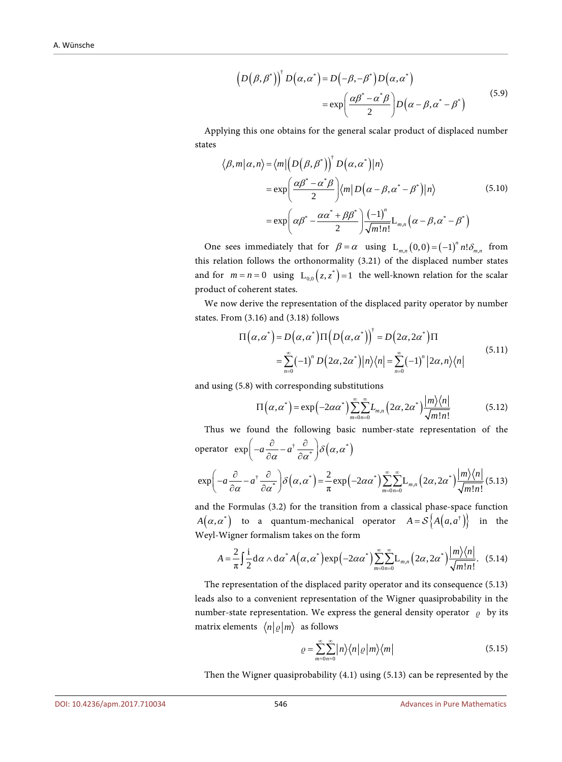$$\left(D\left(\beta,\beta^*\right)\right)^\dagger D\left(\alpha,\alpha^*\right) = D\left(-\beta,-\beta^*\right) D\left(\alpha,\alpha^*\right)$$
$$= \exp\left(\frac{\alpha\beta^* - \alpha^*\beta}{2}\right) D\left(\alpha-\beta,\alpha^*-\beta^*\right) \tag{5.9}$$

Applying this one obtains for the general scalar product of displaced number states

$$\begin{aligned}
\langle \beta, m | \alpha, n \rangle &= \langle m | \left(D\left(\beta,\beta^*\right)\right)^\dagger D\left(\alpha,\alpha^*\right) | n \rangle \\
&= \exp\left(\frac{\alpha\beta^* - \alpha^*\beta}{2}\right) \langle m | D\left(\alpha-\beta,\alpha^*-\beta^*\right) | n \rangle \\
&= \exp\left(\alpha\beta^* - \frac{\alpha\alpha^* + \beta\beta^*}{2}\right) \frac{(-1)^n}{\sqrt{m!n!}} \mathrm{L}_{m,n}\left(\alpha-\beta,\alpha^*-\beta^*\right)
\end{aligned} \tag{5.10}$$

One sees immediately that for $\beta = \alpha$ using $\mathrm{L}_{m,n}(0,0) = (-1)^n n! \delta_{m,n}$ from this relation follows the orthonormality (3.21) of the displaced number states and for $m = n = 0$ using $\mathrm{L}_{0,0}\left(z,z^*\right) = 1$ the well-known relation for the scalar product of coherent states.

We now derive the representation of the displaced parity operator by number states. From (3.16) and (3.18) follows

$$\begin{aligned}
\Pi\left(\alpha,\alpha^*\right) &= D\left(\alpha,\alpha^*\right) \Pi \left(D\left(\alpha,\alpha^*\right)\right)^\dagger = D\left(2\alpha,2\alpha^*\right) \Pi \\
&= \sum_{n=0}^{\infty} (-1)^n D\left(2\alpha,2\alpha^*\right) |n\rangle\langle n| = \sum_{n=0}^{\infty} (-1)^n |2\alpha,n\rangle\langle n|
\end{aligned} \tag{5.11}$$

and using (5.8) with corresponding substitutions

$$\Pi\left(\alpha,\alpha^*\right) = \exp\left(-2\alpha\alpha^*\right) \sum_{m=0}^{\infty}\sum_{n=0}^{\infty} L_{m,n}\left(2\alpha,2\alpha^*\right) \frac{|m\rangle\langle n|}{\sqrt{m!n!}} \tag{5.12}$$

Thus we found the following basic number-state representation of the operator $\exp\left(-a\frac{\partial}{\partial\alpha} - a^\dagger \frac{\partial}{\partial\alpha^*}\right)\delta\left(\alpha,\alpha^*\right)$

$$\exp\left(-a\frac{\partial}{\partial\alpha} - a^\dagger \frac{\partial}{\partial\alpha^*}\right)\delta\left(\alpha,\alpha^*\right) = \frac{2}{\pi}\exp\left(-2\alpha\alpha^*\right) \sum_{m=0}^{\infty}\sum_{n=0}^{\infty} \mathrm{L}_{m,n}\left(2\alpha,2\alpha^*\right) \frac{|m\rangle\langle n|}{\sqrt{m!n!}} \tag{5.13}$$

and the Formulas (3.2) for the transition from a classical phase-space function $A\left(\alpha,\alpha^*\right)$ to a quantum-mechanical operator $A = \mathcal{S}\left\{A\left(a,a^\dagger\right)\right\}$ in the Weyl-Wigner formalism takes on the form

$$A = \frac{2}{\pi}\int \frac{\mathrm{i}}{2} \mathrm{d}\alpha \wedge \mathrm{d}\alpha^* A\left(\alpha,\alpha^*\right) \exp\left(-2\alpha\alpha^*\right) \sum_{m=0}^{\infty}\sum_{n=0}^{\infty} \mathrm{L}_{m,n}\left(2\alpha,2\alpha^*\right) \frac{|m\rangle\langle n|}{\sqrt{m!n!}}. \tag{5.14}$$

The representation of the displaced parity operator and its consequence (5.13) leads also to a convenient representation of the Wigner quasiprobability in the number-state representation. We express the general density operator $\varrho$ by its matrix elements $\langle n|\varrho|m\rangle$ as follows

$$\varrho = \sum_{m=0}^{\infty}\sum_{n=0}^{\infty} |n\rangle\langle n|\varrho|m\rangle\langle m| \tag{5.15}$$

Then the Wigner quasiprobability (4.1) using (5.13) can be represented by the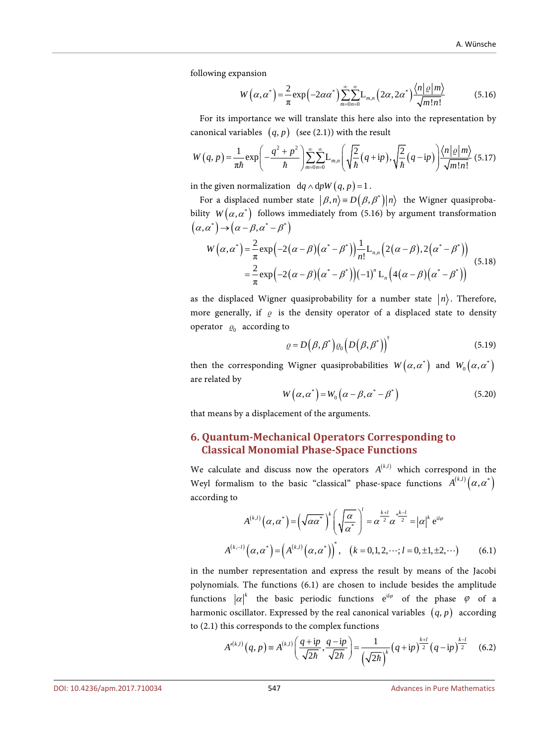following expansion

$$W\left(\alpha,\alpha^*\right)=\frac{2}{\pi}\exp\left(-2\alpha\alpha^*\right)\sum_{m=0}^{\infty}\sum_{n=0}^{\infty}\mathrm{L}_{m,n}\left(2\alpha,2\alpha^*\right)\frac{\langle n|\varrho|m\rangle}{\sqrt{m!n!}} \tag{5.16}$$

For its importance we will translate this here also into the representation by canonical variables $(q,p)$ (see (2.1)) with the result

$$W\left(q,p\right)=\frac{1}{\pi\hbar}\exp\left(-\frac{q^2+p^2}{\hbar}\right)\sum_{m=0}^{\infty}\sum_{n=0}^{\infty}\mathrm{L}_{m,n}\left(\sqrt{\frac{2}{\hbar}}\left(q+\mathrm{i}p\right),\sqrt{\frac{2}{\hbar}}\left(q-\mathrm{i}p\right)\right)\frac{\langle n|\varrho|m\rangle}{\sqrt{m!n!}} \tag{5.17}$$

in the given normalization $\mathrm{d}q\wedge\mathrm{d}pW\left(q,p\right)=1$.

For a displaced number state $|\beta,n\rangle\equiv D\left(\beta,\beta^*\right)|n\rangle$ the Wigner quasiprobability $W\left(\alpha,\alpha^*\right)$ follows immediately from (5.16) by argument transformation $\left(\alpha,\alpha^*\right)\to\left(\alpha-\beta,\alpha^*-\beta^*\right)$

$$\begin{aligned}W\left(\alpha,\alpha^*\right)&=\frac{2}{\pi}\exp\left(-2\left(\alpha-\beta\right)\left(\alpha^*-\beta^*\right)\right)\frac{1}{n!}\mathrm{L}_{n,n}\left(2\left(\alpha-\beta\right),2\left(\alpha^*-\beta^*\right)\right)\\&=\frac{2}{\pi}\exp\left(-2\left(\alpha-\beta\right)\left(\alpha^*-\beta^*\right)\right)\left(-1\right)^n\mathrm{L}_n\left(4\left(\alpha-\beta\right)\left(\alpha^*-\beta^*\right)\right)\end{aligned} \tag{5.18}$$

as the displaced Wigner quasiprobability for a number state $|n\rangle$. Therefore, more generally, if $\varrho$ is the density operator of a displaced state to density operator $\varrho_0$ according to

$$\varrho=D\left(\beta,\beta^*\right)\varrho_0\left(D\left(\beta,\beta^*\right)\right)^{\dagger} \tag{5.19}$$

then the corresponding Wigner quasiprobabilities $W\left(\alpha,\alpha^*\right)$ and $W_0\left(\alpha,\alpha^*\right)$ are related by

$$W\left(\alpha,\alpha^*\right)=W_0\left(\alpha-\beta,\alpha^*-\beta^*\right) \tag{5.20}$$

that means by a displacement of the arguments.

## 6. Quantum-Mechanical Operators Corresponding to Classical Monomial Phase-Space Functions

We calculate and discuss now the operators $A^{(k,l)}$ which correspond in the Weyl formalism to the basic "classical" phase-space functions $A^{(k,l)}\left(\alpha,\alpha^*\right)$ according to

$$\begin{aligned}A^{(k,l)}\left(\alpha,\alpha^*\right)&=\left(\sqrt{\alpha\alpha^*}\right)^k\left(\sqrt{\frac{\alpha}{\alpha^*}}\right)^l=\alpha^{\frac{k+l}{2}}\alpha^{*\frac{k-l}{2}}=|\alpha|^k\mathrm{e}^{\mathrm{i}l\varphi}\\A^{(k,-l)}\left(\alpha,\alpha^*\right)&=\left(A^{(k,l)}\left(\alpha,\alpha^*\right)\right)^*,\quad\left(k=0,1,2,\cdots;l=0,\pm1,\pm2,\cdots\right)\end{aligned} \tag{6.1}$$

in the number representation and express the result by means of the Jacobi polynomials. The functions (6.1) are chosen to include besides the amplitude functions $|\alpha|^k$ the basic periodic functions $\mathrm{e}^{\mathrm{i}l\varphi}$ of the phase $\varphi$ of a harmonic oscillator. Expressed by the real canonical variables $(q,p)$ according to (2.1) this corresponds to the complex functions

$$A'^{(k,l)}\left(q,p\right)\equiv A^{(k,l)}\left(\frac{q+\mathrm{i}p}{\sqrt{2\hbar}},\frac{q-\mathrm{i}p}{\sqrt{2\hbar}}\right)=\frac{1}{\left(\sqrt{2\hbar}\right)^k}\left(q+\mathrm{i}p\right)^{\frac{k+l}{2}}\left(q-\mathrm{i}p\right)^{\frac{k-l}{2}} \tag{6.2}$$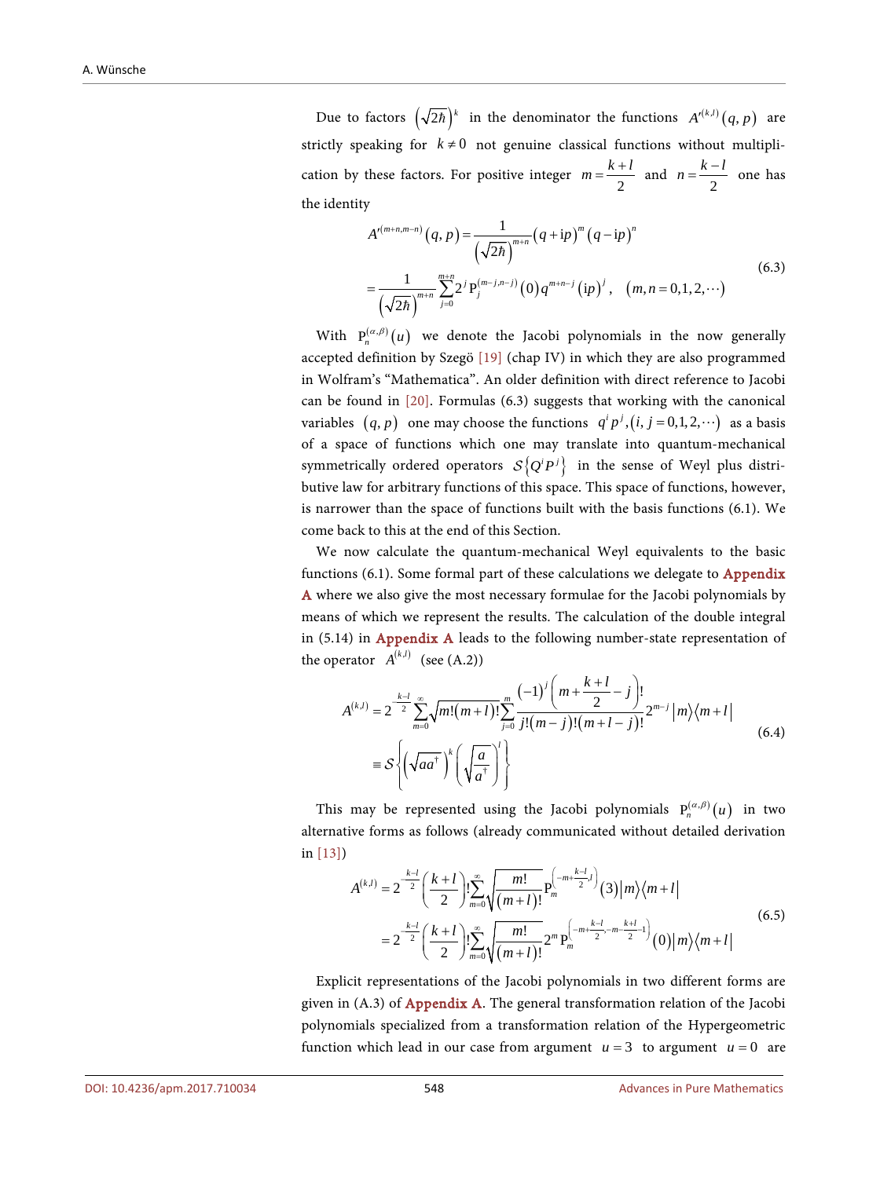Due to factors $\left(\sqrt{2\hbar}\right)^k$ in the denominator the functions $A'^{(k,l)}(q,p)$ are strictly speaking for $k \neq 0$ not genuine classical functions without multiplication by these factors. For positive integer $m = \frac{k+l}{2}$ and $n = \frac{k-l}{2}$ one has the identity

$$
\begin{aligned}
A'^{(m+n,m-n)}(q,p) &= \frac{1}{\left(\sqrt{2\hbar}\right)^{m+n}} (q + \mathrm{i}p)^m (q - \mathrm{i}p)^n \\
&= \frac{1}{\left(\sqrt{2\hbar}\right)^{m+n}} \sum_{j=0}^{m+n} 2^j \,\mathrm{P}_j^{(m-j,n-j)}(0)\, q^{m+n-j} (\mathrm{i}p)^j, \quad (m,n = 0,1,2,\cdots)
\end{aligned}
\tag{6.3}
$$

With $\mathrm{P}_n^{(\alpha,\beta)}(u)$ we denote the Jacobi polynomials in the now generally accepted definition by Szegö [19] (chap IV) in which they are also programmed in Wolfram's "Mathematica". An older definition with direct reference to Jacobi can be found in [20]. Formulas (6.3) suggests that working with the canonical variables $(q,p)$ one may choose the functions $q^i p^j, (i,j = 0,1,2,\cdots)$ as a basis of a space of functions which one may translate into quantum-mechanical symmetrically ordered operators $\mathcal{S}\{Q^i P^j\}$ in the sense of Weyl plus distributive law for arbitrary functions of this space. This space of functions, however, is narrower than the space of functions built with the basis functions (6.1). We come back to this at the end of this Section.

We now calculate the quantum-mechanical Weyl equivalents to the basic functions (6.1). Some formal part of these calculations we delegate to Appendix A where we also give the most necessary formulae for the Jacobi polynomials by means of which we represent the results. The calculation of the double integral in (5.14) in Appendix A leads to the following number-state representation of the operator $A^{(k,l)}$ (see (A.2))

$$
\begin{aligned}
A^{(k,l)} &= 2^{-\frac{k-l}{2}} \sum_{m=0}^{\infty} \sqrt{m!(m+l)!} \sum_{j=0}^{m} \frac{(-1)^j \left(m + \frac{k+l}{2} - j\right)!}{j!(m-j)!(m+l-j)!} 2^{m-j} |m\rangle\langle m+l| \\
&\equiv \mathcal{S}\left\{ \left(\sqrt{aa^\dagger}\right)^k \left(\sqrt{\frac{a}{a^\dagger}}\right)^l \right\}
\end{aligned}
\tag{6.4}
$$

This may be represented using the Jacobi polynomials $\mathrm{P}_n^{(\alpha,\beta)}(u)$ in two alternative forms as follows (already communicated without detailed derivation in [13])

$$
\begin{aligned}
A^{(k,l)} &= 2^{-\frac{k-l}{2}} \left(\frac{k+l}{2}\right)! \sum_{m=0}^{\infty} \sqrt{\frac{m!}{(m+l)!}} \mathrm{P}_m^{\left(-m+\frac{k-l}{2},\, l\right)}(3) |m\rangle\langle m+l| \\
&= 2^{-\frac{k-l}{2}} \left(\frac{k+l}{2}\right)! \sum_{m=0}^{\infty} \sqrt{\frac{m!}{(m+l)!}} 2^m \mathrm{P}_m^{\left(-m+\frac{k-l}{2},\, -m-\frac{k+l}{2}-1\right)}(0) |m\rangle\langle m+l|
\end{aligned}
\tag{6.5}
$$

Explicit representations of the Jacobi polynomials in two different forms are given in (A.3) of Appendix A. The general transformation relation of the Jacobi polynomials specialized from a transformation relation of the Hypergeometric function which lead in our case from argument $u = 3$ to argument $u = 0$ are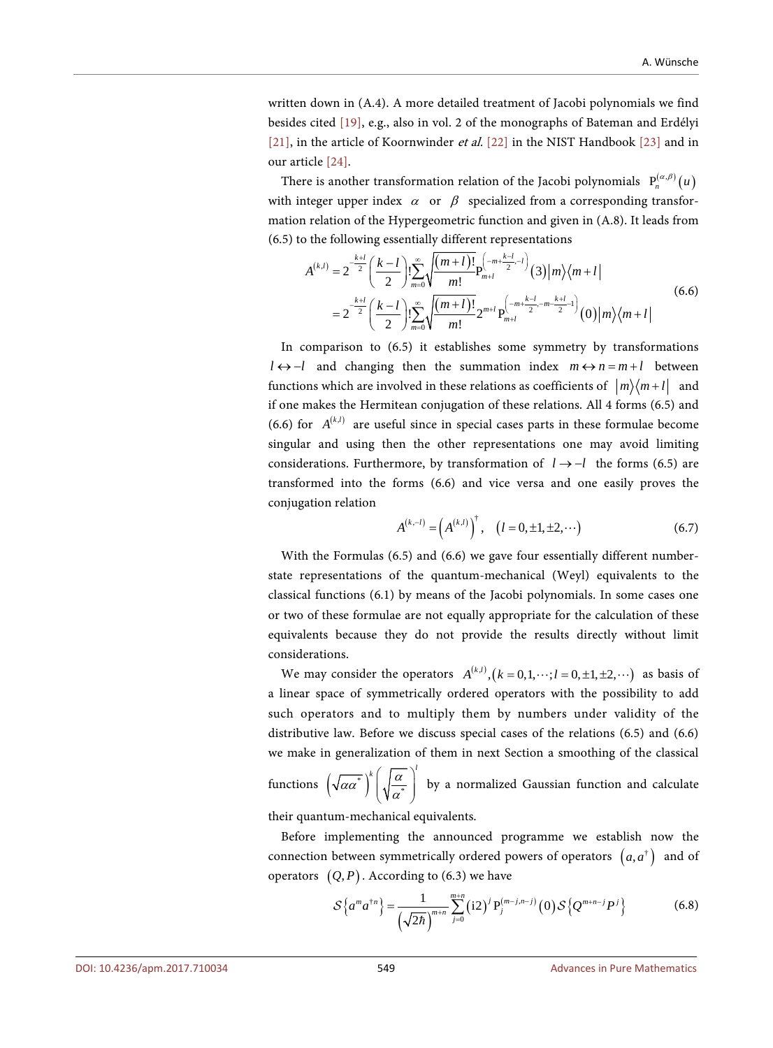written down in (A.4). A more detailed treatment of Jacobi polynomials we find besides cited [19], e.g., also in vol. 2 of the monographs of Bateman and Erdélyi [21], in the article of Koornwinder *et al.* [22] in the NIST Handbook [23] and in our article [24].

There is another transformation relation of the Jacobi polynomials $\mathrm{P}_n^{(\alpha,\beta)}(u)$ with integer upper index $\alpha$ or $\beta$ specialized from a corresponding transformation relation of the Hypergeometric function and given in (A.8). It leads from (6.5) to the following essentially different representations

$$
\begin{aligned}
A^{(k,l)} &= 2^{-\frac{k+l}{2}}\left(\frac{k-l}{2}\right)!\sum_{m=0}^{\infty}\sqrt{\frac{(m+l)!}{m!}}\mathrm{P}_{m+l}^{\left(-m+\frac{k-l}{2},-l\right)}(3)|m\rangle\langle m+l| \\
&= 2^{-\frac{k+l}{2}}\left(\frac{k-l}{2}\right)!\sum_{m=0}^{\infty}\sqrt{\frac{(m+l)!}{m!}}2^{m+l}\mathrm{P}_{m+l}^{\left(-m+\frac{k-l}{2},-m-\frac{k+l}{2}-1\right)}(0)|m\rangle\langle m+l|
\end{aligned} \tag{6.6}
$$

In comparison to (6.5) it establishes some symmetry by transformations $l \leftrightarrow -l$ and changing then the summation index $m \leftrightarrow n = m+l$ between functions which are involved in these relations as coefficients of $|m\rangle\langle m+l|$ and if one makes the Hermitean conjugation of these relations. All 4 forms (6.5) and (6.6) for $A^{(k,l)}$ are useful since in special cases parts in these formulae become singular and using then the other representations one may avoid limiting considerations. Furthermore, by transformation of $l \to -l$ the forms (6.5) are transformed into the forms (6.6) and vice versa and one easily proves the conjugation relation

$$
A^{(k,-l)} = \left(A^{(k,l)}\right)^{\dagger}, \quad (l = 0, \pm 1, \pm 2, \cdots) \tag{6.7}
$$

With the Formulas (6.5) and (6.6) we gave four essentially different number-state representations of the quantum-mechanical (Weyl) equivalents to the classical functions (6.1) by means of the Jacobi polynomials. In some cases one or two of these formulae are not equally appropriate for the calculation of these equivalents because they do not provide the results directly without limit considerations.

We may consider the operators $A^{(k,l)}, (k = 0,1,\cdots; l = 0,\pm 1,\pm 2,\cdots)$ as basis of a linear space of symmetrically ordered operators with the possibility to add such operators and to multiply them by numbers under validity of the distributive law. Before we discuss special cases of the relations (6.5) and (6.6) we make in generalization of them in next Section a smoothing of the classical functions $\left(\sqrt{\alpha\alpha^*}\right)^k\left(\sqrt{\frac{\alpha}{\alpha^*}}\right)^l$ by a normalized Gaussian function and calculate their quantum-mechanical equivalents.

Before implementing the announced programme we establish now the connection between symmetrically ordered powers of operators $(a, a^\dagger)$ and of operators $(Q, P)$. According to (6.3) we have

$$
\mathcal{S}\left\{a^m a^{\dagger n}\right\} = \frac{1}{\left(\sqrt{2\hbar}\right)^{m+n}}\sum_{j=0}^{m+n}(\mathrm{i}2)^j \mathrm{P}_j^{(m-j,n-j)}(0)\mathcal{S}\left\{Q^{m+n-j}P^j\right\} \tag{6.8}
$$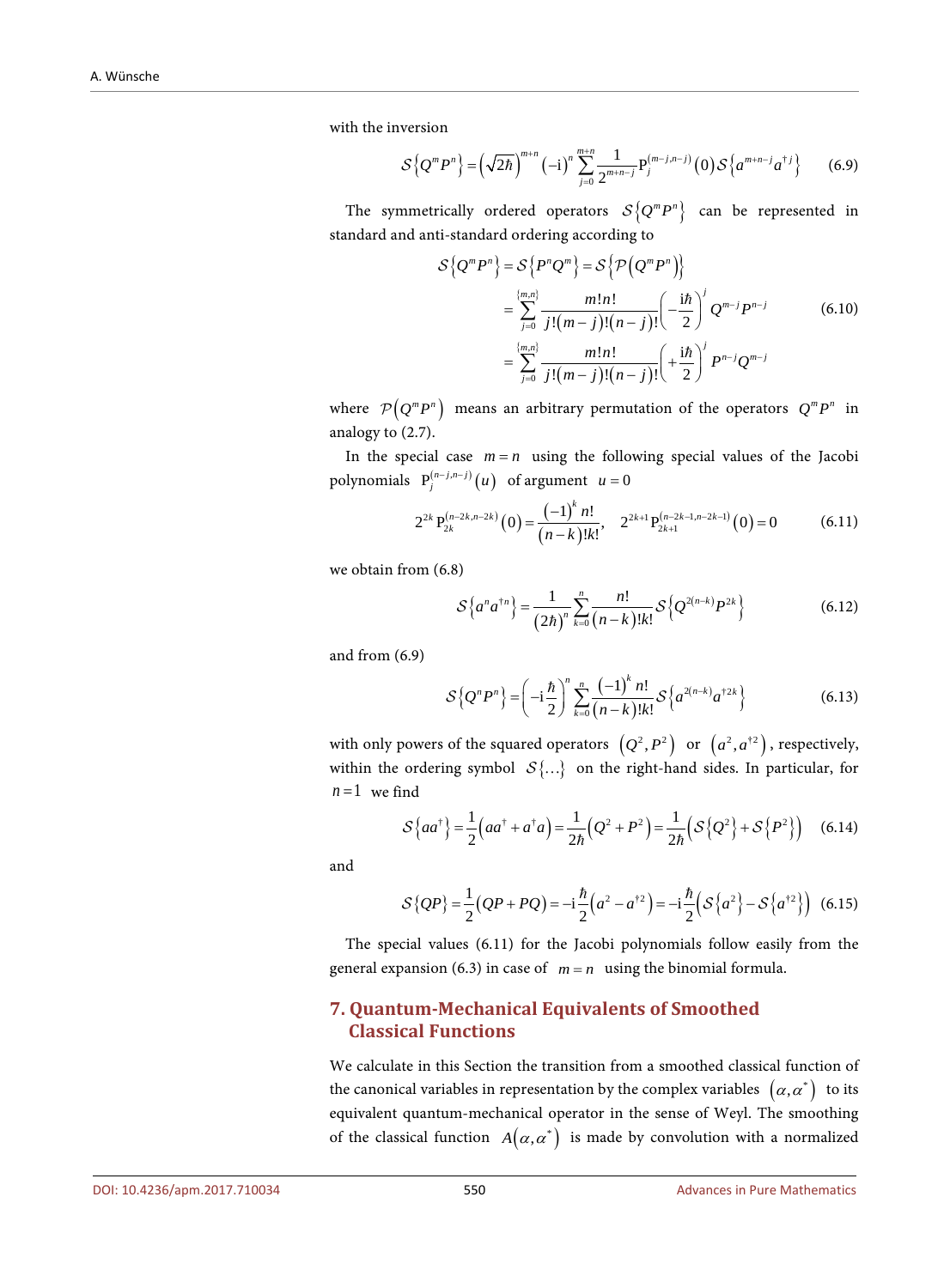with the inversion

$$\mathcal{S}\left\{Q^m P^n\right\} = \left(\sqrt{2\hbar}\right)^{m+n} \left(-\mathrm{i}\right)^n \sum_{j=0}^{m+n} \frac{1}{2^{m+n-j}} \mathrm{P}_j^{(m-j,n-j)}(0)\, \mathcal{S}\left\{a^{m+n-j} a^{\dagger j}\right\} \tag{6.9}$$

The symmetrically ordered operators $\mathcal{S}\left\{Q^m P^n\right\}$ can be represented in standard and anti-standard ordering according to

$$\begin{aligned}
\mathcal{S}\left\{Q^m P^n\right\} &= \mathcal{S}\left\{P^n Q^m\right\} = \mathcal{S}\left\{\mathcal{P}\left(Q^m P^n\right)\right\} \\
&= \sum_{j=0}^{\{m,n\}} \frac{m!n!}{j!(m-j)!(n-j)!} \left(-\frac{\mathrm{i}\hbar}{2}\right)^j Q^{m-j} P^{n-j} \\
&= \sum_{j=0}^{\{m,n\}} \frac{m!n!}{j!(m-j)!(n-j)!} \left(+\frac{\mathrm{i}\hbar}{2}\right)^j P^{n-j} Q^{m-j}
\end{aligned} \tag{6.10}$$

where $\mathcal{P}\left(Q^m P^n\right)$ means an arbitrary permutation of the operators $Q^m P^n$ in analogy to (2.7).

In the special case $m = n$ using the following special values of the Jacobi polynomials $\mathrm{P}_j^{(n-j,n-j)}(u)$ of argument $u = 0$

$$2^{2k} \mathrm{P}_{2k}^{(n-2k,n-2k)}(0) = \frac{(-1)^k n!}{(n-k)!k!}, \quad 2^{2k+1} \mathrm{P}_{2k+1}^{(n-2k-1,n-2k-1)}(0) = 0 \tag{6.11}$$

we obtain from (6.8)

$$\mathcal{S}\left\{a^n a^{\dagger n}\right\} = \frac{1}{(2\hbar)^n} \sum_{k=0}^{n} \frac{n!}{(n-k)!k!} \mathcal{S}\left\{Q^{2(n-k)} P^{2k}\right\} \tag{6.12}$$

and from (6.9)

$$\mathcal{S}\left\{Q^n P^n\right\} = \left(-\mathrm{i}\frac{\hbar}{2}\right)^n \sum_{k=0}^{n} \frac{(-1)^k n!}{(n-k)!k!} \mathcal{S}\left\{a^{2(n-k)} a^{\dagger 2k}\right\} \tag{6.13}$$

with only powers of the squared operators $\left(Q^2, P^2\right)$ or $\left(a^2, a^{\dagger 2}\right)$, respectively, within the ordering symbol $\mathcal{S}\{\ldots\}$ on the right-hand sides. In particular, for $n = 1$ we find

$$\mathcal{S}\left\{aa^\dagger\right\} = \frac{1}{2}\left(aa^\dagger + a^\dagger a\right) = \frac{1}{2\hbar}\left(Q^2 + P^2\right) = \frac{1}{2\hbar}\left(\mathcal{S}\left\{Q^2\right\} + \mathcal{S}\left\{P^2\right\}\right) \tag{6.14}$$

and

$$\mathcal{S}\{QP\} = \frac{1}{2}(QP + PQ) = -\mathrm{i}\frac{\hbar}{2}\left(a^2 - a^{\dagger 2}\right) = -\mathrm{i}\frac{\hbar}{2}\left(\mathcal{S}\left\{a^2\right\} - \mathcal{S}\left\{a^{\dagger 2}\right\}\right) \tag{6.15}$$

The special values (6.11) for the Jacobi polynomials follow easily from the general expansion (6.3) in case of $m = n$ using the binomial formula.

## 7. Quantum-Mechanical Equivalents of Smoothed Classical Functions

We calculate in this Section the transition from a smoothed classical function of the canonical variables in representation by the complex variables $\left(\alpha, \alpha^*\right)$ to its equivalent quantum-mechanical operator in the sense of Weyl. The smoothing of the classical function $A\left(\alpha, \alpha^*\right)$ is made by convolution with a normalized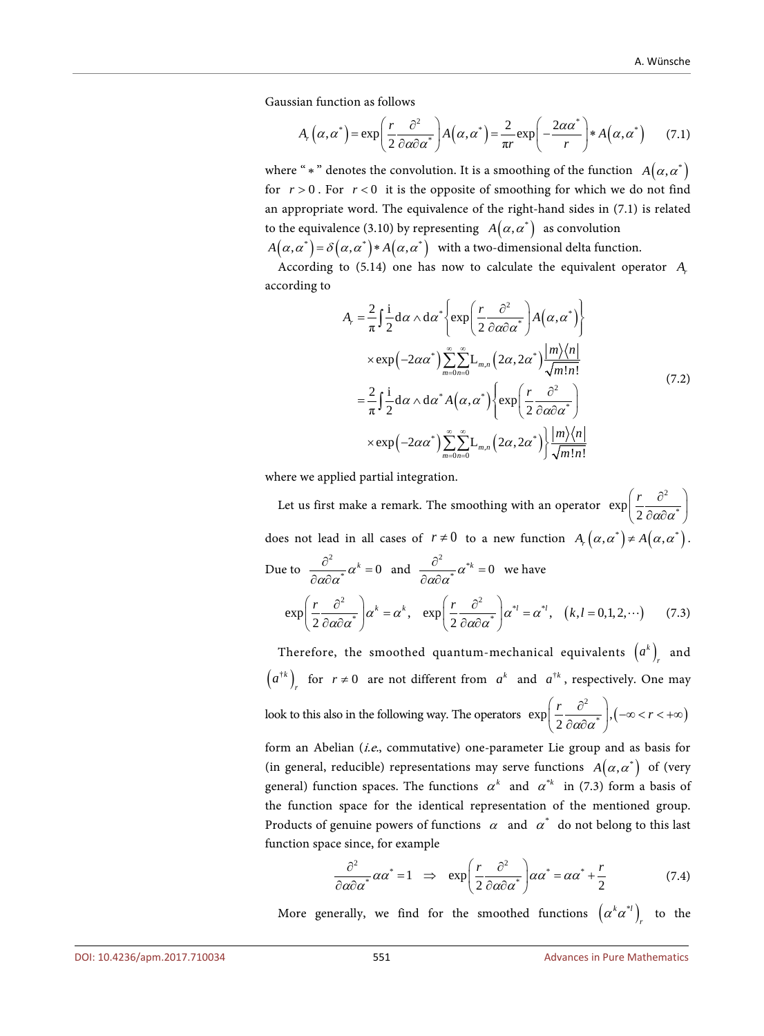Gaussian function as follows

$$A_r\left(\alpha,\alpha^*\right)=\exp\left(\frac{r}{2}\frac{\partial^2}{\partial\alpha\partial\alpha^*}\right)A\left(\alpha,\alpha^*\right)=\frac{2}{\pi r}\exp\left(-\frac{2\alpha\alpha^*}{r}\right)*A\left(\alpha,\alpha^*\right) \tag{7.1}$$

where " $*$ " denotes the convolution. It is a smoothing of the function $A\left(\alpha,\alpha^*\right)$ for $r>0$. For $r<0$ it is the opposite of smoothing for which we do not find an appropriate word. The equivalence of the right-hand sides in (7.1) is related to the equivalence (3.10) by representing $A\left(\alpha,\alpha^*\right)$ as convolution $A\left(\alpha,\alpha^*\right)=\delta\left(\alpha,\alpha^*\right)*A\left(\alpha,\alpha^*\right)$ with a two-dimensional delta function.

According to (5.14) one has now to calculate the equivalent operator $A_r$ according to

$$\begin{aligned}
A_r &= \frac{2}{\pi}\int\frac{\mathrm{i}}{2}\mathrm{d}\alpha\wedge\mathrm{d}\alpha^*\left\{\exp\left(\frac{r}{2}\frac{\partial^2}{\partial\alpha\partial\alpha^*}\right)A\left(\alpha,\alpha^*\right)\right\} \\
&\quad\times\exp\left(-2\alpha\alpha^*\right)\sum_{m=0}^{\infty}\sum_{n=0}^{\infty}\mathrm{L}_{m,n}\left(2\alpha,2\alpha^*\right)\frac{|m\rangle\langle n|}{\sqrt{m!n!}} \\
&= \frac{2}{\pi}\int\frac{\mathrm{i}}{2}\mathrm{d}\alpha\wedge\mathrm{d}\alpha^* A\left(\alpha,\alpha^*\right)\left\{\exp\left(\frac{r}{2}\frac{\partial^2}{\partial\alpha\partial\alpha^*}\right)\right. \\
&\quad\left.\times\exp\left(-2\alpha\alpha^*\right)\sum_{m=0}^{\infty}\sum_{n=0}^{\infty}\mathrm{L}_{m,n}\left(2\alpha,2\alpha^*\right)\right\}\frac{|m\rangle\langle n|}{\sqrt{m!n!}}
\end{aligned} \tag{7.2}$$

where we applied partial integration.

Let us first make a remark. The smoothing with an operator $\exp\left(\frac{r}{2}\frac{\partial^2}{\partial\alpha\partial\alpha^*}\right)$ does not lead in all cases of $r\neq 0$ to a new function $A_r\left(\alpha,\alpha^*\right)\neq A\left(\alpha,\alpha^*\right)$. Due to $\frac{\partial^2}{\partial\alpha\partial\alpha^*}\alpha^k=0$ and $\frac{\partial^2}{\partial\alpha\partial\alpha^*}\alpha^{*k}=0$ we have

$$\exp\left(\frac{r}{2}\frac{\partial^2}{\partial\alpha\partial\alpha^*}\right)\alpha^k=\alpha^k,\quad \exp\left(\frac{r}{2}\frac{\partial^2}{\partial\alpha\partial\alpha^*}\right)\alpha^{*l}=\alpha^{*l},\quad (k,l=0,1,2,\cdots) \tag{7.3}$$

Therefore, the smoothed quantum-mechanical equivalents $\left(a^k\right)_r$ and $\left(a^{\dagger k}\right)_r$ for $r\neq 0$ are not different from $a^k$ and $a^{\dagger k}$, respectively. One may look to this also in the following way. The operators $\exp\left(\frac{r}{2}\frac{\partial^2}{\partial\alpha\partial\alpha^*}\right),\left(-\infty<r<+\infty\right)$ form an Abelian (*i.e.*, commutative) one-parameter Lie group and as basis for (in general, reducible) representations may serve functions $A\left(\alpha,\alpha^*\right)$ of (very general) function spaces. The functions $\alpha^k$ and $\alpha^{*k}$ in (7.3) form a basis of the function space for the identical representation of the mentioned group. Products of genuine powers of functions $\alpha$ and $\alpha^*$ do not belong to this last function space since, for example

$$\frac{\partial^2}{\partial\alpha\partial\alpha^*}\alpha\alpha^*=1\quad\Rightarrow\quad\exp\left(\frac{r}{2}\frac{\partial^2}{\partial\alpha\partial\alpha^*}\right)\alpha\alpha^*=\alpha\alpha^*+\frac{r}{2} \tag{7.4}$$

More generally, we find for the smoothed functions $\left(\alpha^k\alpha^{*l}\right)_r$ to the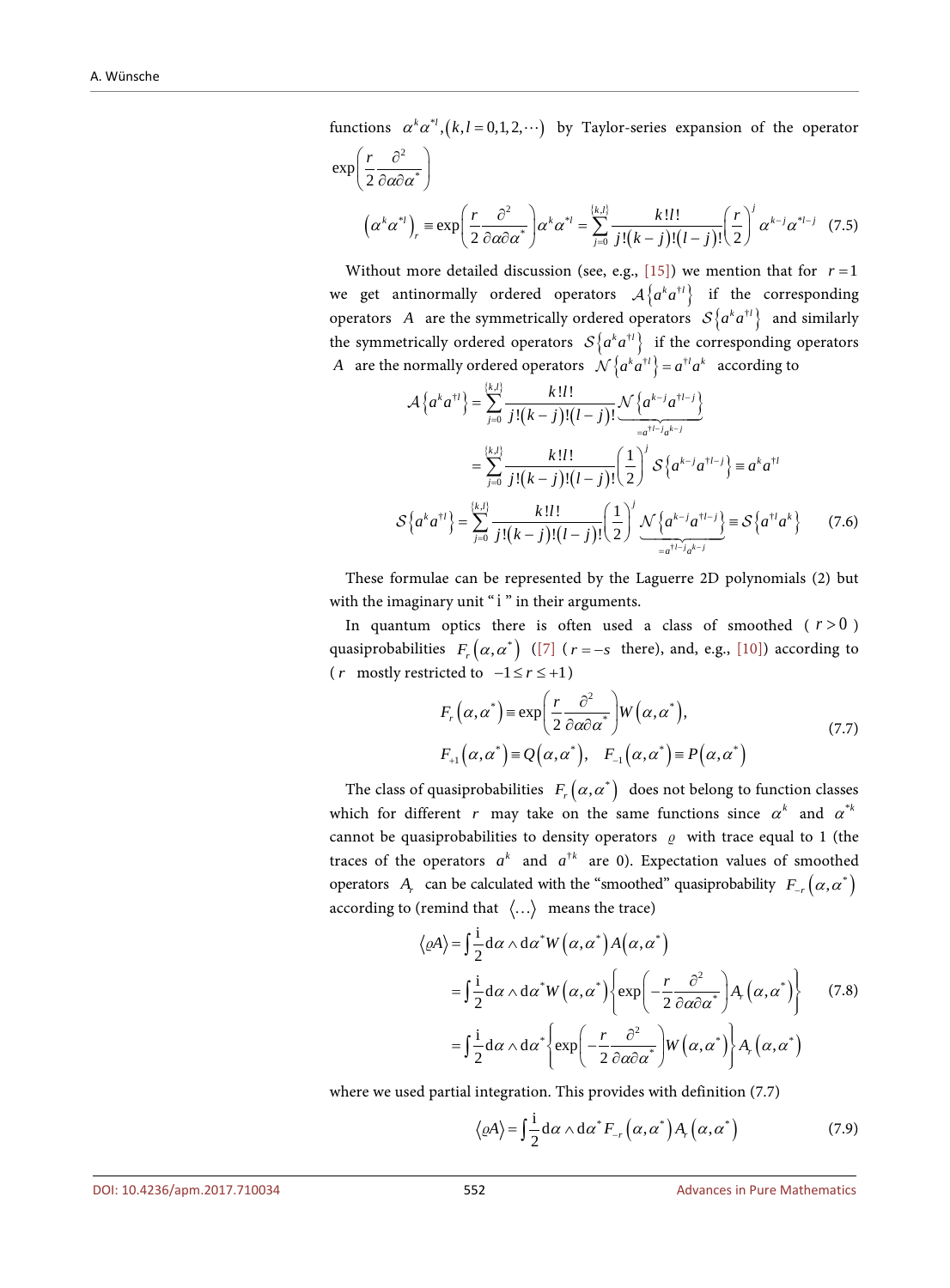functions $\alpha^k \alpha^{*l}, (k,l = 0,1,2,\cdots)$ by Taylor-series expansion of the operator $\exp\left(\frac{r}{2}\frac{\partial^2}{\partial\alpha\partial\alpha^*}\right)$

$$
\left(\alpha^k \alpha^{*l}\right)_r \equiv \exp\left(\frac{r}{2}\frac{\partial^2}{\partial\alpha\partial\alpha^*}\right)\alpha^k \alpha^{*l} = \sum_{j=0}^{\{k,l\}} \frac{k!l!}{j!(k-j)!(l-j)!}\left(\frac{r}{2}\right)^j \alpha^{k-j}\alpha^{*l-j} \quad (7.5)
$$

Without more detailed discussion (see, e.g., [15]) we mention that for $r = 1$ we get antinormally ordered operators $\mathcal{A}\{a^k a^{\dagger l}\}$ if the corresponding operators $A$ are the symmetrically ordered operators $\mathcal{S}\{a^k a^{\dagger l}\}$ and similarly the symmetrically ordered operators $\mathcal{S}\{a^k a^{\dagger l}\}$ if the corresponding operators $A$ are the normally ordered operators $\mathcal{N}\{a^k a^{\dagger l}\} = a^{\dagger l} a^k$ according to

$$
\begin{aligned}
\mathcal{A}\left\{a^k a^{\dagger l}\right\} &= \sum_{j=0}^{\{k,l\}} \frac{k!l!}{j!(k-j)!(l-j)!} \underbrace{\mathcal{N}\left\{a^{k-j} a^{\dagger l-j}\right\}}_{=a^{\dagger l-j} a^{k-j}} \\
&= \sum_{j=0}^{\{k,l\}} \frac{k!l!}{j!(k-j)!(l-j)!}\left(\frac{1}{2}\right)^j \mathcal{S}\left\{a^{k-j} a^{\dagger l-j}\right\} \equiv a^k a^{\dagger l} \\
\mathcal{S}\left\{a^k a^{\dagger l}\right\} &= \sum_{j=0}^{\{k,l\}} \frac{k!l!}{j!(k-j)!(l-j)!}\left(\frac{1}{2}\right)^j \underbrace{\mathcal{N}\left\{a^{k-j} a^{\dagger l-j}\right\}}_{=a^{\dagger l-j} a^{k-j}} \equiv \mathcal{S}\left\{a^{\dagger l} a^k\right\}
\end{aligned} \quad (7.6)
$$

These formulae can be represented by the Laguerre 2D polynomials (2) but with the imaginary unit "i" in their arguments.

In quantum optics there is often used a class of smoothed ($r > 0$) quasiprobabilities $F_r(\alpha,\alpha^*)$ ([7] ($r = -s$ there), and, e.g., [10]) according to ($r$ mostly restricted to $-1 \le r \le +1$)

$$
\begin{aligned}
F_r(\alpha,\alpha^*) &\equiv \exp\left(\frac{r}{2}\frac{\partial^2}{\partial\alpha\partial\alpha^*}\right) W(\alpha,\alpha^*), \\
F_{+1}(\alpha,\alpha^*) &\equiv Q(\alpha,\alpha^*), \quad F_{-1}(\alpha,\alpha^*) \equiv P(\alpha,\alpha^*)
\end{aligned} \quad (7.7)
$$

The class of quasiprobabilities $F_r(\alpha,\alpha^*)$ does not belong to function classes which for different $r$ may take on the same functions since $\alpha^k$ and $\alpha^{*k}$ cannot be quasiprobabilities to density operators $\varrho$ with trace equal to 1 (the traces of the operators $a^k$ and $a^{\dagger k}$ are 0). Expectation values of smoothed operators $A_r$ can be calculated with the "smoothed" quasiprobability $F_{-r}(\alpha,\alpha^*)$ according to (remind that $\langle \ldots \rangle$ means the trace)

$$
\begin{aligned}
\langle \varrho A \rangle &= \int \frac{\mathrm{i}}{2} \mathrm{d}\alpha \wedge \mathrm{d}\alpha^* W(\alpha,\alpha^*) A(\alpha,\alpha^*) \\
&= \int \frac{\mathrm{i}}{2} \mathrm{d}\alpha \wedge \mathrm{d}\alpha^* W(\alpha,\alpha^*) \left\{\exp\left(-\frac{r}{2}\frac{\partial^2}{\partial\alpha\partial\alpha^*}\right) A_r(\alpha,\alpha^*)\right\} \\
&= \int \frac{\mathrm{i}}{2} \mathrm{d}\alpha \wedge \mathrm{d}\alpha^* \left\{\exp\left(-\frac{r}{2}\frac{\partial^2}{\partial\alpha\partial\alpha^*}\right) W(\alpha,\alpha^*)\right\} A_r(\alpha,\alpha^*)
\end{aligned} \quad (7.8)
$$

where we used partial integration. This provides with definition (7.7)

$$
\langle \varrho A \rangle = \int \frac{\mathrm{i}}{2} \mathrm{d}\alpha \wedge \mathrm{d}\alpha^* F_{-r}(\alpha,\alpha^*) A_r(\alpha,\alpha^*) \quad (7.9)
$$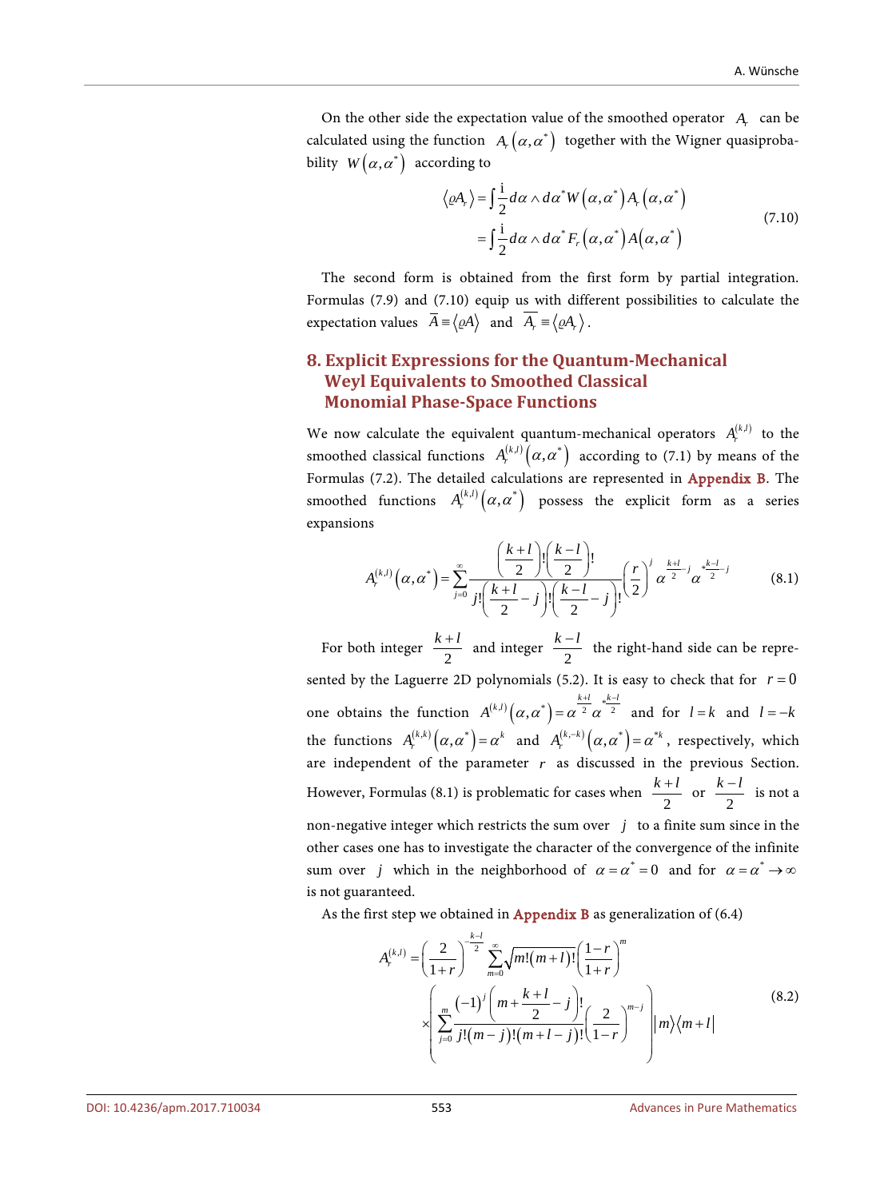On the other side the expectation value of the smoothed operator $A_r$ can be calculated using the function $A_r(\alpha,\alpha^*)$ together with the Wigner quasiprobability $W(\alpha,\alpha^*)$ according to

$$
\begin{aligned}
\langle \varrho A_r \rangle &= \int \frac{\mathrm{i}}{2} d\alpha \wedge d\alpha^* W(\alpha,\alpha^*) A_r(\alpha,\alpha^*) \\
&= \int \frac{\mathrm{i}}{2} d\alpha \wedge d\alpha^* F_r(\alpha,\alpha^*) A(\alpha,\alpha^*)
\end{aligned}
\tag{7.10}
$$

The second form is obtained from the first form by partial integration. Formulas (7.9) and (7.10) equip us with different possibilities to calculate the expectation values $\overline{A} \equiv \langle \varrho A \rangle$ and $\overline{A_r} \equiv \langle \varrho A_r \rangle$.

## 8. Explicit Expressions for the Quantum-Mechanical Weyl Equivalents to Smoothed Classical Monomial Phase-Space Functions

We now calculate the equivalent quantum-mechanical operators $A_r^{(k,l)}$ to the smoothed classical functions $A_r^{(k,l)}(\alpha,\alpha^*)$ according to (7.1) by means of the Formulas (7.2). The detailed calculations are represented in Appendix B. The smoothed functions $A_r^{(k,l)}(\alpha,\alpha^*)$ possess the explicit form as a series expansions

$$
A_r^{(k,l)}(\alpha,\alpha^*) = \sum_{j=0}^{\infty} \frac{\left(\frac{k+l}{2}\right)!\left(\frac{k-l}{2}\right)!}{j!\left(\frac{k+l}{2}-j\right)!\left(\frac{k-l}{2}-j\right)!} \left(\frac{r}{2}\right)^j \alpha^{\frac{k+l}{2}-j} \alpha^{*\frac{k-l}{2}-j}
\tag{8.1}
$$

For both integer $\frac{k+l}{2}$ and integer $\frac{k-l}{2}$ the right-hand side can be represented by the Laguerre 2D polynomials (5.2). It is easy to check that for $r=0$ one obtains the function $A^{(k,l)}(\alpha,\alpha^*) = \alpha^{\frac{k+l}{2}} \alpha^{*\frac{k-l}{2}}$ and for $l=k$ and $l=-k$ the functions $A_r^{(k,k)}(\alpha,\alpha^*) = \alpha^k$ and $A_r^{(k,-k)}(\alpha,\alpha^*) = \alpha^{*k}$, respectively, which are independent of the parameter $r$ as discussed in the previous Section. However, Formulas (8.1) is problematic for cases when $\frac{k+l}{2}$ or $\frac{k-l}{2}$ is not a non-negative integer which restricts the sum over $j$ to a finite sum since in the other cases one has to investigate the character of the convergence of the infinite sum over $j$ which in the neighborhood of $\alpha=\alpha^*=0$ and for $\alpha=\alpha^*\to\infty$ is not guaranteed.

As the first step we obtained in Appendix B as generalization of (6.4)

$$
\begin{aligned}
A_r^{(k,l)} = {} & \left(\frac{2}{1+r}\right)^{-\frac{k-l}{2}} \sum_{m=0}^{\infty} \sqrt{m!(m+l)!} \left(\frac{1-r}{1+r}\right)^m \\
& \times \left( \sum_{j=0}^{m} \frac{(-1)^j \left(m+\frac{k+l}{2}-j\right)!}{j!(m-j)!(m+l-j)!} \left(\frac{2}{1-r}\right)^{m-j} \right) |m\rangle\langle m+l|
\end{aligned}
\tag{8.2}
$$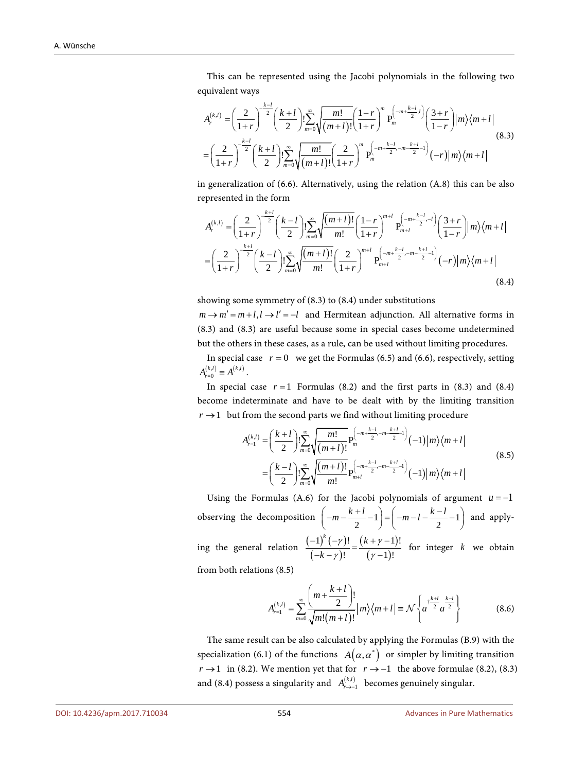This can be represented using the Jacobi polynomials in the following two equivalent ways

$$
\begin{aligned}
A_r^{(k,l)} &= \left(\frac{2}{1+r}\right)^{-\frac{k-l}{2}} \left(\frac{k+l}{2}\right)! \sum_{m=0}^{\infty} \sqrt{\frac{m!}{(m+l)!}} \left(\frac{1-r}{1+r}\right)^m \mathrm{P}_m^{\left(-m+\frac{k-l}{2},l\right)} \left(\frac{3+r}{1-r}\right) |m\rangle\langle m+l| \\
&= \left(\frac{2}{1+r}\right)^{-\frac{k-l}{2}} \left(\frac{k+l}{2}\right)! \sum_{m=0}^{\infty} \sqrt{\frac{m!}{(m+l)!}} \left(\frac{2}{1+r}\right)^m \mathrm{P}_m^{\left(-m+\frac{k-l}{2},-m-\frac{k+l}{2}-1\right)} (-r) |m\rangle\langle m+l|
\end{aligned}
\tag{8.3}
$$

in generalization of (6.6). Alternatively, using the relation (A.8) this can be also represented in the form

$$
\begin{aligned}
A_r^{(k,l)} &= \left(\frac{2}{1+r}\right)^{-\frac{k+l}{2}} \left(\frac{k-l}{2}\right)! \sum_{m=0}^{\infty} \sqrt{\frac{(m+l)!}{m!}} \left(\frac{1-r}{1+r}\right)^{m+l} \mathrm{P}_{m+l}^{\left(-m+\frac{k-l}{2},-l\right)} \left(\frac{3+r}{1-r}\right) |m\rangle\langle m+l| \\
&= \left(\frac{2}{1+r}\right)^{-\frac{k+l}{2}} \left(\frac{k-l}{2}\right)! \sum_{m=0}^{\infty} \sqrt{\frac{(m+l)!}{m!}} \left(\frac{2}{1+r}\right)^{m+l} \mathrm{P}_{m+l}^{\left(-m+\frac{k-l}{2},-m-\frac{k+l}{2}-1\right)} (-r) |m\rangle\langle m+l|
\end{aligned}
\tag{8.4}
$$

showing some symmetry of (8.3) to (8.4) under substitutions $m \rightarrow m' = m+l, l \rightarrow l' = -l$ and Hermitean adjunction. All alternative forms in (8.3) and (8.3) are useful because some in special cases become undetermined but the others in these cases, as a rule, can be used without limiting procedures.

In special case $r=0$ we get the Formulas (6.5) and (6.6), respectively, setting $A_{r=0}^{(k,l)} \equiv A^{(k,l)}$.

In special case $r=1$ Formulas (8.2) and the first parts in (8.3) and (8.4) become indeterminate and have to be dealt with by the limiting transition $r \rightarrow 1$ but from the second parts we find without limiting procedure

$$
\begin{aligned}
A_{r=1}^{(k,l)} &= \left(\frac{k+l}{2}\right)! \sum_{m=0}^{\infty} \sqrt{\frac{m!}{(m+l)!}} \mathrm{P}_m^{\left(-m+\frac{k-l}{2},-m-\frac{k+l}{2}-1\right)} (-1) |m\rangle\langle m+l| \\
&= \left(\frac{k-l}{2}\right)! \sum_{m=0}^{\infty} \sqrt{\frac{(m+l)!}{m!}} \mathrm{P}_{m+l}^{\left(-m+\frac{k-l}{2},-m-\frac{k+l}{2}-1\right)} (-1) |m\rangle\langle m+l|
\end{aligned}
\tag{8.5}
$$

Using the Formulas (A.6) for the Jacobi polynomials of argument $u=-1$ observing the decomposition $\left(-m-\frac{k+l}{2}-1\right) = \left(-m-l-\frac{k-l}{2}-1\right)$ and applying the general relation $\frac{(-1)^k (-\gamma)!}{(-k-\gamma)!} = \frac{(k+\gamma-1)!}{(\gamma-1)!}$ for integer $k$ we obtain from both relations (8.5)

$$
A_{r=1}^{(k,l)} = \sum_{m=0}^{\infty} \frac{\left(m+\frac{k+l}{2}\right)!}{\sqrt{m!(m+l)!}} |m\rangle\langle m+l| \equiv \mathcal{N}\left\{ a^{\dagger\frac{k+l}{2}} a^{\frac{k-l}{2}} \right\}
\tag{8.6}
$$

The same result can be also calculated by applying the Formulas (B.9) with the specialization (6.1) of the functions $A(\alpha,\alpha^*)$ or simpler by limiting transition $r \rightarrow 1$ in (8.2). We mention yet that for $r \rightarrow -1$ the above formulae (8.2), (8.3) and (8.4) possess a singularity and $A_{r\rightarrow -1}^{(k,l)}$ becomes genuinely singular.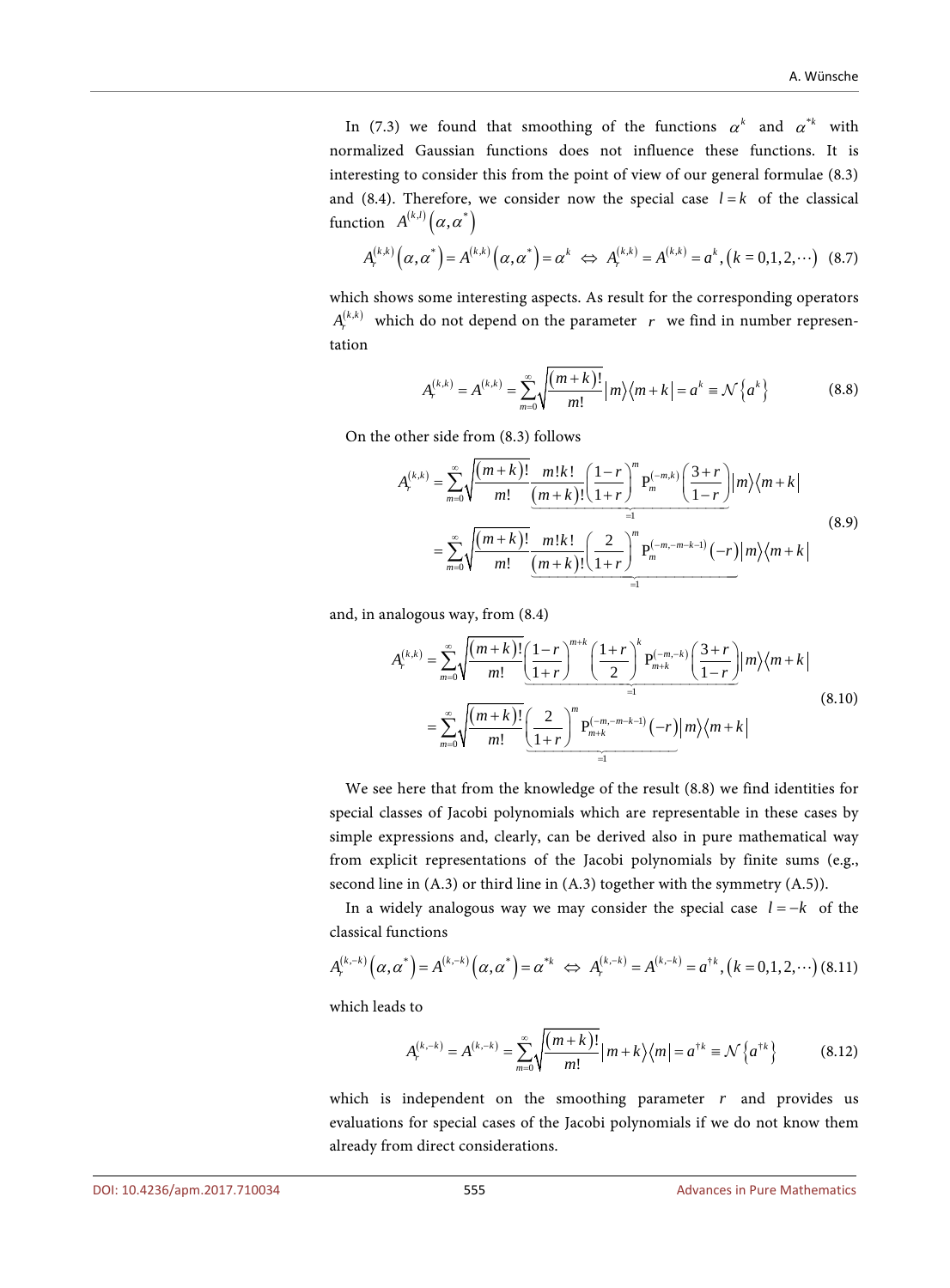In (7.3) we found that smoothing of the functions $\alpha^k$ and $\alpha^{*k}$ with normalized Gaussian functions does not influence these functions. It is interesting to consider this from the point of view of our general formulae (8.3) and (8.4). Therefore, we consider now the special case $l = k$ of the classical function $A^{(k,l)}(\alpha,\alpha^*)$

$$A_r^{(k,k)}(\alpha,\alpha^*) = A^{(k,k)}(\alpha,\alpha^*) = \alpha^k \;\Leftrightarrow\; A_r^{(k,k)} = A^{(k,k)} = a^k, \;(k = 0,1,2,\cdots) \quad (8.7)$$

which shows some interesting aspects. As result for the corresponding operators $A_r^{(k,k)}$ which do not depend on the parameter $r$ we find in number representation

$$A_r^{(k,k)} = A^{(k,k)} = \sum_{m=0}^{\infty} \sqrt{\frac{(m+k)!}{m!}} |m\rangle\langle m+k| = a^k \equiv \mathcal{N}\{a^k\} \quad (8.8)$$

On the other side from (8.3) follows

$$\begin{aligned} A_r^{(k,k)} &= \sum_{m=0}^{\infty} \sqrt{\frac{(m+k)!}{m!}} \underbrace{\frac{m!k!}{(m+k)!}\left(\frac{1-r}{1+r}\right)^m \mathrm{P}_m^{(-m,k)}\left(\frac{3+r}{1-r}\right)}_{=1} |m\rangle\langle m+k| \\ &= \sum_{m=0}^{\infty} \sqrt{\frac{(m+k)!}{m!}} \underbrace{\frac{m!k!}{(m+k)!}\left(\frac{2}{1+r}\right)^m \mathrm{P}_m^{(-m,-m-k-1)}(-r)}_{=1} |m\rangle\langle m+k| \end{aligned} \quad (8.9)$$

and, in analogous way, from (8.4)

$$\begin{aligned} A_r^{(k,k)} &= \sum_{m=0}^{\infty} \sqrt{\frac{(m+k)!}{m!}} \underbrace{\left(\frac{1-r}{1+r}\right)^{m+k}\left(\frac{1+r}{2}\right)^k \mathrm{P}_{m+k}^{(-m,-k)}\left(\frac{3+r}{1-r}\right)}_{=1} |m\rangle\langle m+k| \\ &= \sum_{m=0}^{\infty} \sqrt{\frac{(m+k)!}{m!}} \underbrace{\left(\frac{2}{1+r}\right)^m \mathrm{P}_{m+k}^{(-m,-m-k-1)}(-r)}_{=1} |m\rangle\langle m+k| \end{aligned} \quad (8.10)$$

We see here that from the knowledge of the result (8.8) we find identities for special classes of Jacobi polynomials which are representable in these cases by simple expressions and, clearly, can be derived also in pure mathematical way from explicit representations of the Jacobi polynomials by finite sums (e.g., second line in (A.3) or third line in (A.3) together with the symmetry (A.5)).

In a widely analogous way we may consider the special case $l = -k$ of the classical functions

$$A_r^{(k,-k)}(\alpha,\alpha^*) = A^{(k,-k)}(\alpha,\alpha^*) = \alpha^{*k} \;\Leftrightarrow\; A_r^{(k,-k)} = A^{(k,-k)} = a^{\dagger k}, \;(k = 0,1,2,\cdots) \quad (8.11)$$

which leads to

$$A_r^{(k,-k)} = A^{(k,-k)} = \sum_{m=0}^{\infty} \sqrt{\frac{(m+k)!}{m!}} |m+k\rangle\langle m| = a^{\dagger k} \equiv \mathcal{N}\{a^{\dagger k}\} \quad (8.12)$$

which is independent on the smoothing parameter $r$ and provides us evaluations for special cases of the Jacobi polynomials if we do not know them already from direct considerations.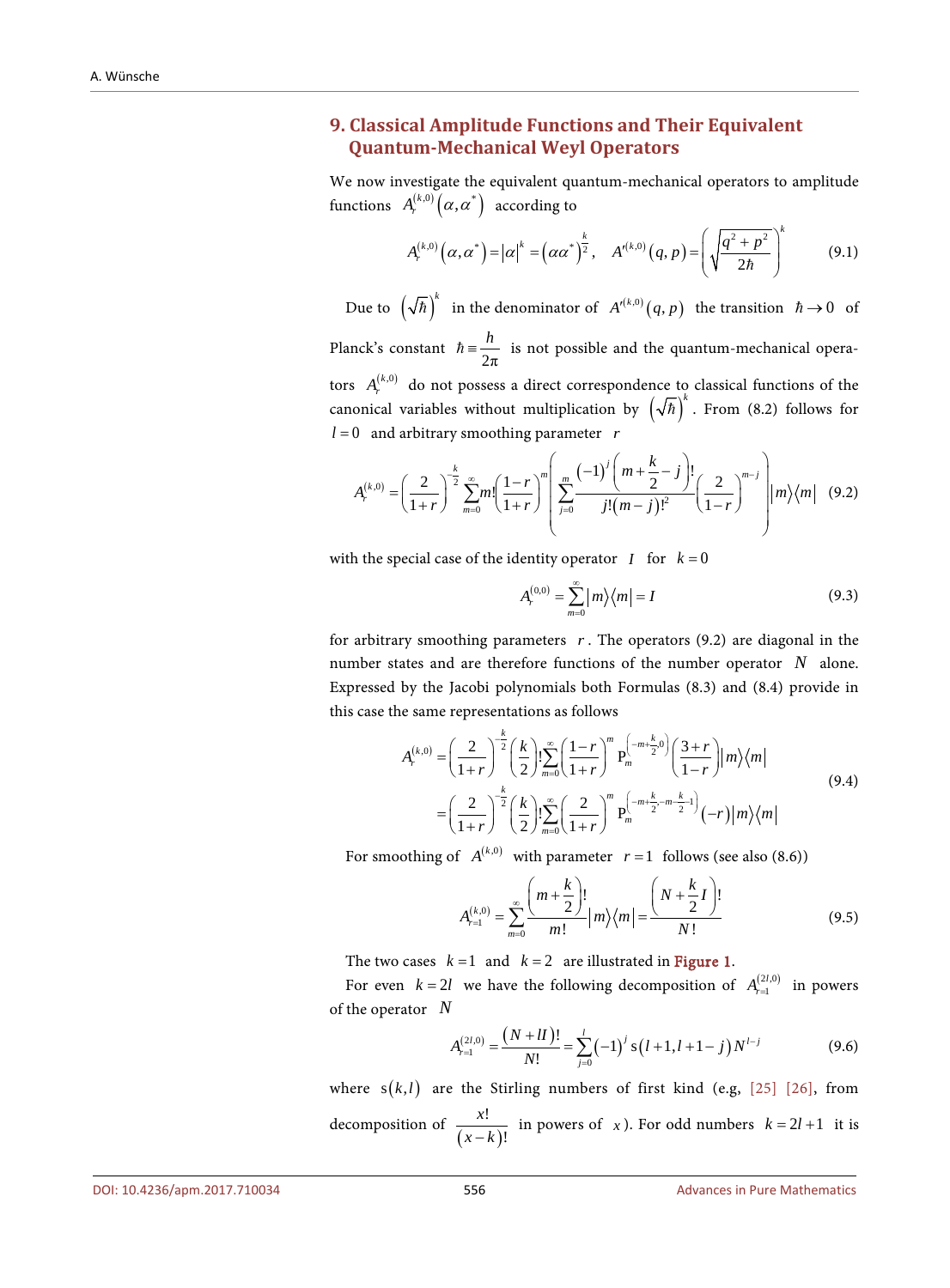## 9. Classical Amplitude Functions and Their Equivalent Quantum-Mechanical Weyl Operators

We now investigate the equivalent quantum-mechanical operators to amplitude functions $A_r^{(k,0)}\left(\alpha,\alpha^*\right)$ according to

$$A_r^{(k,0)}\left(\alpha,\alpha^*\right)=\left|\alpha\right|^k=\left(\alpha\alpha^*\right)^{\frac{k}{2}},\quad A'^{(k,0)}\left(q,p\right)=\left(\sqrt{\frac{q^2+p^2}{2\hbar}}\right)^k \tag{9.1}$$

Due to $\left(\sqrt{\hbar}\right)^k$ in the denominator of $A'^{(k,0)}\left(q,p\right)$ the transition $\hbar\to 0$ of Planck's constant $\hbar\equiv\dfrac{h}{2\pi}$ is not possible and the quantum-mechanical operators $A_r^{(k,0)}$ do not possess a direct correspondence to classical functions of the canonical variables without multiplication by $\left(\sqrt{\hbar}\right)^k$. From (8.2) follows for $l=0$ and arbitrary smoothing parameter $r$

$$A_r^{(k,0)}=\left(\frac{2}{1+r}\right)^{-\frac{k}{2}}\sum_{m=0}^{\infty}m!\left(\frac{1-r}{1+r}\right)^m\left(\sum_{j=0}^{m}\frac{(-1)^j\left(m+\frac{k}{2}-j\right)!}{j!(m-j)!^2}\left(\frac{2}{1-r}\right)^{m-j}\right)\left|m\right\rangle\left\langle m\right| \tag{9.2}$$

with the special case of the identity operator $I$ for $k=0$

$$A_r^{(0,0)}=\sum_{m=0}^{\infty}\left|m\right\rangle\left\langle m\right|=I \tag{9.3}$$

for arbitrary smoothing parameters $r$. The operators (9.2) are diagonal in the number states and are therefore functions of the number operator $N$ alone. Expressed by the Jacobi polynomials both Formulas (8.3) and (8.4) provide in this case the same representations as follows

$$\begin{aligned}A_r^{(k,0)}&=\left(\frac{2}{1+r}\right)^{-\frac{k}{2}}\left(\frac{k}{2}\right)!\sum_{m=0}^{\infty}\left(\frac{1-r}{1+r}\right)^m\mathrm{P}_m^{\left(-m+\frac{k}{2},0\right)}\left(\frac{3+r}{1-r}\right)\left|m\right\rangle\left\langle m\right|\\&=\left(\frac{2}{1+r}\right)^{-\frac{k}{2}}\left(\frac{k}{2}\right)!\sum_{m=0}^{\infty}\left(\frac{2}{1+r}\right)^m\mathrm{P}_m^{\left(-m+\frac{k}{2},-m-\frac{k}{2}-1\right)}\left(-r\right)\left|m\right\rangle\left\langle m\right|\end{aligned} \tag{9.4}$$

For smoothing of $A^{(k,0)}$ with parameter $r=1$ follows (see also (8.6))

$$A_{r=1}^{(k,0)}=\sum_{m=0}^{\infty}\frac{\left(m+\frac{k}{2}\right)!}{m!}\left|m\right\rangle\left\langle m\right|=\frac{\left(N+\frac{k}{2}I\right)!}{N!} \tag{9.5}$$

The two cases $k=1$ and $k=2$ are illustrated in Figure 1.

For even $k=2l$ we have the following decomposition of $A_{r=1}^{(2l,0)}$ in powers of the operator $N$

$$A_{r=1}^{(2l,0)}=\frac{(N+lI)!}{N!}=\sum_{j=0}^{l}(-1)^j\,\mathrm{s}\left(l+1,l+1-j\right)N^{l-j} \tag{9.6}$$

where $\mathrm{s}(k,l)$ are the Stirling numbers of first kind (e.g, [25] [26], from decomposition of $\dfrac{x!}{(x-k)!}$ in powers of $x$). For odd numbers $k=2l+1$ it is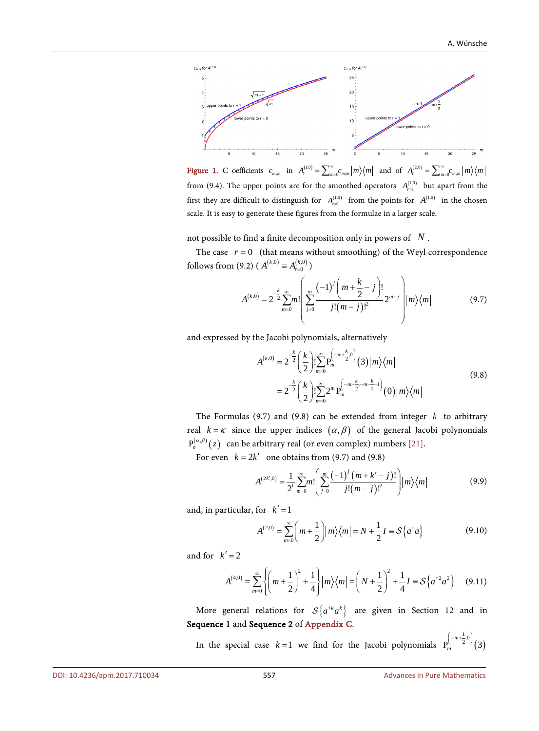**Figure 1.** C oefficients $c_{m,m}$ in $A_r^{(1,0)} = \sum_{m=0}^{\infty} c_{m,m} |m\rangle\langle m|$ and of $A_r^{(2,0)} = \sum_{m=0}^{\infty} c_{m,m} |m\rangle\langle m|$ from (9.4). The upper points are for the smoothed operators $A_{r=1}^{(1,0)}$ but apart from the first they are difficult to distinguish for $A_{r=1}^{(1,0)}$ from the points for $A^{(1,0)}$ in the chosen scale. It is easy to generate these figures from the formulae in a larger scale.

not possible to find a finite decomposition only in powers of $N$.

The case $r = 0$ (that means without smoothing) of the Weyl correspondence follows from (9.2) ($A^{(k,0)} \equiv A_{r=0}^{(k,0)}$)

$$A^{(k,0)} = 2^{-\frac{k}{2}} \sum_{m=0}^{\infty} m! \left( \sum_{j=0}^{m} \frac{(-1)^j \left( m + \frac{k}{2} - j \right)!}{j!(m-j)!^2} 2^{m-j} \right) |m\rangle\langle m| \tag{9.7}$$

and expressed by the Jacobi polynomials, alternatively

$$\begin{aligned} A^{(k,0)} &= 2^{-\frac{k}{2}} \left( \frac{k}{2} \right)! \sum_{m=0}^{\infty} \mathrm{P}_m^{\left(-m+\frac{k}{2},0\right)}(3) |m\rangle\langle m| \\ &= 2^{-\frac{k}{2}} \left( \frac{k}{2} \right)! \sum_{m=0}^{\infty} 2^m \, \mathrm{P}_m^{\left(-m+\frac{k}{2},-m-\frac{k}{2}-1\right)}(0) |m\rangle\langle m| \end{aligned} \tag{9.8}$$

The Formulas (9.7) and (9.8) can be extended from integer $k$ to arbitrary real $k = \kappa$ since the upper indices $(\alpha, \beta)$ of the general Jacobi polynomials $\mathrm{P}_n^{(\alpha,\beta)}(z)$ can be arbitrary real (or even complex) numbers [21].

For even $k = 2k'$ one obtains from (9.7) and (9.8)

$$A^{(2k',0)} = \frac{1}{2^l} \sum_{m=0}^{\infty} m! \left( \sum_{j=0}^{m} \frac{(-1)^j (m + k' - j)!}{j!(m-j)!^2} \right) |m\rangle\langle m| \tag{9.9}$$

and, in particular, for $k' = 1$

$$A^{(2,0)} = \sum_{m=0}^{\infty} \left( m + \frac{1}{2} \right) |m\rangle\langle m| = N + \frac{1}{2} I \equiv \mathcal{S}\left\{ a^\dagger a \right\} \tag{9.10}$$

and for $k' = 2$

$$A^{(4,0)} = \sum_{m=0}^{\infty} \left\{ \left( m + \frac{1}{2} \right)^2 + \frac{1}{4} \right\} |m\rangle\langle m| = \left( N + \frac{1}{2} \right)^2 + \frac{1}{4} I \equiv \mathcal{S}\left\{ a^{\dagger 2} a^2 \right\} \tag{9.11}$$

More general relations for $\mathcal{S}\left\{ a^{\dagger k} a^k \right\}$ are given in Section 12 and in **Sequence 1** and **Sequence 2** of Appendix C.

In the special case $k = 1$ we find for the Jacobi polynomials $\mathrm{P}_m^{\left(-m+\frac{1}{2},0\right)}(3)$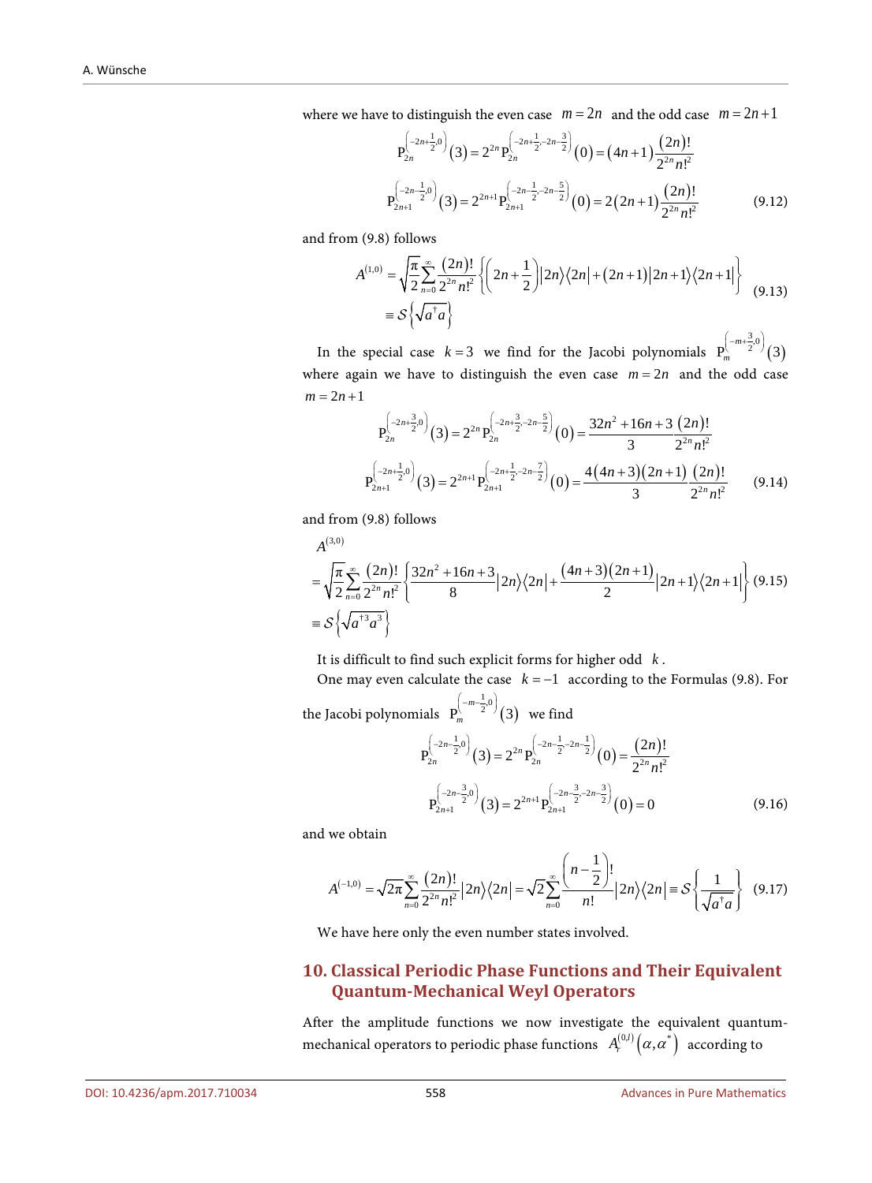where we have to distinguish the even case $m = 2n$ and the odd case $m = 2n+1$

$$
\begin{aligned}
\mathrm{P}_{2n}^{\left(-2n+\frac{1}{2},0\right)}(3) &= 2^{2n}\mathrm{P}_{2n}^{\left(-2n+\frac{1}{2},-2n-\frac{3}{2}\right)}(0) = (4n+1)\frac{(2n)!}{2^{2n}n!^2} \\
\mathrm{P}_{2n+1}^{\left(-2n-\frac{1}{2},0\right)}(3) &= 2^{2n+1}\mathrm{P}_{2n+1}^{\left(-2n-\frac{1}{2},-2n-\frac{5}{2}\right)}(0) = 2(2n+1)\frac{(2n)!}{2^{2n}n!^2}
\end{aligned}
\tag{9.12}
$$

and from (9.8) follows

$$
\begin{aligned}
A^{(1,0)} &= \sqrt{\frac{\pi}{2}}\sum_{n=0}^{\infty}\frac{(2n)!}{2^{2n}n!^2}\left\{\left(2n+\frac{1}{2}\right)|2n\rangle\langle 2n| + (2n+1)|2n+1\rangle\langle 2n+1|\right\} \\
&\equiv \mathcal{S}\left\{\sqrt{a^{\dagger}a}\right\}
\end{aligned}
\tag{9.13}
$$

In the special case $k = 3$ we find for the Jacobi polynomials $\mathrm{P}_{m}^{\left(-m+\frac{3}{2},0\right)}(3)$ where again we have to distinguish the even case $m = 2n$ and the odd case $m = 2n+1$

$$
\begin{aligned}
\mathrm{P}_{2n}^{\left(-2n+\frac{3}{2},0\right)}(3) &= 2^{2n}\mathrm{P}_{2n}^{\left(-2n+\frac{3}{2},-2n-\frac{5}{2}\right)}(0) = \frac{32n^2+16n+3}{3}\frac{(2n)!}{2^{2n}n!^2} \\
\mathrm{P}_{2n+1}^{\left(-2n+\frac{1}{2},0\right)}(3) &= 2^{2n+1}\mathrm{P}_{2n+1}^{\left(-2n+\frac{1}{2},-2n-\frac{7}{2}\right)}(0) = \frac{4(4n+3)(2n+1)}{3}\frac{(2n)!}{2^{2n}n!^2}
\end{aligned}
\tag{9.14}
$$

and from (9.8) follows

$$
\begin{aligned}
&A^{(3,0)} \\
&= \sqrt{\frac{\pi}{2}}\sum_{n=0}^{\infty}\frac{(2n)!}{2^{2n}n!^2}\left\{\frac{32n^2+16n+3}{8}|2n\rangle\langle 2n| + \frac{(4n+3)(2n+1)}{2}|2n+1\rangle\langle 2n+1|\right\} \\
&\equiv \mathcal{S}\left\{\sqrt{a^{\dagger 3}a^3}\right\}
\end{aligned}
\tag{9.15}
$$

It is difficult to find such explicit forms for higher odd $k$.

One may even calculate the case $k = -1$ according to the Formulas (9.8). For the Jacobi polynomials $\mathrm{P}_{m}^{\left(-m-\frac{1}{2},0\right)}(3)$ we find

$$
\begin{aligned}
\mathrm{P}_{2n}^{\left(-2n-\frac{1}{2},0\right)}(3) &= 2^{2n}\mathrm{P}_{2n}^{\left(-2n-\frac{1}{2},-2n-\frac{1}{2}\right)}(0) = \frac{(2n)!}{2^{2n}n!^2} \\
\mathrm{P}_{2n+1}^{\left(-2n-\frac{3}{2},0\right)}(3) &= 2^{2n+1}\mathrm{P}_{2n+1}^{\left(-2n-\frac{3}{2},-2n-\frac{3}{2}\right)}(0) = 0
\end{aligned}
\tag{9.16}
$$

and we obtain

$$
A^{(-1,0)} = \sqrt{2\pi}\sum_{n=0}^{\infty}\frac{(2n)!}{2^{2n}n!^2}|2n\rangle\langle 2n| = \sqrt{2}\sum_{n=0}^{\infty}\frac{\left(n-\frac{1}{2}\right)!}{n!}|2n\rangle\langle 2n| \equiv \mathcal{S}\left\{\frac{1}{\sqrt{a^{\dagger}a}}\right\}
\tag{9.17}
$$

We have here only the even number states involved.

## 10. Classical Periodic Phase Functions and Their Equivalent Quantum-Mechanical Weyl Operators

After the amplitude functions we now investigate the equivalent quantum-mechanical operators to periodic phase functions $A_{\mathrm{r}}^{(0,l)}(\alpha,\alpha^{*})$ according to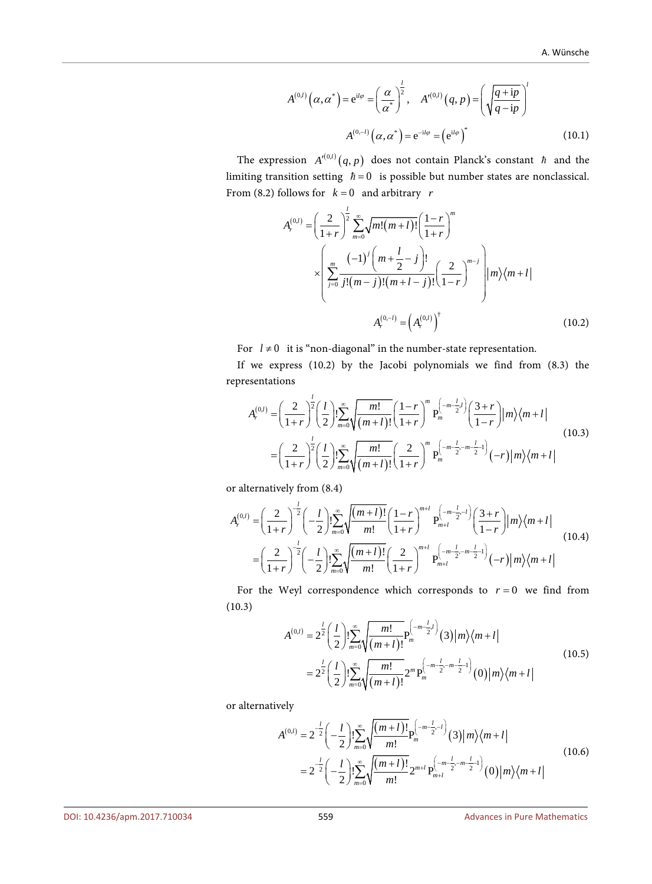$$A^{(0,l)}\left(\alpha,\alpha^*\right)=\mathrm{e}^{\mathrm{i}l\varphi}=\left(\frac{\alpha}{\alpha^*}\right)^{\frac{l}{2}},\quad A'^{(0,l)}\left(q,p\right)=\left(\sqrt{\frac{q+\mathrm{i}p}{q-\mathrm{i}p}}\right)^{l}$$

$$A^{(0,-l)}\left(\alpha,\alpha^*\right)=\mathrm{e}^{-\mathrm{i}l\varphi}=\left(\mathrm{e}^{\mathrm{i}l\varphi}\right)^{*} \tag{10.1}$$

The expression $A'^{(0,l)}(q,p)$ does not contain Planck's constant $\hbar$ and the limiting transition setting $\hbar=0$ is possible but number states are nonclassical. From (8.2) follows for $k=0$ and arbitrary $r$

$$A_r^{(0,l)}=\left(\frac{2}{1+r}\right)^{\frac{l}{2}}\sum_{m=0}^{\infty}\sqrt{m!(m+l)!}\left(\frac{1-r}{1+r}\right)^{m}\times\left(\sum_{j=0}^{m}\frac{(-1)^j\left(m+\frac{l}{2}-j\right)!}{j!(m-j)!(m+l-j)!}\left(\frac{2}{1-r}\right)^{m-j}\right)|m\rangle\langle m+l|$$

$$A_r^{(0,-l)}=\left(A_r^{(0,l)}\right)^{\dagger} \tag{10.2}$$

For $l\neq 0$ it is "non-diagonal" in the number-state representation.

If we express (10.2) by the Jacobi polynomials we find from (8.3) the representations

$$\begin{aligned}A_r^{(0,l)}&=\left(\frac{2}{1+r}\right)^{\frac{l}{2}}\left(\frac{l}{2}\right)!\sum_{m=0}^{\infty}\sqrt{\frac{m!}{(m+l)!}}\left(\frac{1-r}{1+r}\right)^{m}\mathrm{P}_m^{\left(-m-\frac{l}{2},l\right)}\left(\frac{3+r}{1-r}\right)|m\rangle\langle m+l|\\&=\left(\frac{2}{1+r}\right)^{\frac{l}{2}}\left(\frac{l}{2}\right)!\sum_{m=0}^{\infty}\sqrt{\frac{m!}{(m+l)!}}\left(\frac{2}{1+r}\right)^{m}\mathrm{P}_m^{\left(-m-\frac{l}{2},-m-\frac{l}{2}-1\right)}(-r)|m\rangle\langle m+l|\end{aligned} \tag{10.3}$$

or alternatively from (8.4)

$$\begin{aligned}A_r^{(0,l)}&=\left(\frac{2}{1+r}\right)^{-\frac{l}{2}}\left(-\frac{l}{2}\right)!\sum_{m=0}^{\infty}\sqrt{\frac{(m+l)!}{m!}}\left(\frac{1-r}{1+r}\right)^{m+l}\mathrm{P}_{m+l}^{\left(-m-\frac{l}{2},-l\right)}\left(\frac{3+r}{1-r}\right)|m\rangle\langle m+l|\\&=\left(\frac{2}{1+r}\right)^{-\frac{l}{2}}\left(-\frac{l}{2}\right)!\sum_{m=0}^{\infty}\sqrt{\frac{(m+l)!}{m!}}\left(\frac{2}{1+r}\right)^{m+l}\mathrm{P}_{m+l}^{\left(-m-\frac{l}{2},-m-\frac{l}{2}-1\right)}(-r)|m\rangle\langle m+l|\end{aligned} \tag{10.4}$$

For the Weyl correspondence which corresponds to $r=0$ we find from (10.3)

$$\begin{aligned}A^{(0,l)}&=2^{\frac{l}{2}}\left(\frac{l}{2}\right)!\sum_{m=0}^{\infty}\sqrt{\frac{m!}{(m+l)!}}\mathrm{P}_m^{\left(-m-\frac{l}{2},l\right)}(3)|m\rangle\langle m+l|\\&=2^{\frac{l}{2}}\left(\frac{l}{2}\right)!\sum_{m=0}^{\infty}\sqrt{\frac{m!}{(m+l)!}}2^{m}\mathrm{P}_m^{\left(-m-\frac{l}{2},-m-\frac{l}{2}-1\right)}(0)|m\rangle\langle m+l|\end{aligned} \tag{10.5}$$

or alternatively

$$\begin{aligned}A^{(0,l)}&=2^{-\frac{l}{2}}\left(-\frac{l}{2}\right)!\sum_{m=0}^{\infty}\sqrt{\frac{(m+l)!}{m!}}\mathrm{P}_m^{\left(-m-\frac{l}{2},-l\right)}(3)|m\rangle\langle m+l|\\&=2^{-\frac{l}{2}}\left(-\frac{l}{2}\right)!\sum_{m=0}^{\infty}\sqrt{\frac{(m+l)!}{m!}}2^{m+l}\mathrm{P}_{m+l}^{\left(-m-\frac{l}{2},-m-\frac{l}{2}-1\right)}(0)|m\rangle\langle m+l|\end{aligned} \tag{10.6}$$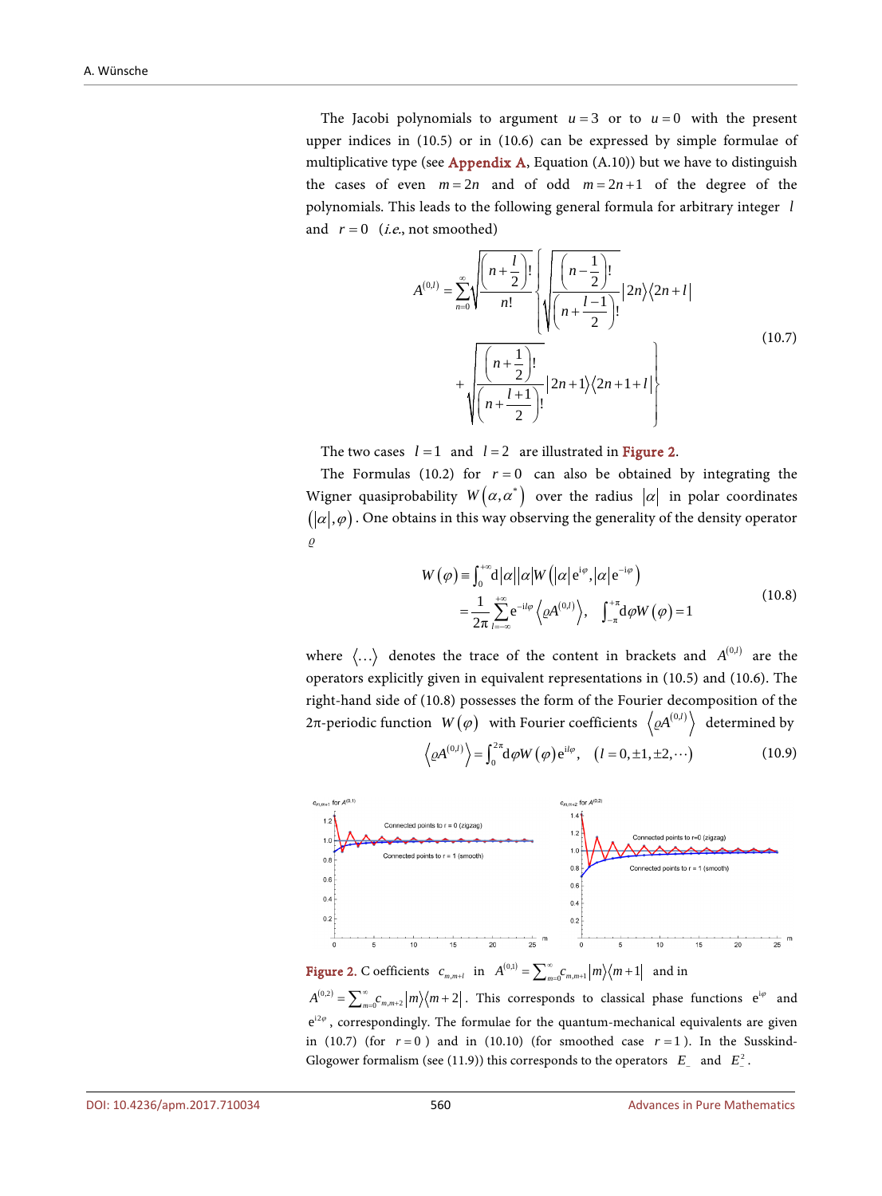The Jacobi polynomials to argument $u = 3$ or to $u = 0$ with the present upper indices in (10.5) or in (10.6) can be expressed by simple formulae of multiplicative type (see Appendix A, Equation (A.10)) but we have to distinguish the cases of even $m = 2n$ and of odd $m = 2n+1$ of the degree of the polynomials. This leads to the following general formula for arbitrary integer $l$ and $r = 0$ (*i.e.*, not smoothed)

$$
\begin{aligned}
A^{(0,l)} = \sum_{n=0}^{\infty} \sqrt{\frac{\left(n+\frac{l}{2}\right)!}{n!}} \Bigg\{ & \sqrt{\frac{\left(n-\frac{1}{2}\right)!}{\left(n+\frac{l-1}{2}\right)!}} |2n\rangle\langle 2n+l| \\
& + \sqrt{\frac{\left(n+\frac{1}{2}\right)!}{\left(n+\frac{l+1}{2}\right)!}} |2n+1\rangle\langle 2n+1+l| \Bigg\}
\end{aligned}
\tag{10.7}
$$

The two cases $l = 1$ and $l = 2$ are illustrated in Figure 2.

The Formulas (10.2) for $r = 0$ can also be obtained by integrating the Wigner quasiprobability $W(\alpha, \alpha^*)$ over the radius $|\alpha|$ in polar coordinates $(|\alpha|, \varphi)$. One obtains in this way observing the generality of the density operator $\varrho$

$$
\begin{aligned}
W(\varphi) &\equiv \int_0^{+\infty} \mathrm{d}|\alpha| |\alpha| W\left(|\alpha| \mathrm{e}^{\mathrm{i}\varphi}, |\alpha| \mathrm{e}^{-\mathrm{i}\varphi}\right) \\
&= \frac{1}{2\pi} \sum_{l=-\infty}^{+\infty} \mathrm{e}^{-\mathrm{i}l\varphi} \left\langle \varrho A^{(0,l)} \right\rangle, \quad \int_{-\pi}^{+\pi} \mathrm{d}\varphi W(\varphi) = 1
\end{aligned}
\tag{10.8}
$$

where $\langle \ldots \rangle$ denotes the trace of the content in brackets and $A^{(0,l)}$ are the operators explicitly given in equivalent representations in (10.5) and (10.6). The right-hand side of (10.8) possesses the form of the Fourier decomposition of the 2π-periodic function $W(\varphi)$ with Fourier coefficients $\left\langle \varrho A^{(0,l)} \right\rangle$ determined by

$$
\left\langle \varrho A^{(0,l)} \right\rangle = \int_0^{2\pi} \mathrm{d}\varphi W(\varphi) \mathrm{e}^{\mathrm{i}l\varphi}, \quad (l = 0, \pm 1, \pm 2, \cdots)
\tag{10.9}
$$

Figure 2. Coefficients $c_{m,m+l}$ in $A^{(0,1)} = \sum_{m=0}^{\infty} c_{m,m+1} |m\rangle\langle m+1|$ and in $A^{(0,2)} = \sum_{m=0}^{\infty} c_{m,m+2} |m\rangle\langle m+2|$. This corresponds to classical phase functions $\mathrm{e}^{\mathrm{i}\varphi}$ and $\mathrm{e}^{\mathrm{i}2\varphi}$, correspondingly. The formulae for the quantum-mechanical equivalents are given in (10.7) (for $r = 0$) and in (10.10) (for smoothed case $r = 1$). In the Susskind-Glogower formalism (see (11.9)) this corresponds to the operators $E_-$ and $E_-^2$.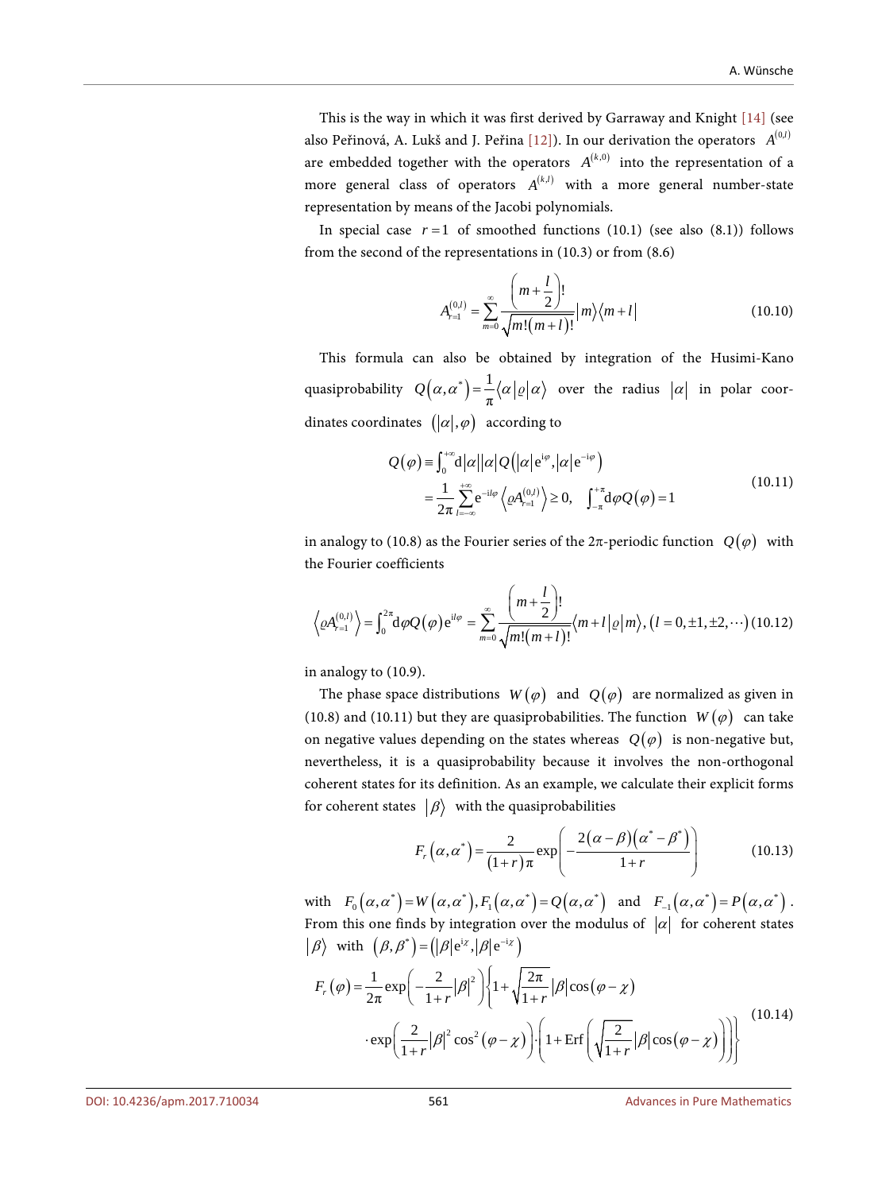This is the way in which it was first derived by Garraway and Knight [14] (see also Peřinová, A. Lukš and J. Peřina [12]). In our derivation the operators $A^{(0,l)}$ are embedded together with the operators $A^{(k,0)}$ into the representation of a more general class of operators $A^{(k,l)}$ with a more general number-state representation by means of the Jacobi polynomials.

In special case $r=1$ of smoothed functions (10.1) (see also (8.1)) follows from the second of the representations in (10.3) or from (8.6)

$$A_{r=1}^{(0,l)} = \sum_{m=0}^{\infty} \frac{\left(m+\frac{l}{2}\right)!}{\sqrt{m!(m+l)!}} |m\rangle\langle m+l| \tag{10.10}$$

This formula can also be obtained by integration of the Husimi-Kano quasiprobability $Q(\alpha,\alpha^*) = \frac{1}{\pi}\langle\alpha|\varrho|\alpha\rangle$ over the radius $|\alpha|$ in polar coordinates coordinates $(|\alpha|,\varphi)$ according to

$$\begin{aligned} Q(\varphi) &\equiv \int_0^{+\infty} \mathrm{d}|\alpha||\alpha| Q\left(|\alpha|\mathrm{e}^{\mathrm{i}\varphi}, |\alpha|\mathrm{e}^{-\mathrm{i}\varphi}\right) \\ &= \frac{1}{2\pi}\sum_{l=-\infty}^{+\infty} \mathrm{e}^{-\mathrm{i}l\varphi}\left\langle \varrho A_{r=1}^{(0,l)}\right\rangle \geq 0, \quad \int_{-\pi}^{+\pi}\mathrm{d}\varphi Q(\varphi) = 1 \end{aligned} \tag{10.11}$$

in analogy to (10.8) as the Fourier series of the $2\pi$-periodic function $Q(\varphi)$ with the Fourier coefficients

$$\left\langle \varrho A_{r=1}^{(0,l)}\right\rangle = \int_0^{2\pi}\mathrm{d}\varphi Q(\varphi)\mathrm{e}^{\mathrm{i}l\varphi} = \sum_{m=0}^{\infty}\frac{\left(m+\frac{l}{2}\right)!}{\sqrt{m!(m+l)!}}\langle m+l|\varrho|m\rangle, \left(l=0,\pm1,\pm2,\cdots\right) \tag{10.12}$$

in analogy to (10.9).

The phase space distributions $W(\varphi)$ and $Q(\varphi)$ are normalized as given in (10.8) and (10.11) but they are quasiprobabilities. The function $W(\varphi)$ can take on negative values depending on the states whereas $Q(\varphi)$ is non-negative but, nevertheless, it is a quasiprobability because it involves the non-orthogonal coherent states for its definition. As an example, we calculate their explicit forms for coherent states $|\beta\rangle$ with the quasiprobabilities

$$F_r(\alpha,\alpha^*) = \frac{2}{(1+r)\pi}\exp\left(-\frac{2(\alpha-\beta)(\alpha^*-\beta^*)}{1+r}\right) \tag{10.13}$$

with $F_0(\alpha,\alpha^*) = W(\alpha,\alpha^*), F_1(\alpha,\alpha^*) = Q(\alpha,\alpha^*)$ and $F_{-1}(\alpha,\alpha^*) = P(\alpha,\alpha^*)$. From this one finds by integration over the modulus of $|\alpha|$ for coherent states $|\beta\rangle$ with $(\beta,\beta^*) = \left(|\beta|\mathrm{e}^{\mathrm{i}\chi}, |\beta|\mathrm{e}^{-\mathrm{i}\chi}\right)$

$$\begin{aligned} F_r(\varphi) = \frac{1}{2\pi}\exp\left(-\frac{2}{1+r}|\beta|^2\right)&\left\{1+\sqrt{\frac{2\pi}{1+r}}|\beta|\cos(\varphi-\chi)\right. \\ &\left.\cdot\exp\left(\frac{2}{1+r}|\beta|^2\cos^2(\varphi-\chi)\right)\cdot\left(1+\mathrm{Erf}\left(\sqrt{\frac{2}{1+r}}|\beta|\cos(\varphi-\chi)\right)\right)\right\} \end{aligned} \tag{10.14}$$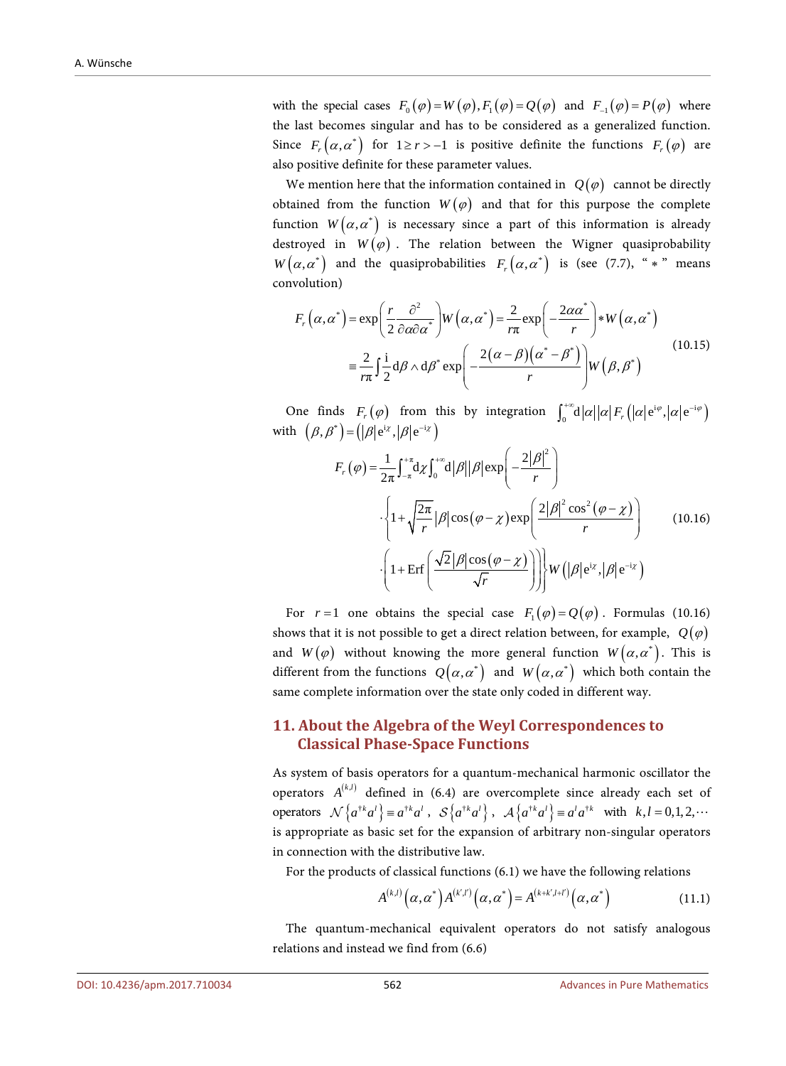with the special cases $F_0(\varphi) = W(\varphi), F_1(\varphi) = Q(\varphi)$ and $F_{-1}(\varphi) = P(\varphi)$ where the last becomes singular and has to be considered as a generalized function. Since $F_r(\alpha,\alpha^*)$ for $1 \geq r > -1$ is positive definite the functions $F_r(\varphi)$ are also positive definite for these parameter values.

We mention here that the information contained in $Q(\varphi)$ cannot be directly obtained from the function $W(\varphi)$ and that for this purpose the complete function $W(\alpha,\alpha^*)$ is necessary since a part of this information is already destroyed in $W(\varphi)$. The relation between the Wigner quasiprobability $W(\alpha,\alpha^*)$ and the quasiprobabilities $F_r(\alpha,\alpha^*)$ is (see (7.7), "$*$" means convolution)

$$
\begin{aligned}
F_r(\alpha,\alpha^*) &= \exp\left(\frac{r}{2}\frac{\partial^2}{\partial\alpha\partial\alpha^*}\right)W(\alpha,\alpha^*) = \frac{2}{r\pi}\exp\left(-\frac{2\alpha\alpha^*}{r}\right) * W(\alpha,\alpha^*) \\
&\equiv \frac{2}{r\pi}\int\frac{\mathrm{i}}{2}\mathrm{d}\beta\wedge\mathrm{d}\beta^*\exp\left(-\frac{2(\alpha-\beta)(\alpha^*-\beta^*)}{r}\right)W(\beta,\beta^*)
\end{aligned}
\tag{10.15}
$$

One finds $F_r(\varphi)$ from this by integration $\int_0^{+\infty}\mathrm{d}|\alpha||\alpha|F_r\left(|\alpha|\mathrm{e}^{\mathrm{i}\varphi},|\alpha|\mathrm{e}^{-\mathrm{i}\varphi}\right)$ with $(\beta,\beta^*) = \left(|\beta|\mathrm{e}^{\mathrm{i}\chi},|\beta|\mathrm{e}^{-\mathrm{i}\chi}\right)$

$$
\begin{aligned}
F_r(\varphi) = \frac{1}{2\pi}\int_{-\pi}^{+\pi}\mathrm{d}\chi\int_0^{+\infty}\mathrm{d}|\beta||\beta|\exp\left(-\frac{2|\beta|^2}{r}\right) \\
\cdot\left\{1+\sqrt{\frac{2\pi}{r}}|\beta|\cos(\varphi-\chi)\exp\left(\frac{2|\beta|^2\cos^2(\varphi-\chi)}{r}\right)\right. \\
\left.\cdot\left(1+\mathrm{Erf}\left(\frac{\sqrt{2}|\beta|\cos(\varphi-\chi)}{\sqrt{r}}\right)\right)\right\}W\left(|\beta|\mathrm{e}^{\mathrm{i}\chi},|\beta|\mathrm{e}^{-\mathrm{i}\chi}\right)
\end{aligned}
\tag{10.16}
$$

For $r=1$ one obtains the special case $F_1(\varphi) = Q(\varphi)$. Formulas (10.16) shows that it is not possible to get a direct relation between, for example, $Q(\varphi)$ and $W(\varphi)$ without knowing the more general function $W(\alpha,\alpha^*)$. This is different from the functions $Q(\alpha,\alpha^*)$ and $W(\alpha,\alpha^*)$ which both contain the same complete information over the state only coded in different way.

## 11. About the Algebra of the Weyl Correspondences to Classical Phase-Space Functions

As system of basis operators for a quantum-mechanical harmonic oscillator the operators $A^{(k,l)}$ defined in (6.4) are overcomplete since already each set of operators $\mathcal{N}\left\{a^{\dagger k}a^l\right\} \equiv a^{\dagger k}a^l$, $\mathcal{S}\left\{a^{\dagger k}a^l\right\}$, $\mathcal{A}\left\{a^{\dagger k}a^l\right\} \equiv a^l a^{\dagger k}$ with $k,l = 0,1,2,\cdots$ is appropriate as basic set for the expansion of arbitrary non-singular operators in connection with the distributive law.

For the products of classical functions (6.1) we have the following relations

$$
A^{(k,l)}(\alpha,\alpha^*)A^{(k',l')}(\alpha,\alpha^*) = A^{(k+k',l+l')}(\alpha,\alpha^*) \tag{11.1}
$$

The quantum-mechanical equivalent operators do not satisfy analogous relations and instead we find from (6.6)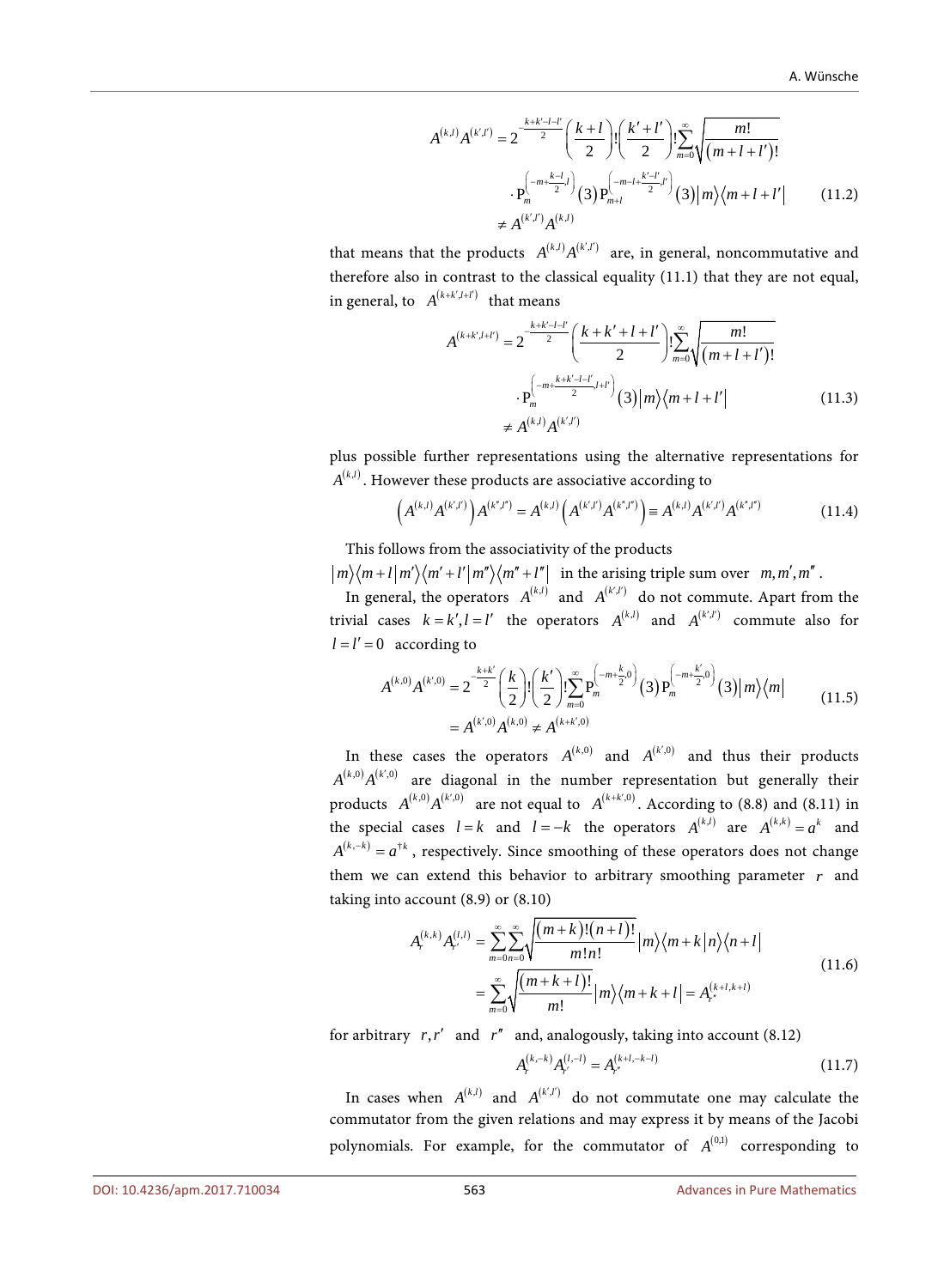$$
\begin{aligned}
A^{(k,l)}A^{(k',l')} &= 2^{-\frac{k+k'-l-l'}{2}}\left(\frac{k+l}{2}\right)!\left(\frac{k'+l'}{2}\right)!\sum_{m=0}^{\infty}\sqrt{\frac{m!}{(m+l+l')!}} \\
&\quad\cdot \mathrm{P}_m^{\left(-m+\frac{k-l}{2},l\right)}(3)\,\mathrm{P}_{m+l}^{\left(-m-l+\frac{k'-l'}{2},l'\right)}(3)\,|m\rangle\langle m+l+l'| \\
&\neq A^{(k',l')}A^{(k,l)}
\end{aligned}
\tag{11.2}
$$

that means that the products $A^{(k,l)}A^{(k',l')}$ are, in general, noncommutative and therefore also in contrast to the classical equality (11.1) that they are not equal, in general, to $A^{(k+k',l+l')}$ that means

$$
\begin{aligned}
A^{(k+k',l+l')} &= 2^{-\frac{k+k'-l-l'}{2}}\left(\frac{k+k'+l+l'}{2}\right)!\sum_{m=0}^{\infty}\sqrt{\frac{m!}{(m+l+l')!}} \\
&\quad\cdot \mathrm{P}_m^{\left(-m+\frac{k+k'-l-l'}{2},l+l'\right)}(3)\,|m\rangle\langle m+l+l'| \\
&\neq A^{(k,l)}A^{(k',l')}
\end{aligned}
\tag{11.3}
$$

plus possible further representations using the alternative representations for $A^{(k,l)}$. However these products are associative according to

$$
\left(A^{(k,l)}A^{(k',l')}\right)A^{(k'',l'')} = A^{(k,l)}\left(A^{(k',l')}A^{(k'',l'')}\right) \equiv A^{(k,l)}A^{(k',l')}A^{(k'',l'')}
\tag{11.4}
$$

This follows from the associativity of the products $|m\rangle\langle m+l|m'\rangle\langle m'+l'|m''\rangle\langle m''+l''|$ in the arising triple sum over $m,m',m''$.

In general, the operators $A^{(k,l)}$ and $A^{(k',l')}$ do not commute. Apart from the trivial cases $k=k', l=l'$ the operators $A^{(k,l)}$ and $A^{(k',l')}$ commute also for $l=l'=0$ according to

$$
\begin{aligned}
A^{(k,0)}A^{(k',0)} &= 2^{-\frac{k+k'}{2}}\left(\frac{k}{2}\right)!\left(\frac{k'}{2}\right)!\sum_{m=0}^{\infty}\mathrm{P}_m^{\left(-m+\frac{k}{2},0\right)}(3)\,\mathrm{P}_m^{\left(-m+\frac{k'}{2},0\right)}(3)\,|m\rangle\langle m| \\
&= A^{(k',0)}A^{(k,0)} \neq A^{(k+k',0)}
\end{aligned}
\tag{11.5}
$$

In these cases the operators $A^{(k,0)}$ and $A^{(k',0)}$ and thus their products $A^{(k,0)}A^{(k',0)}$ are diagonal in the number representation but generally their products $A^{(k,0)}A^{(k',0)}$ are not equal to $A^{(k+k',0)}$. According to (8.8) and (8.11) in the special cases $l=k$ and $l=-k$ the operators $A^{(k,l)}$ are $A^{(k,k)}=a^k$ and $A^{(k,-k)}=a^{\dagger k}$, respectively. Since smoothing of these operators does not change them we can extend this behavior to arbitrary smoothing parameter $r$ and taking into account (8.9) or (8.10)

$$
\begin{aligned}
A_r^{(k,k)}A_{r'}^{(l,l)} &= \sum_{m=0}^{\infty}\sum_{n=0}^{\infty}\sqrt{\frac{(m+k)!(n+l)!}{m!n!}}\,|m\rangle\langle m+k|n\rangle\langle n+l| \\
&= \sum_{m=0}^{\infty}\sqrt{\frac{(m+k+l)!}{m!}}\,|m\rangle\langle m+k+l| = A_{r''}^{(k+l,k+l)}
\end{aligned}
\tag{11.6}
$$

for arbitrary $r, r'$ and $r''$ and, analogously, taking into account (8.12)

$$
A_r^{(k,-k)}A_{r'}^{(l,-l)} = A_{r''}^{(k+l,-k-l)}
\tag{11.7}
$$

In cases when $A^{(k,l)}$ and $A^{(k',l')}$ do not commutate one may calculate the commutator from the given relations and may express it by means of the Jacobi polynomials. For example, for the commutator of $A^{(0,1)}$ corresponding to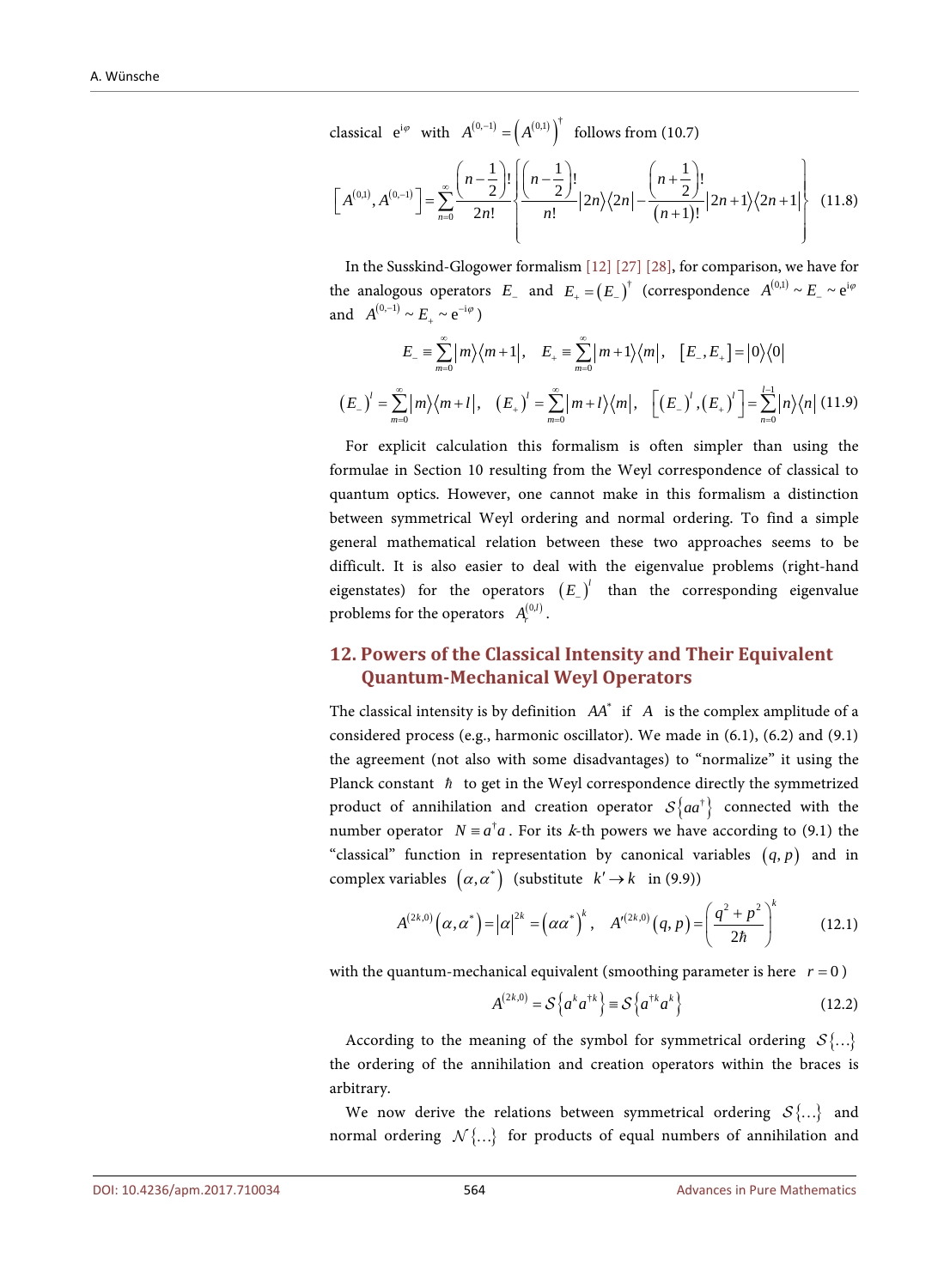classical $\mathrm{e}^{\mathrm{i}\varphi}$ with $A^{(0,-1)} = \left(A^{(0,1)}\right)^{\dagger}$ follows from (10.7)

$$\left[A^{(0,1)}, A^{(0,-1)}\right] = \sum_{n=0}^{\infty} \frac{\left(n-\frac{1}{2}\right)!}{2n!} \left\{ \frac{\left(n-\frac{1}{2}\right)!}{n!} |2n\rangle\langle 2n| - \frac{\left(n+\frac{1}{2}\right)!}{(n+1)!} |2n+1\rangle\langle 2n+1| \right\} \quad (11.8)$$

In the Susskind-Glogower formalism [12] [27] [28], for comparison, we have for the analogous operators $E_-$ and $E_+ = (E_-)^{\dagger}$ (correspondence $A^{(0,1)} \sim E_- \sim \mathrm{e}^{\mathrm{i}\varphi}$ and $A^{(0,-1)} \sim E_+ \sim \mathrm{e}^{-\mathrm{i}\varphi}$)

$$E_- \equiv \sum_{m=0}^{\infty} |m\rangle\langle m+1|, \quad E_+ \equiv \sum_{m=0}^{\infty} |m+1\rangle\langle m|, \quad [E_-, E_+] = |0\rangle\langle 0|$$

$$(E_-)^l = \sum_{m=0}^{\infty} |m\rangle\langle m+l|, \quad (E_+)^l = \sum_{m=0}^{\infty} |m+l\rangle\langle m|, \quad \left[(E_-)^l, (E_+)^l\right] = \sum_{n=0}^{l-1} |n\rangle\langle n| \quad (11.9)$$

For explicit calculation this formalism is often simpler than using the formulae in Section 10 resulting from the Weyl correspondence of classical to quantum optics. However, one cannot make in this formalism a distinction between symmetrical Weyl ordering and normal ordering. To find a simple general mathematical relation between these two approaches seems to be difficult. It is also easier to deal with the eigenvalue problems (right-hand eigenstates) for the operators $(E_-)^l$ than the corresponding eigenvalue problems for the operators $A_r^{(0,l)}$.

## 12. Powers of the Classical Intensity and Their Equivalent Quantum-Mechanical Weyl Operators

The classical intensity is by definition $AA^*$ if $A$ is the complex amplitude of a considered process (e.g., harmonic oscillator). We made in (6.1), (6.2) and (9.1) the agreement (not also with some disadvantages) to "normalize" it using the Planck constant $\hbar$ to get in the Weyl correspondence directly the symmetrized product of annihilation and creation operator $\mathcal{S}\{aa^{\dagger}\}$ connected with the number operator $N \equiv a^{\dagger}a$. For its $k$-th powers we have according to (9.1) the "classical" function in representation by canonical variables $(q, p)$ and in complex variables $(\alpha, \alpha^*)$ (substitute $k' \to k$ in (9.9))

$$A^{(2k,0)}(\alpha, \alpha^*) = |\alpha|^{2k} = (\alpha\alpha^*)^k, \quad A'^{(2k,0)}(q, p) = \left(\frac{q^2 + p^2}{2\hbar}\right)^k \quad (12.1)$$

with the quantum-mechanical equivalent (smoothing parameter is here $r = 0$)

$$A^{(2k,0)} = \mathcal{S}\left\{a^k a^{\dagger k}\right\} \equiv \mathcal{S}\left\{a^{\dagger k} a^k\right\} \quad (12.2)$$

According to the meaning of the symbol for symmetrical ordering $\mathcal{S}\{\ldots\}$ the ordering of the annihilation and creation operators within the braces is arbitrary.

We now derive the relations between symmetrical ordering $\mathcal{S}\{\ldots\}$ and normal ordering $\mathcal{N}\{\ldots\}$ for products of equal numbers of annihilation and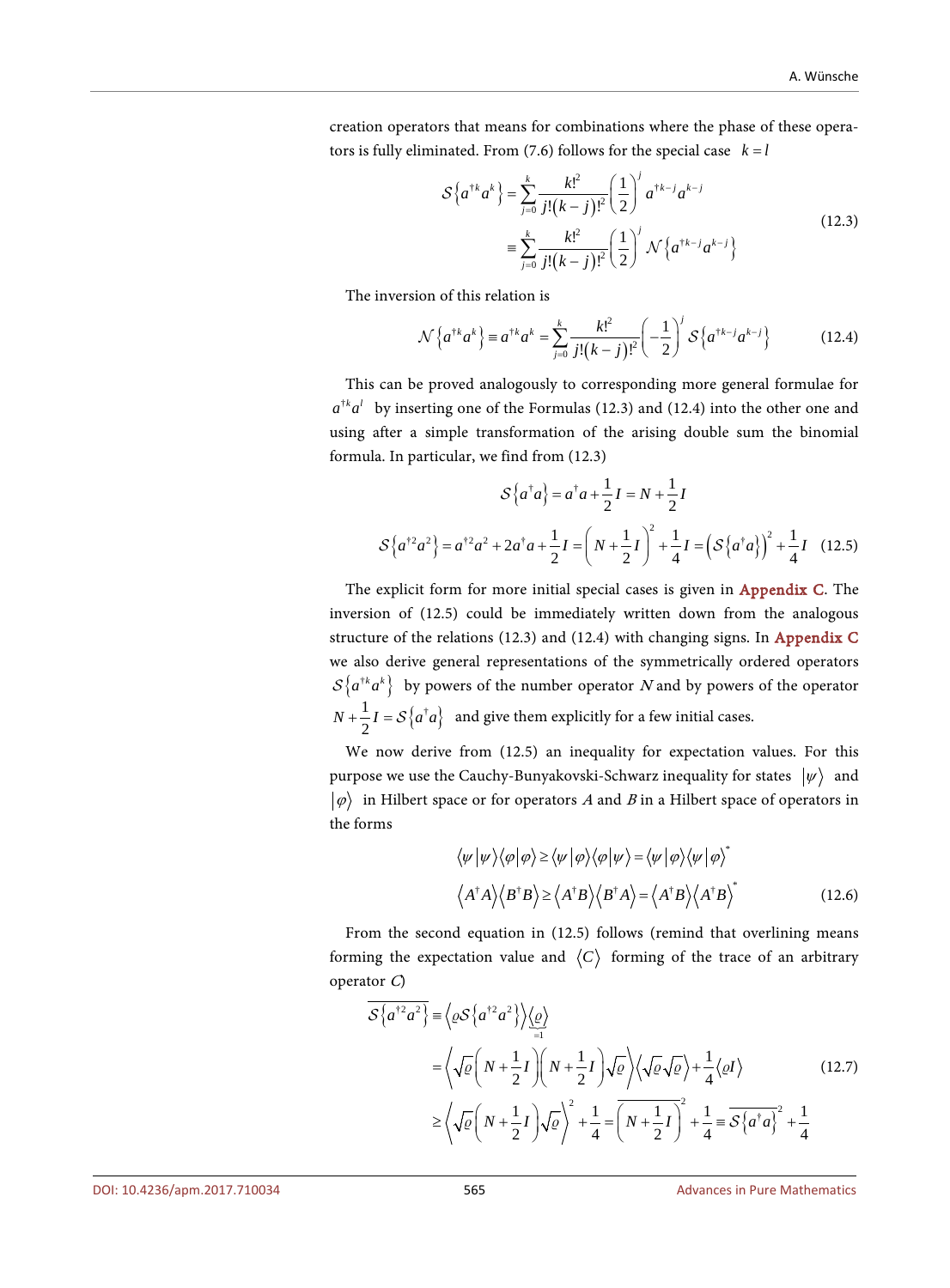creation operators that means for combinations where the phase of these operators is fully eliminated. From (7.6) follows for the special case $k=l$

$$
\begin{aligned}
\mathcal{S}\left\{a^{\dagger k}a^{k}\right\} &= \sum_{j=0}^{k}\frac{k!^{2}}{j!(k-j)!^{2}}\left(\frac{1}{2}\right)^{j}a^{\dagger k-j}a^{k-j} \\
&\equiv \sum_{j=0}^{k}\frac{k!^{2}}{j!(k-j)!^{2}}\left(\frac{1}{2}\right)^{j}\mathcal{N}\left\{a^{\dagger k-j}a^{k-j}\right\}
\end{aligned}
\tag{12.3}
$$

The inversion of this relation is

$$
\mathcal{N}\left\{a^{\dagger k}a^{k}\right\} \equiv a^{\dagger k}a^{k} = \sum_{j=0}^{k}\frac{k!^{2}}{j!(k-j)!^{2}}\left(-\frac{1}{2}\right)^{j}\mathcal{S}\left\{a^{\dagger k-j}a^{k-j}\right\}
\tag{12.4}
$$

This can be proved analogously to corresponding more general formulae for $a^{\dagger k}a^{l}$ by inserting one of the Formulas (12.3) and (12.4) into the other one and using after a simple transformation of the arising double sum the binomial formula. In particular, we find from (12.3)

$$
\begin{aligned}
\mathcal{S}\left\{a^{\dagger}a\right\} &= a^{\dagger}a+\frac{1}{2}I = N+\frac{1}{2}I \\
\mathcal{S}\left\{a^{\dagger 2}a^{2}\right\} &= a^{\dagger 2}a^{2}+2a^{\dagger}a+\frac{1}{2}I = \left(N+\frac{1}{2}I\right)^{2}+\frac{1}{4}I = \left(\mathcal{S}\left\{a^{\dagger}a\right\}\right)^{2}+\frac{1}{4}I
\end{aligned}
\tag{12.5}
$$

The explicit form for more initial special cases is given in Appendix C. The inversion of (12.5) could be immediately written down from the analogous structure of the relations (12.3) and (12.4) with changing signs. In Appendix C we also derive general representations of the symmetrically ordered operators $\mathcal{S}\left\{a^{\dagger k}a^{k}\right\}$ by powers of the number operator $N$ and by powers of the operator $N+\frac{1}{2}I=\mathcal{S}\left\{a^{\dagger}a\right\}$ and give them explicitly for a few initial cases.

We now derive from (12.5) an inequality for expectation values. For this purpose we use the Cauchy-Bunyakovski-Schwarz inequality for states $|\psi\rangle$ and $|\varphi\rangle$ in Hilbert space or for operators $A$ and $B$ in a Hilbert space of operators in the forms

$$
\begin{aligned}
\langle\psi|\psi\rangle\langle\varphi|\varphi\rangle &\geq \langle\psi|\varphi\rangle\langle\varphi|\psi\rangle = \langle\psi|\varphi\rangle\langle\psi|\varphi\rangle^{*} \\
\left\langle A^{\dagger}A\right\rangle\left\langle B^{\dagger}B\right\rangle &\geq \left\langle A^{\dagger}B\right\rangle\left\langle B^{\dagger}A\right\rangle = \left\langle A^{\dagger}B\right\rangle\left\langle A^{\dagger}B\right\rangle^{*}
\end{aligned}
\tag{12.6}
$$

From the second equation in (12.5) follows (remind that overlining means forming the expectation value and $\langle C\rangle$ forming of the trace of an arbitrary operator $C$)

$$
\begin{aligned}
\overline{\mathcal{S}\left\{a^{\dagger 2}a^{2}\right\}} &\equiv \left\langle\varrho\mathcal{S}\left\{a^{\dagger 2}a^{2}\right\}\right\rangle\underbrace{\langle\varrho\rangle}_{=1} \\
&= \left\langle\sqrt{\varrho}\left(N+\frac{1}{2}I\right)\left(N+\frac{1}{2}I\right)\sqrt{\varrho}\right\rangle\left\langle\sqrt{\varrho}\sqrt{\varrho}\right\rangle+\frac{1}{4}\langle\varrho I\rangle \\
&\geq \left\langle\sqrt{\varrho}\left(N+\frac{1}{2}I\right)\sqrt{\varrho}\right\rangle^{2}+\frac{1}{4} = \overline{\left(N+\frac{1}{2}I\right)}^{2}+\frac{1}{4} \equiv \overline{\mathcal{S}\left\{a^{\dagger}a\right\}}^{2}+\frac{1}{4}
\end{aligned}
\tag{12.7}
$$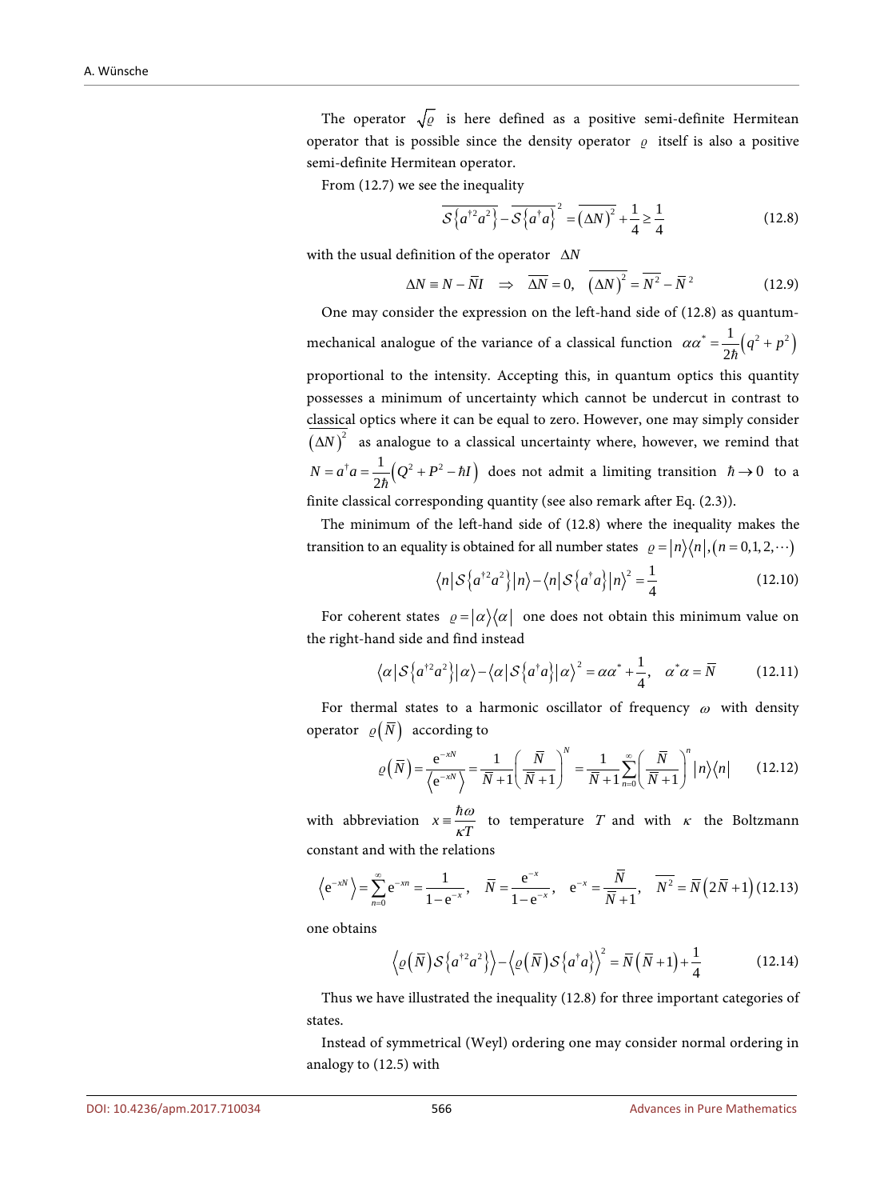The operator $\sqrt{\varrho}$ is here defined as a positive semi-definite Hermitean operator that is possible since the density operator $\varrho$ itself is also a positive semi-definite Hermitean operator.

From (12.7) we see the inequality

$$\overline{\mathcal{S}\left\{a^{\dagger 2}a^2\right\}} - \overline{\mathcal{S}\left\{a^{\dagger}a\right\}}^2 = \overline{\left(\Delta N\right)^2} + \frac{1}{4} \geq \frac{1}{4} \tag{12.8}$$

with the usual definition of the operator $\Delta N$

$$\Delta N \equiv N - \overline{N}I \quad \Rightarrow \quad \overline{\Delta N} = 0, \quad \overline{\left(\Delta N\right)^2} = \overline{N^2} - \overline{N}^2 \tag{12.9}$$

One may consider the expression on the left-hand side of (12.8) as quantum-mechanical analogue of the variance of a classical function $\alpha\alpha^* = \frac{1}{2\hbar}\left(q^2 + p^2\right)$ proportional to the intensity. Accepting this, in quantum optics this quantity possesses a minimum of uncertainty which cannot be undercut in contrast to classical optics where it can be equal to zero. However, one may simply consider $\overline{\left(\Delta N\right)^2}$ as analogue to a classical uncertainty where, however, we remind that $N = a^{\dagger}a = \frac{1}{2\hbar}\left(Q^2 + P^2 - \hbar I\right)$ does not admit a limiting transition $\hbar \to 0$ to a finite classical corresponding quantity (see also remark after Eq. (2.3)).

The minimum of the left-hand side of (12.8) where the inequality makes the transition to an equality is obtained for all number states $\varrho = |n\rangle\langle n|, (n = 0,1,2,\cdots)$

$$\langle n|\mathcal{S}\left\{a^{\dagger 2}a^2\right\}|n\rangle - \langle n|\mathcal{S}\left\{a^{\dagger}a\right\}|n\rangle^2 = \frac{1}{4} \tag{12.10}$$

For coherent states $\varrho = |\alpha\rangle\langle\alpha|$ one does not obtain this minimum value on the right-hand side and find instead

$$\langle\alpha|\mathcal{S}\left\{a^{\dagger 2}a^2\right\}|\alpha\rangle - \langle\alpha|\mathcal{S}\left\{a^{\dagger}a\right\}|\alpha\rangle^2 = \alpha\alpha^* + \frac{1}{4}, \quad \alpha^*\alpha = \overline{N} \tag{12.11}$$

For thermal states to a harmonic oscillator of frequency $\omega$ with density operator $\varrho\left(\overline{N}\right)$ according to

$$\varrho\left(\overline{N}\right) = \frac{\mathrm{e}^{-xN}}{\left\langle \mathrm{e}^{-xN}\right\rangle} = \frac{1}{\overline{N}+1}\left(\frac{\overline{N}}{\overline{N}+1}\right)^N = \frac{1}{\overline{N}+1}\sum_{n=0}^{\infty}\left(\frac{\overline{N}}{\overline{N}+1}\right)^n |n\rangle\langle n| \tag{12.12}$$

with abbreviation $x \equiv \frac{\hbar\omega}{\kappa T}$ to temperature $T$ and with $\kappa$ the Boltzmann constant and with the relations

$$\left\langle \mathrm{e}^{-xN}\right\rangle = \sum_{n=0}^{\infty}\mathrm{e}^{-xn} = \frac{1}{1-\mathrm{e}^{-x}}, \quad \overline{N} = \frac{\mathrm{e}^{-x}}{1-\mathrm{e}^{-x}}, \quad \mathrm{e}^{-x} = \frac{\overline{N}}{\overline{N}+1}, \quad \overline{N^2} = \overline{N}\left(2\overline{N}+1\right) \tag{12.13}$$

one obtains

$$\left\langle \varrho\left(\overline{N}\right)\mathcal{S}\left\{a^{\dagger 2}a^2\right\}\right\rangle - \left\langle \varrho\left(\overline{N}\right)\mathcal{S}\left\{a^{\dagger}a\right\}\right\rangle^2 = \overline{N}\left(\overline{N}+1\right) + \frac{1}{4} \tag{12.14}$$

Thus we have illustrated the inequality (12.8) for three important categories of states.

Instead of symmetrical (Weyl) ordering one may consider normal ordering in analogy to (12.5) with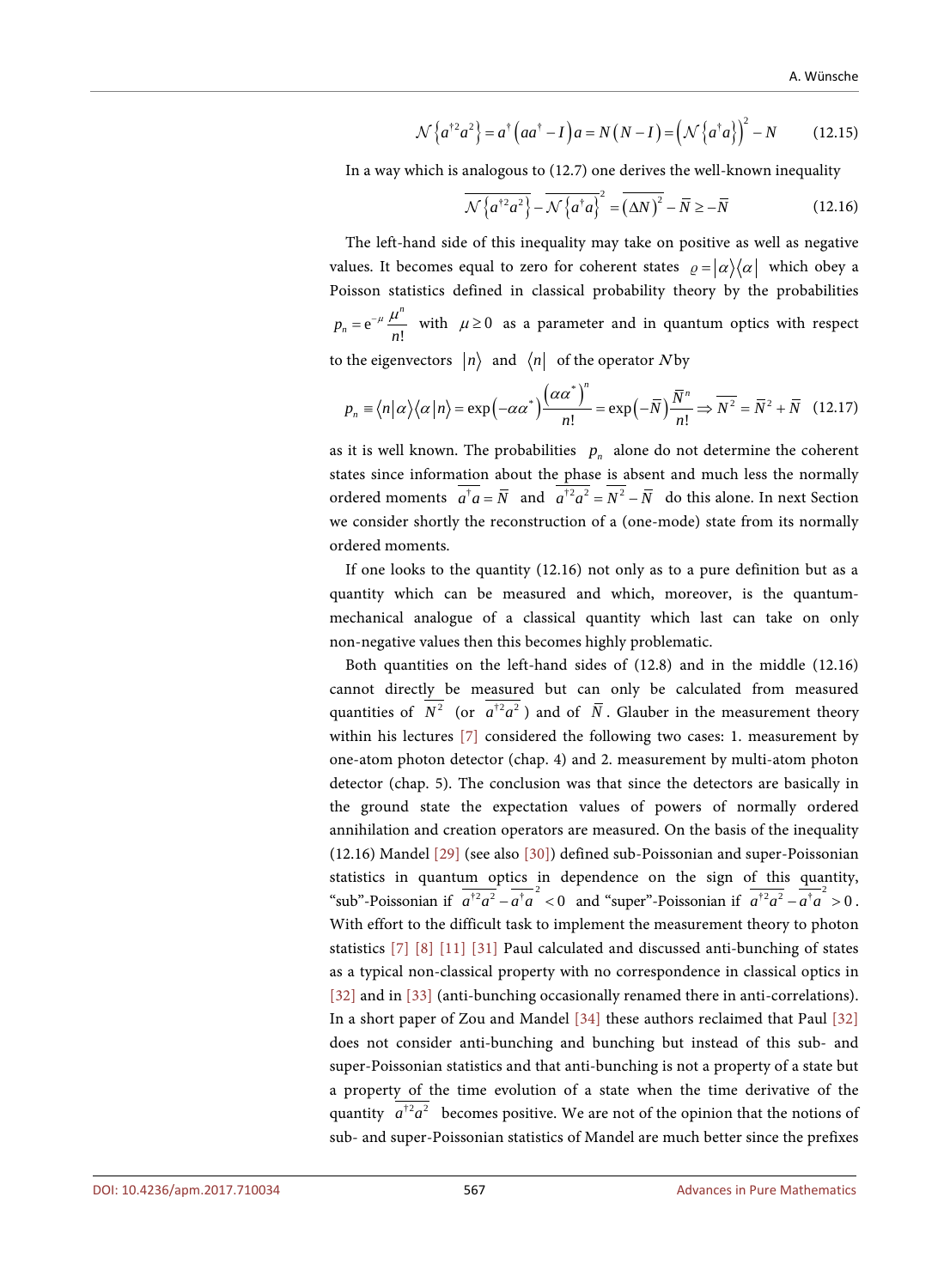$$\mathcal{N}\left\{a^{\dagger 2}a^2\right\} = a^\dagger\left(aa^\dagger - I\right)a = N\left(N - I\right) = \left(\mathcal{N}\left\{a^\dagger a\right\}\right)^2 - N \qquad (12.15)$$

In a way which is analogous to (12.7) one derives the well-known inequality

$$\overline{\mathcal{N}\left\{a^{\dagger 2}a^2\right\}} - \overline{\mathcal{N}\left\{a^\dagger a\right\}}^2 = \overline{\left(\Delta N\right)^2} - \overline{N} \geq -\overline{N} \qquad (12.16)$$

The left-hand side of this inequality may take on positive as well as negative values. It becomes equal to zero for coherent states $\varrho = |\alpha\rangle\langle\alpha|$ which obey a Poisson statistics defined in classical probability theory by the probabilities $p_n = \mathrm{e}^{-\mu}\frac{\mu^n}{n!}$ with $\mu \geq 0$ as a parameter and in quantum optics with respect to the eigenvectors $|n\rangle$ and $\langle n|$ of the operator $N$ by

$$p_n \equiv \langle n|\alpha\rangle\langle\alpha|n\rangle = \exp\left(-\alpha\alpha^*\right)\frac{\left(\alpha\alpha^*\right)^n}{n!} = \exp\left(-\overline{N}\right)\frac{\overline{N}^n}{n!} \Rightarrow \overline{N^2} = \overline{N}^2 + \overline{N} \quad (12.17)$$

as it is well known. The probabilities $p_n$ alone do not determine the coherent states since information about the phase is absent and much less the normally ordered moments $\overline{a^\dagger a} = \overline{N}$ and $\overline{a^{\dagger 2}a^2} = \overline{N^2} - \overline{N}$ do this alone. In next Section we consider shortly the reconstruction of a (one-mode) state from its normally ordered moments.

If one looks to the quantity (12.16) not only as to a pure definition but as a quantity which can be measured and which, moreover, is the quantum-mechanical analogue of a classical quantity which last can take on only non-negative values then this becomes highly problematic.

Both quantities on the left-hand sides of (12.8) and in the middle (12.16) cannot directly be measured but can only be calculated from measured quantities of $\overline{N^2}$ (or $\overline{a^{\dagger 2}a^2}$) and of $\overline{N}$. Glauber in the measurement theory within his lectures [7] considered the following two cases: 1. measurement by one-atom photon detector (chap. 4) and 2. measurement by multi-atom photon detector (chap. 5). The conclusion was that since the detectors are basically in the ground state the expectation values of powers of normally ordered annihilation and creation operators are measured. On the basis of the inequality (12.16) Mandel [29] (see also [30]) defined sub-Poissonian and super-Poissonian statistics in quantum optics in dependence on the sign of this quantity, "sub"-Poissonian if $\overline{a^{\dagger 2}a^2} - \overline{a^\dagger a}^2 < 0$ and "super"-Poissonian if $\overline{a^{\dagger 2}a^2} - \overline{a^\dagger a}^2 > 0$. With effort to the difficult task to implement the measurement theory to photon statistics [7] [8] [11] [31] Paul calculated and discussed anti-bunching of states as a typical non-classical property with no correspondence in classical optics in [32] and in [33] (anti-bunching occasionally renamed there in anti-correlations). In a short paper of Zou and Mandel [34] these authors reclaimed that Paul [32] does not consider anti-bunching and bunching but instead of this sub- and super-Poissonian statistics and that anti-bunching is not a property of a state but a property of the time evolution of a state when the time derivative of the quantity $\overline{a^{\dagger 2}a^2}$ becomes positive. We are not of the opinion that the notions of sub- and super-Poissonian statistics of Mandel are much better since the prefixes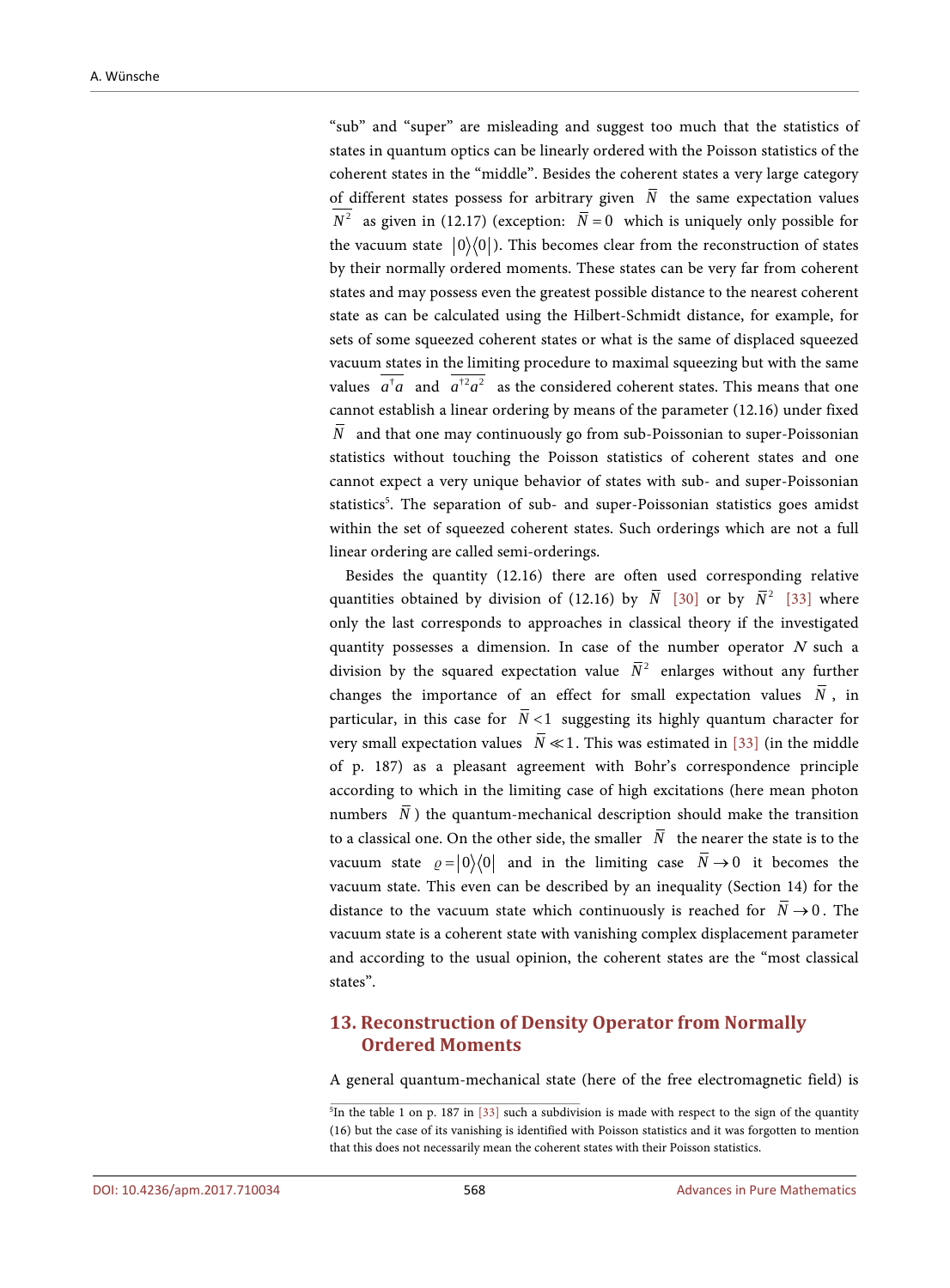"sub" and "super" are misleading and suggest too much that the statistics of states in quantum optics can be linearly ordered with the Poisson statistics of the coherent states in the "middle". Besides the coherent states a very large category of different states possess for arbitrary given $\overline{N}$ the same expectation values $\overline{N^2}$ as given in (12.17) (exception: $\overline{N}=0$ which is uniquely only possible for the vacuum state $|0\rangle\langle 0|$). This becomes clear from the reconstruction of states by their normally ordered moments. These states can be very far from coherent states and may possess even the greatest possible distance to the nearest coherent state as can be calculated using the Hilbert-Schmidt distance, for example, for sets of some squeezed coherent states or what is the same of displaced squeezed vacuum states in the limiting procedure to maximal squeezing but with the same values $\overline{a^\dagger a}$ and $\overline{a^{\dagger 2} a^2}$ as the considered coherent states. This means that one cannot establish a linear ordering by means of the parameter (12.16) under fixed $\overline{N}$ and that one may continuously go from sub-Poissonian to super-Poissonian statistics without touching the Poisson statistics of coherent states and one cannot expect a very unique behavior of states with sub- and super-Poissonian statistics[5]. The separation of sub- and super-Poissonian statistics goes amidst within the set of squeezed coherent states. Such orderings which are not a full linear ordering are called semi-orderings.

Besides the quantity (12.16) there are often used corresponding relative quantities obtained by division of (12.16) by $\overline{N}$ [30] or by $\overline{N}^2$ [33] where only the last corresponds to approaches in classical theory if the investigated quantity possesses a dimension. In case of the number operator $N$ such a division by the squared expectation value $\overline{N}^2$ enlarges without any further changes the importance of an effect for small expectation values $\overline{N}$, in particular, in this case for $\overline{N}<1$ suggesting its highly quantum character for very small expectation values $\overline{N}\ll 1$. This was estimated in [33] (in the middle of p. 187) as a pleasant agreement with Bohr's correspondence principle according to which in the limiting case of high excitations (here mean photon numbers $\overline{N}$) the quantum-mechanical description should make the transition to a classical one. On the other side, the smaller $\overline{N}$ the nearer the state is to the vacuum state $\varrho=|0\rangle\langle 0|$ and in the limiting case $\overline{N}\to 0$ it becomes the vacuum state. This even can be described by an inequality (Section 14) for the distance to the vacuum state which continuously is reached for $\overline{N}\to 0$. The vacuum state is a coherent state with vanishing complex displacement parameter and according to the usual opinion, the coherent states are the "most classical states".

## 13. Reconstruction of Density Operator from Normally Ordered Moments

A general quantum-mechanical state (here of the free electromagnetic field) is

---

[5] In the table 1 on p. 187 in [33] such a subdivision is made with respect to the sign of the quantity (16) but the case of its vanishing is identified with Poisson statistics and it was forgotten to mention that this does not necessarily mean the coherent states with their Poisson statistics.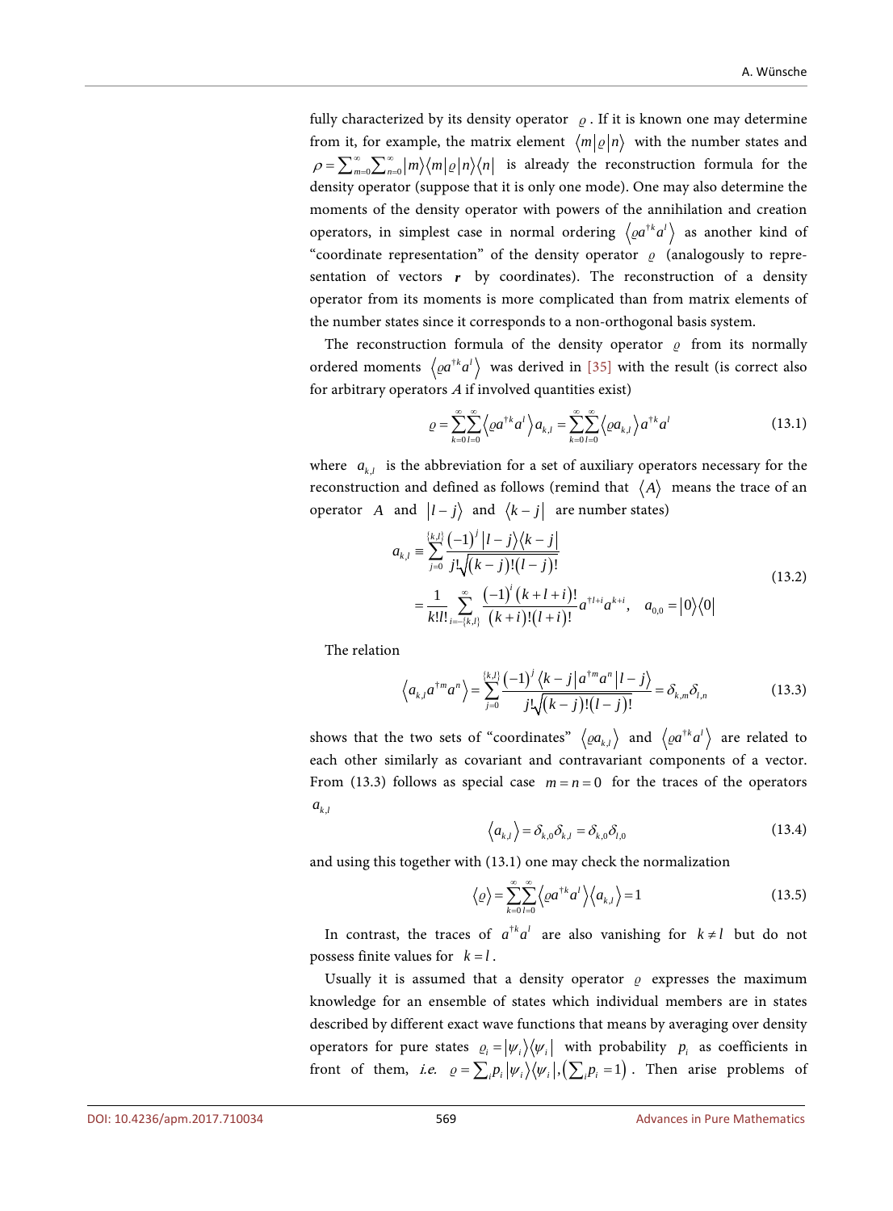fully characterized by its density operator $\varrho$. If it is known one may determine from it, for example, the matrix element $\langle m|\varrho|n\rangle$ with the number states and $\rho = \sum_{m=0}^{\infty}\sum_{n=0}^{\infty}|m\rangle\langle m|\varrho|n\rangle\langle n|$ is already the reconstruction formula for the density operator (suppose that it is only one mode). One may also determine the moments of the density operator with powers of the annihilation and creation operators, in simplest case in normal ordering $\langle \varrho a^{\dagger k}a^{l}\rangle$ as another kind of "coordinate representation" of the density operator $\varrho$ (analogously to representation of vectors $\boldsymbol{r}$ by coordinates). The reconstruction of a density operator from its moments is more complicated than from matrix elements of the number states since it corresponds to a non-orthogonal basis system.

The reconstruction formula of the density operator $\varrho$ from its normally ordered moments $\langle \varrho a^{\dagger k}a^{l}\rangle$ was derived in [35] with the result (is correct also for arbitrary operators $A$ if involved quantities exist)

$$\varrho = \sum_{k=0}^{\infty}\sum_{l=0}^{\infty}\left\langle \varrho a^{\dagger k}a^{l}\right\rangle a_{k,l} = \sum_{k=0}^{\infty}\sum_{l=0}^{\infty}\left\langle \varrho a_{k,l}\right\rangle a^{\dagger k}a^{l} \tag{13.1}$$

where $a_{k,l}$ is the abbreviation for a set of auxiliary operators necessary for the reconstruction and defined as follows (remind that $\langle A\rangle$ means the trace of an operator $A$ and $|l-j\rangle$ and $\langle k-j|$ are number states)

$$\begin{aligned} a_{k,l} &\equiv \sum_{j=0}^{\{k,l\}}\frac{(-1)^{j}|l-j\rangle\langle k-j|}{j!\sqrt{(k-j)!(l-j)!}} \\ &= \frac{1}{k!l!}\sum_{i=-\{k,l\}}^{\infty}\frac{(-1)^{i}(k+l+i)!}{(k+i)!(l+i)!}a^{\dagger l+i}a^{k+i}, \quad a_{0,0} = |0\rangle\langle 0| \end{aligned} \tag{13.2}$$

The relation

$$\left\langle a_{k,l}a^{\dagger m}a^{n}\right\rangle = \sum_{j=0}^{\{k,l\}}\frac{(-1)^{j}\langle k-j|a^{\dagger m}a^{n}|l-j\rangle}{j!\sqrt{(k-j)!(l-j)!}} = \delta_{k,m}\delta_{l,n} \tag{13.3}$$

shows that the two sets of "coordinates" $\langle \varrho a_{k,l}\rangle$ and $\langle \varrho a^{\dagger k}a^{l}\rangle$ are related to each other similarly as covariant and contravariant components of a vector. From (13.3) follows as special case $m=n=0$ for the traces of the operators $a_{k,l}$

$$\left\langle a_{k,l}\right\rangle = \delta_{k,0}\delta_{k,l} = \delta_{k,0}\delta_{l,0} \tag{13.4}$$

and using this together with (13.1) one may check the normalization

$$\langle \varrho\rangle = \sum_{k=0}^{\infty}\sum_{l=0}^{\infty}\left\langle \varrho a^{\dagger k}a^{l}\right\rangle\left\langle a_{k,l}\right\rangle = 1 \tag{13.5}$$

In contrast, the traces of $a^{\dagger k}a^{l}$ are also vanishing for $k\neq l$ but do not possess finite values for $k=l$.

Usually it is assumed that a density operator $\varrho$ expresses the maximum knowledge for an ensemble of states which individual members are in states described by different exact wave functions that means by averaging over density operators for pure states $\varrho_i = |\psi_i\rangle\langle\psi_i|$ with probability $p_i$ as coefficients in front of them, *i.e.* $\varrho = \sum_i p_i|\psi_i\rangle\langle\psi_i|, \left(\sum_i p_i = 1\right)$. Then arise problems of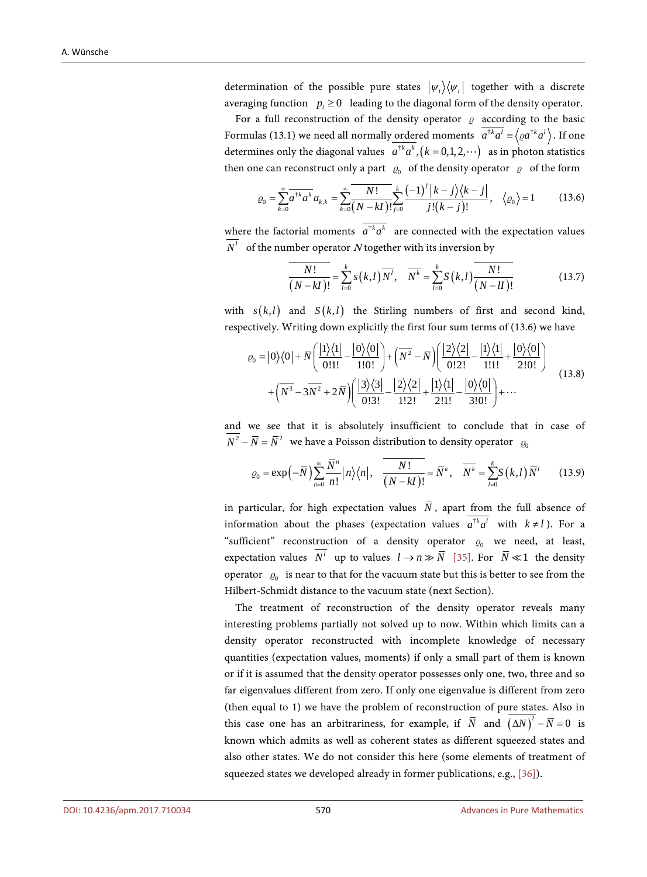determination of the possible pure states $|\psi_i\rangle\langle\psi_i|$ together with a discrete averaging function $p_i \geq 0$ leading to the diagonal form of the density operator.

For a full reconstruction of the density operator $\varrho$ according to the basic Formulas (13.1) we need all normally ordered moments $\overline{a^{\dagger k} a^l} \equiv \langle \varrho a^{\dagger k} a^l \rangle$. If one determines only the diagonal values $\overline{a^{\dagger k} a^k}, (k = 0,1,2,\cdots)$ as in photon statistics then one can reconstruct only a part $\varrho_0$ of the density operator $\varrho$ of the form

$$
\varrho_0 = \sum_{k=0}^{\infty} \overline{a^{\dagger k} a^k} a_{k,k} = \sum_{k=0}^{\infty} \overline{\frac{N!}{(N-kI)!}} \sum_{j=0}^{k} \frac{(-1)^j |k-j\rangle\langle k-j|}{j!(k-j)!}, \quad \langle \varrho_0 \rangle = 1 \tag{13.6}
$$

where the factorial moments $\overline{a^{\dagger k} a^k}$ are connected with the expectation values $\overline{N^l}$ of the number operator $N$ together with its inversion by

$$
\overline{\frac{N!}{(N-kI)!}} = \sum_{l=0}^{k} s(k,l) \overline{N^l}, \quad \overline{N^k} = \sum_{l=0}^{k} S(k,l) \overline{\frac{N!}{(N-lI)!}} \tag{13.7}
$$

with $s(k,l)$ and $S(k,l)$ the Stirling numbers of first and second kind, respectively. Writing down explicitly the first four sum terms of (13.6) we have

$$
\begin{aligned}
\varrho_0 = |0\rangle\langle 0| &+ \overline{N}\left(\frac{|1\rangle\langle 1|}{0!1!} - \frac{|0\rangle\langle 0|}{1!0!}\right) + \left(\overline{N^2} - \overline{N}\right)\left(\frac{|2\rangle\langle 2|}{0!2!} - \frac{|1\rangle\langle 1|}{1!1!} + \frac{|0\rangle\langle 0|}{2!0!}\right) \\
&+ \left(\overline{N^3} - 3\overline{N^2} + 2\overline{N}\right)\left(\frac{|3\rangle\langle 3|}{0!3!} - \frac{|2\rangle\langle 2|}{1!2!} + \frac{|1\rangle\langle 1|}{2!1!} - \frac{|0\rangle\langle 0|}{3!0!}\right) + \cdots
\end{aligned} \tag{13.8}
$$

and we see that it is absolutely insufficient to conclude that in case of $\overline{N^2} - \overline{N} = \overline{N}^2$ we have a Poisson distribution to density operator $\varrho_0$

$$
\varrho_0 = \exp\left(-\overline{N}\right) \sum_{n=0}^{\infty} \frac{\overline{N}^n}{n!} |n\rangle\langle n|, \quad \overline{\frac{N!}{(N-kI)!}} = \overline{N}^k, \quad \overline{N^k} = \sum_{l=0}^{k} S(k,l) \overline{N}^l \tag{13.9}
$$

in particular, for high expectation values $\overline{N}$, apart from the full absence of information about the phases (expectation values $\overline{a^{\dagger k} a^l}$ with $k \neq l$). For a "sufficient" reconstruction of a density operator $\varrho_0$ we need, at least, expectation values $\overline{N^l}$ up to values $l \to n \gg \overline{N}$ [35]. For $\overline{N} \ll 1$ the density operator $\varrho_0$ is near to that for the vacuum state but this is better to see from the Hilbert-Schmidt distance to the vacuum state (next Section).

The treatment of reconstruction of the density operator reveals many interesting problems partially not solved up to now. Within which limits can a density operator reconstructed with incomplete knowledge of necessary quantities (expectation values, moments) if only a small part of them is known or if it is assumed that the density operator possesses only one, two, three and so far eigenvalues different from zero. If only one eigenvalue is different from zero (then equal to 1) we have the problem of reconstruction of pure states. Also in this case one has an arbitrariness, for example, if $\overline{N}$ and $\overline{(\Delta N)^2} - \overline{N} = 0$ is known which admits as well as coherent states as different squeezed states and also other states. We do not consider this here (some elements of treatment of squeezed states we developed already in former publications, e.g., [36]).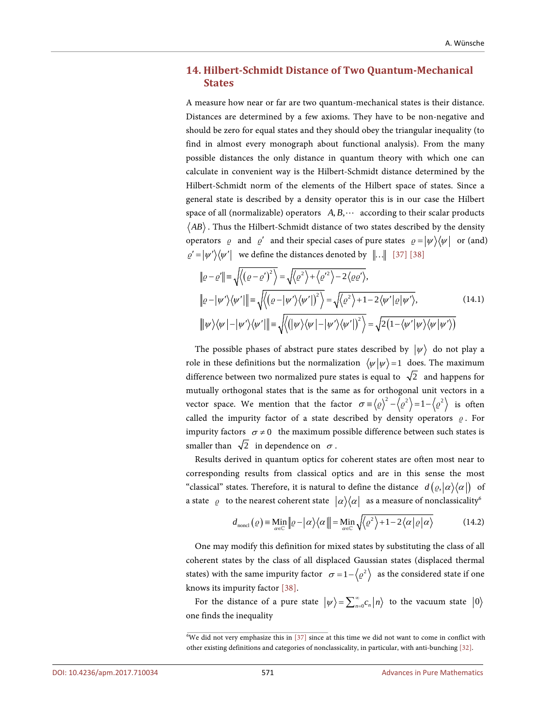## 14. Hilbert-Schmidt Distance of Two Quantum-Mechanical States

A measure how near or far are two quantum-mechanical states is their distance. Distances are determined by a few axioms. They have to be non-negative and should be zero for equal states and they should obey the triangular inequality (to find in almost every monograph about functional analysis). From the many possible distances the only distance in quantum theory with which one can calculate in convenient way is the Hilbert-Schmidt distance determined by the Hilbert-Schmidt norm of the elements of the Hilbert space of states. Since a general state is described by a density operator this is in our case the Hilbert space of all (normalizable) operators $A, B, \cdots$ according to their scalar products $\langle AB \rangle$. Thus the Hilbert-Schmidt distance of two states described by the density operators $\varrho$ and $\varrho'$ and their special cases of pure states $\varrho = |\psi\rangle\langle\psi|$ or (and) $\varrho' = |\psi'\rangle\langle\psi'|$ we define the distances denoted by $\|\ldots\|$ [37] [38]

$$
\begin{aligned}
\|\varrho - \varrho'\| &\equiv \sqrt{\left\langle (\varrho - \varrho')^2 \right\rangle} = \sqrt{\langle \varrho^2 \rangle + \langle \varrho'^2 \rangle - 2\langle \varrho\varrho' \rangle}, \\
\big\|\varrho - |\psi'\rangle\langle\psi'|\big\| &\equiv \sqrt{\left\langle \left(\varrho - |\psi'\rangle\langle\psi'|\right)^2 \right\rangle} = \sqrt{\langle \varrho^2 \rangle + 1 - 2\langle \psi'|\varrho|\psi' \rangle}, \\
\big\||\psi\rangle\langle\psi| - |\psi'\rangle\langle\psi'|\big\| &\equiv \sqrt{\left\langle \left(|\psi\rangle\langle\psi| - |\psi'\rangle\langle\psi'|\right)^2 \right\rangle} = \sqrt{2\left(1 - \langle \psi'|\psi \rangle\langle \psi|\psi' \rangle\right)}
\end{aligned}
\tag{14.1}
$$

The possible phases of abstract pure states described by $|\psi\rangle$ do not play a role in these definitions but the normalization $\langle\psi|\psi\rangle = 1$ does. The maximum difference between two normalized pure states is equal to $\sqrt{2}$ and happens for mutually orthogonal states that is the same as for orthogonal unit vectors in a vector space. We mention that the factor $\sigma \equiv \langle\varrho\rangle^2 - \langle\varrho^2\rangle = 1 - \langle\varrho^2\rangle$ is often called the impurity factor of a state described by density operators $\varrho$. For impurity factors $\sigma \neq 0$ the maximum possible difference between such states is smaller than $\sqrt{2}$ in dependence on $\sigma$.

Results derived in quantum optics for coherent states are often most near to corresponding results from classical optics and are in this sense the most "classical" states. Therefore, it is natural to define the distance $d\left(\varrho, |\alpha\rangle\langle\alpha|\right)$ of a state $\varrho$ to the nearest coherent state $|\alpha\rangle\langle\alpha|$ as a measure of nonclassicality[6]

$$
d_{\text{noncl}}(\varrho) \equiv \underset{\alpha\in\mathbb{C}}{\text{Min}} \big\|\varrho - |\alpha\rangle\langle\alpha|\big\| = \underset{\alpha\in\mathbb{C}}{\text{Min}} \sqrt{\langle\varrho^2\rangle + 1 - 2\langle\alpha|\varrho|\alpha\rangle}
\tag{14.2}
$$

One may modify this definition for mixed states by substituting the class of all coherent states by the class of all displaced Gaussian states (displaced thermal states) with the same impurity factor $\sigma = 1 - \langle\varrho^2\rangle$ as the considered state if one knows its impurity factor [38].

For the distance of a pure state $|\psi\rangle = \sum_{n=0}^{\infty} c_n |n\rangle$ to the vacuum state $|0\rangle$ one finds the inequality

---

[6] We did not very emphasize this in [37] since at this time we did not want to come in conflict with other existing definitions and categories of nonclassicality, in particular, with anti-bunching [32].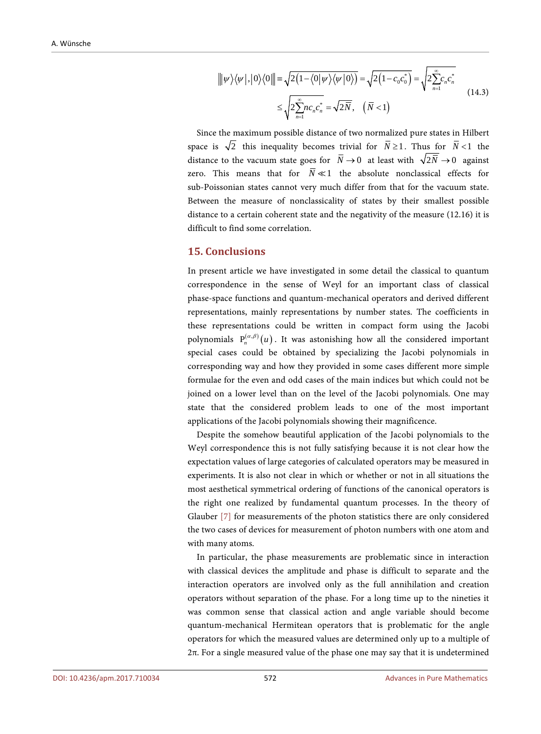$$
\begin{aligned}
\left\| |\psi\rangle\langle\psi|, |0\rangle\langle 0| \right\| &\equiv \sqrt{2\left(1-\langle 0|\psi\rangle\langle\psi|0\rangle\right)} = \sqrt{2\left(1-c_0 c_0^*\right)} = \sqrt{2\sum_{n=1}^{\infty} c_n c_n^*} \\
&\le \sqrt{2\sum_{n=1}^{\infty} n c_n c_n^*} = \sqrt{2\overline{N}}, \quad \left(\overline{N} < 1\right)
\end{aligned}
\tag{14.3}
$$

Since the maximum possible distance of two normalized pure states in Hilbert space is $\sqrt{2}$ this inequality becomes trivial for $\overline{N} \ge 1$. Thus for $\overline{N} < 1$ the distance to the vacuum state goes for $\overline{N} \to 0$ at least with $\sqrt{2\overline{N}} \to 0$ against zero. This means that for $\overline{N} \ll 1$ the absolute nonclassical effects for sub-Poissonian states cannot very much differ from that for the vacuum state. Between the measure of nonclassicality of states by their smallest possible distance to a certain coherent state and the negativity of the measure (12.16) it is difficult to find some correlation.

## 15. Conclusions

In present article we have investigated in some detail the classical to quantum correspondence in the sense of Weyl for an important class of classical phase-space functions and quantum-mechanical operators and derived different representations, mainly representations by number states. The coefficients in these representations could be written in compact form using the Jacobi polynomials $\mathrm{P}_n^{(\alpha,\beta)}(u)$. It was astonishing how all the considered important special cases could be obtained by specializing the Jacobi polynomials in corresponding way and how they provided in some cases different more simple formulae for the even and odd cases of the main indices but which could not be joined on a lower level than on the level of the Jacobi polynomials. One may state that the considered problem leads to one of the most important applications of the Jacobi polynomials showing their magnificence.

Despite the somehow beautiful application of the Jacobi polynomials to the Weyl correspondence this is not fully satisfying because it is not clear how the expectation values of large categories of calculated operators may be measured in experiments. It is also not clear in which or whether or not in all situations the most aesthetical symmetrical ordering of functions of the canonical operators is the right one realized by fundamental quantum processes. In the theory of Glauber [7] for measurements of the photon statistics there are only considered the two cases of devices for measurement of photon numbers with one atom and with many atoms.

In particular, the phase measurements are problematic since in interaction with classical devices the amplitude and phase is difficult to separate and the interaction operators are involved only as the full annihilation and creation operators without separation of the phase. For a long time up to the nineties it was common sense that classical action and angle variable should become quantum-mechanical Hermitean operators that is problematic for the angle operators for which the measured values are determined only up to a multiple of $2\pi$. For a single measured value of the phase one may say that it is undetermined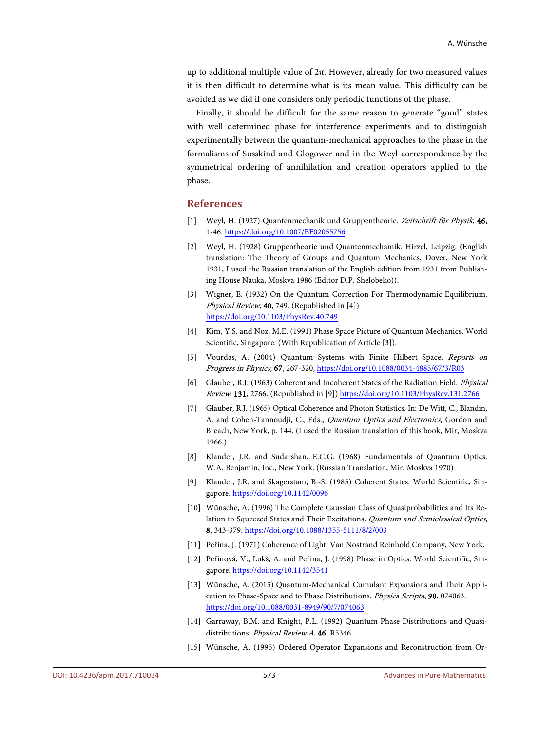up to additional multiple value of 2π. However, already for two measured values it is then difficult to determine what is its mean value. This difficulty can be avoided as we did if one considers only periodic functions of the phase.

Finally, it should be difficult for the same reason to generate "good" states with well determined phase for interference experiments and to distinguish experimentally between the quantum-mechanical approaches to the phase in the formalisms of Susskind and Glogower and in the Weyl correspondence by the symmetrical ordering of annihilation and creation operators applied to the phase.

## References

[1] Weyl, H. (1927) Quantenmechanik und Gruppentheorie. *Zeitschrift für Physik*, **46**, 1-46. https://doi.org/10.1007/BF02055756

[2] Weyl, H. (1928) Gruppentheorie und Quantenmechamik. Hirzel, Leipzig. (English translation: The Theory of Groups and Quantum Mechanics, Dover, New York 1931, I used the Russian translation of the English edition from 1931 from Publishing House Nauka, Moskva 1986 (Editor D.P. Shelobeko)).

[3] Wigner, E. (1932) On the Quantum Correction For Thermodynamic Equilibrium. *Physical Review*, **40**, 749. (Republished in [4]) https://doi.org/10.1103/PhysRev.40.749

[4] Kim, Y.S. and Noz, M.E. (1991) Phase Space Picture of Quantum Mechanics. World Scientific, Singapore. (With Republication of Article [3]).

[5] Vourdas, A. (2004) Quantum Systems with Finite Hilbert Space. *Reports on Progress in Physics*, **67**, 267-320, https://doi.org/10.1088/0034-4885/67/3/R03

[6] Glauber, R.J. (1963) Coherent and Incoherent States of the Radiation Field. *Physical Review*, **131**, 2766. (Republished in [9]) https://doi.org/10.1103/PhysRev.131.2766

[7] Glauber, R.J. (1965) Optical Coherence and Photon Statistics. In: De Witt, C., Blandin, A. and Cohen-Tannoudji, C., Eds., *Quantum Optics and Electronics*, Gordon and Breach, New York, p. 144. (I used the Russian translation of this book, Mir, Moskva 1966.)

[8] Klauder, J.R. and Sudarshan, E.C.G. (1968) Fundamentals of Quantum Optics. W.A. Benjamin, Inc., New York. (Russian Translation, Mir, Moskva 1970)

[9] Klauder, J.R. and Skagerstam, B.-S. (1985) Coherent States. World Scientific, Singapore. https://doi.org/10.1142/0096

[10] Wünsche, A. (1996) The Complete Gaussian Class of Quasiprobabilities and Its Relation to Squeezed States and Their Excitations. *Quantum and Semiclassical Optics*, **8**, 343-379. https://doi.org/10.1088/1355-5111/8/2/003

[11] Peřina, J. (1971) Coherence of Light. Van Nostrand Reinhold Company, New York.

[12] Peřinová, V., Lukš, A. and Peřina, J. (1998) Phase in Optics. World Scientific, Singapore. https://doi.org/10.1142/3541

[13] Wünsche, A. (2015) Quantum-Mechanical Cumulant Expansions and Their Application to Phase-Space and to Phase Distributions. *Physica Scripta*, **90**, 074063. https://doi.org/10.1088/0031-8949/90/7/074063

[14] Garraway, B.M. and Knight, P.L. (1992) Quantum Phase Distributions and Quasidistributions. *Physical Review A*, **46**, R5346.

[15] Wünsche, A. (1995) Ordered Operator Expansions and Reconstruction from Or-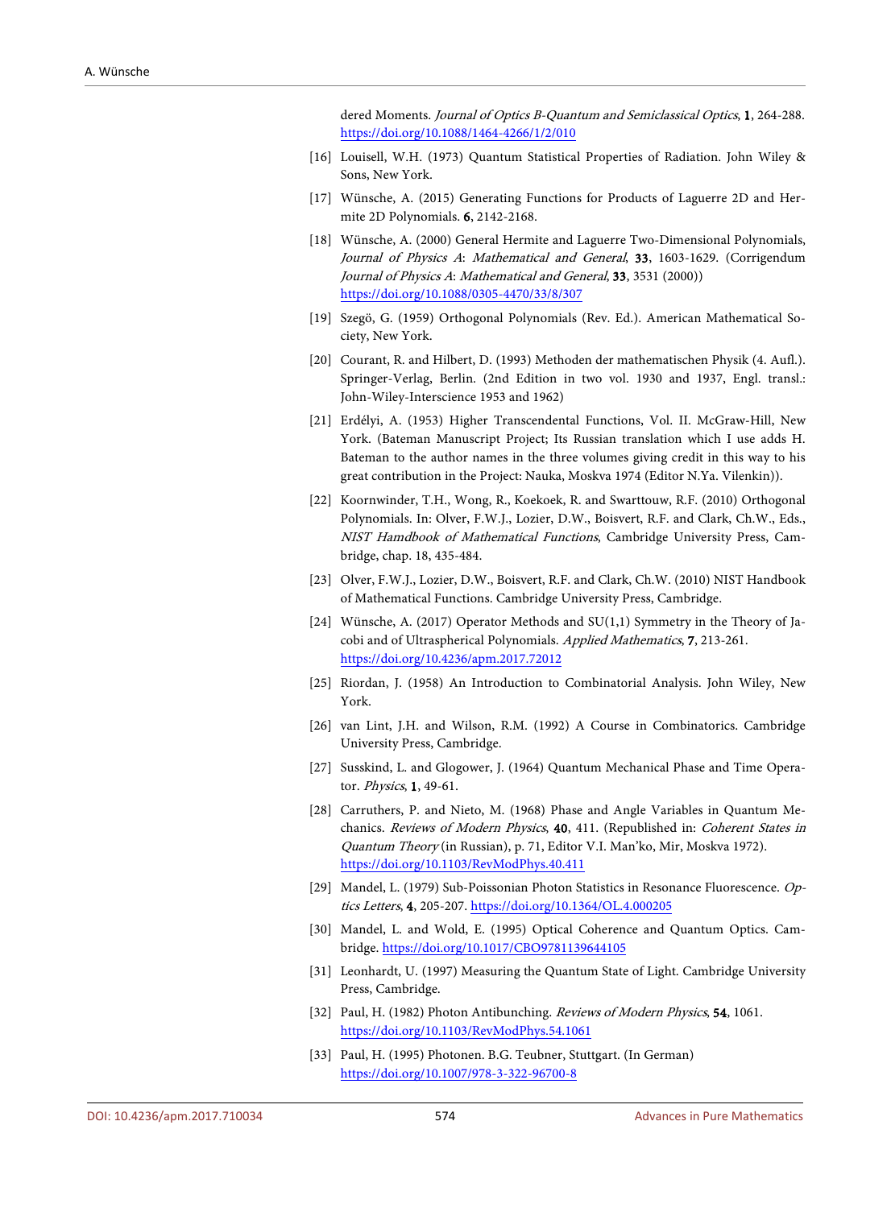dered Moments. *Journal of Optics B-Quantum and Semiclassical Optics*, **1**, 264-288. https://doi.org/10.1088/1464-4266/1/2/010

[16] Louisell, W.H. (1973) Quantum Statistical Properties of Radiation. John Wiley & Sons, New York.

[17] Wünsche, A. (2015) Generating Functions for Products of Laguerre 2D and Hermite 2D Polynomials. **6**, 2142-2168.

[18] Wünsche, A. (2000) General Hermite and Laguerre Two-Dimensional Polynomials, *Journal of Physics A*: *Mathematical and General*, **33**, 1603-1629. (Corrigendum *Journal of Physics A*: *Mathematical and General*, **33**, 3531 (2000)) https://doi.org/10.1088/0305-4470/33/8/307

[19] Szegö, G. (1959) Orthogonal Polynomials (Rev. Ed.). American Mathematical Society, New York.

[20] Courant, R. and Hilbert, D. (1993) Methoden der mathematischen Physik (4. Aufl.). Springer-Verlag, Berlin. (2nd Edition in two vol. 1930 and 1937, Engl. transl.: John-Wiley-Interscience 1953 and 1962)

[21] Erdélyi, A. (1953) Higher Transcendental Functions, Vol. II. McGraw-Hill, New York. (Bateman Manuscript Project; Its Russian translation which I use adds H. Bateman to the author names in the three volumes giving credit in this way to his great contribution in the Project: Nauka, Moskva 1974 (Editor N.Ya. Vilenkin)).

[22] Koornwinder, T.H., Wong, R., Koekoek, R. and Swarttouw, R.F. (2010) Orthogonal Polynomials. In: Olver, F.W.J., Lozier, D.W., Boisvert, R.F. and Clark, Ch.W., Eds., *NIST Hamdbook of Mathematical Functions*, Cambridge University Press, Cambridge, chap. 18, 435-484.

[23] Olver, F.W.J., Lozier, D.W., Boisvert, R.F. and Clark, Ch.W. (2010) NIST Handbook of Mathematical Functions. Cambridge University Press, Cambridge.

[24] Wünsche, A. (2017) Operator Methods and SU(1,1) Symmetry in the Theory of Jacobi and of Ultraspherical Polynomials. *Applied Mathematics*, **7**, 213-261. https://doi.org/10.4236/apm.2017.72012

[25] Riordan, J. (1958) An Introduction to Combinatorial Analysis. John Wiley, New York.

[26] van Lint, J.H. and Wilson, R.M. (1992) A Course in Combinatorics. Cambridge University Press, Cambridge.

[27] Susskind, L. and Glogower, J. (1964) Quantum Mechanical Phase and Time Operator. *Physics*, **1**, 49-61.

[28] Carruthers, P. and Nieto, M. (1968) Phase and Angle Variables in Quantum Mechanics. *Reviews of Modern Physics*, **40**, 411. (Republished in: *Coherent States in Quantum Theory* (in Russian), p. 71, Editor V.I. Man'ko, Mir, Moskva 1972). https://doi.org/10.1103/RevModPhys.40.411

[29] Mandel, L. (1979) Sub-Poissonian Photon Statistics in Resonance Fluorescence. *Optics Letters*, **4**, 205-207. https://doi.org/10.1364/OL.4.000205

[30] Mandel, L. and Wold, E. (1995) Optical Coherence and Quantum Optics. Cambridge. https://doi.org/10.1017/CBO9781139644105

[31] Leonhardt, U. (1997) Measuring the Quantum State of Light. Cambridge University Press, Cambridge.

[32] Paul, H. (1982) Photon Antibunching. *Reviews of Modern Physics*, **54**, 1061. https://doi.org/10.1103/RevModPhys.54.1061

[33] Paul, H. (1995) Photonen. B.G. Teubner, Stuttgart. (In German) https://doi.org/10.1007/978-3-322-96700-8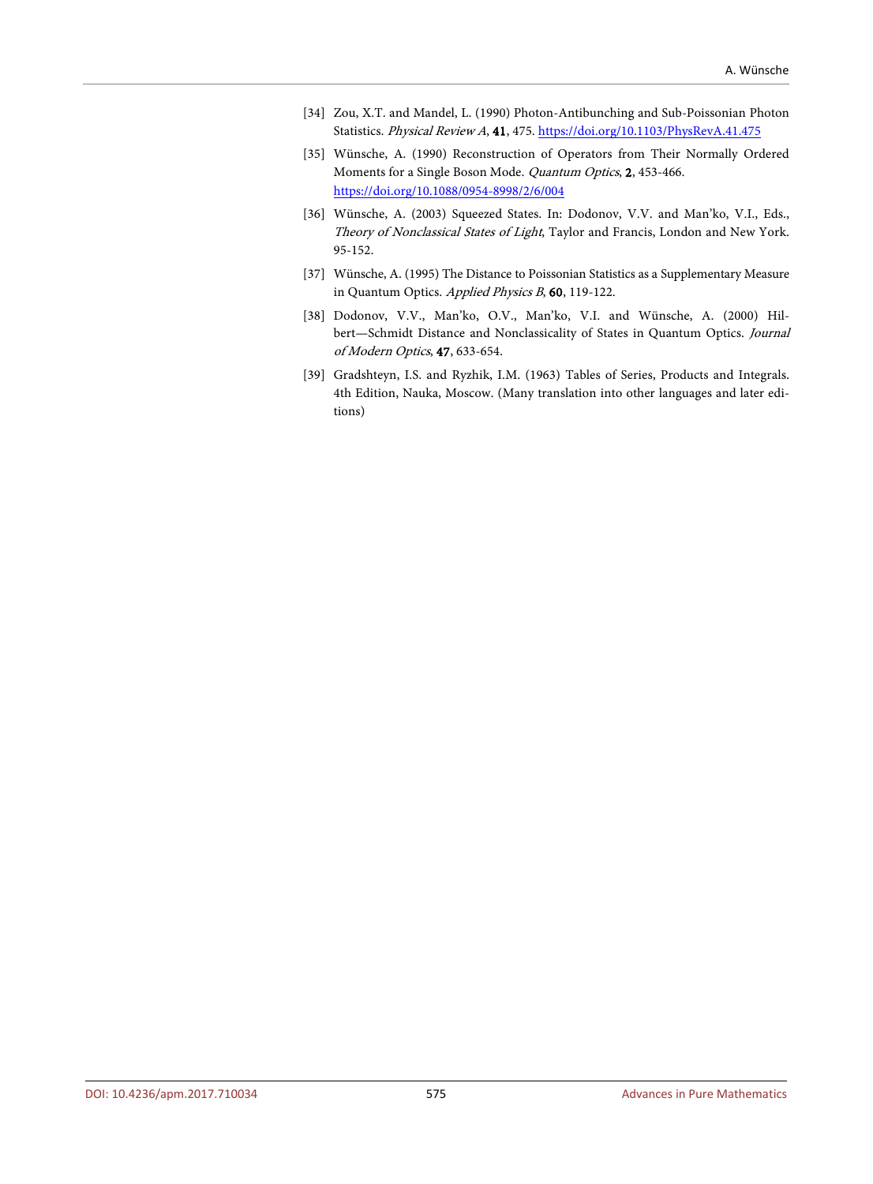[34] Zou, X.T. and Mandel, L. (1990) Photon-Antibunching and Sub-Poissonian Photon Statistics. *Physical Review A*, **41**, 475. https://doi.org/10.1103/PhysRevA.41.475

[35] Wünsche, A. (1990) Reconstruction of Operators from Their Normally Ordered Moments for a Single Boson Mode. *Quantum Optics*, **2**, 453-466. https://doi.org/10.1088/0954-8998/2/6/004

[36] Wünsche, A. (2003) Squeezed States. In: Dodonov, V.V. and Man'ko, V.I., Eds., *Theory of Nonclassical States of Light*, Taylor and Francis, London and New York. 95-152.

[37] Wünsche, A. (1995) The Distance to Poissonian Statistics as a Supplementary Measure in Quantum Optics. *Applied Physics B*, **60**, 119-122.

[38] Dodonov, V.V., Man'ko, O.V., Man'ko, V.I. and Wünsche, A. (2000) Hilbert—Schmidt Distance and Nonclassicality of States in Quantum Optics. *Journal of Modern Optics*, **47**, 633-654.

[39] Gradshteyn, I.S. and Ryzhik, I.M. (1963) Tables of Series, Products and Integrals. 4th Edition, Nauka, Moscow. (Many translation into other languages and later editions)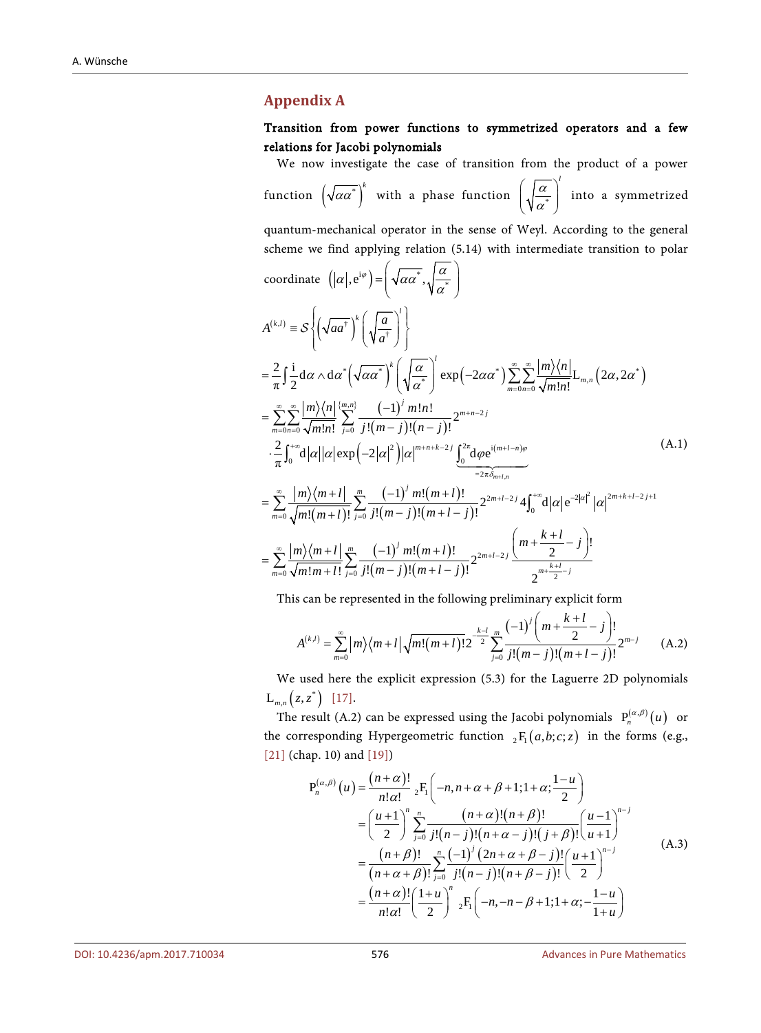## Appendix A

**Transition from power functions to symmetrized operators and a few relations for Jacobi polynomials**

We now investigate the case of transition from the product of a power function $\left(\sqrt{\alpha\alpha^*}\right)^k$ with a phase function $\left(\sqrt{\frac{\alpha}{\alpha^*}}\right)^l$ into a symmetrized quantum-mechanical operator in the sense of Weyl. According to the general scheme we find applying relation (5.14) with intermediate transition to polar coordinate $\left(|\alpha|, \mathrm{e}^{\mathrm{i}\varphi}\right) = \left(\sqrt{\alpha\alpha^*}, \sqrt{\frac{\alpha}{\alpha^*}}\right)$

$$
\begin{aligned}
A^{(k,l)} &\equiv \mathcal{S}\left\{\left(\sqrt{aa^\dagger}\right)^k \left(\sqrt{\frac{a}{a^\dagger}}\right)^l\right\} \\
&= \frac{2}{\pi}\int \frac{\mathrm{i}}{2}\mathrm{d}\alpha \wedge \mathrm{d}\alpha^* \left(\sqrt{\alpha\alpha^*}\right)^k \left(\sqrt{\frac{\alpha}{\alpha^*}}\right)^l \exp\left(-2\alpha\alpha^*\right) \sum_{m=0}^{\infty}\sum_{n=0}^{\infty} \frac{|m\rangle\langle n|}{\sqrt{m!n!}} \mathrm{L}_{m,n}\left(2\alpha, 2\alpha^*\right) \\
&= \sum_{m=0}^{\infty}\sum_{n=0}^{\infty} \frac{|m\rangle\langle n|}{\sqrt{m!n!}} \sum_{j=0}^{\{m,n\}} \frac{(-1)^j m!n!}{j!(m-j)!(n-j)!} 2^{m+n-2j} \\
&\quad \cdot \frac{2}{\pi}\int_0^{+\infty} \mathrm{d}|\alpha||\alpha| \exp\left(-2|\alpha|^2\right) |\alpha|^{m+n+k-2j} \underbrace{\int_0^{2\pi}\mathrm{d}\varphi \mathrm{e}^{\mathrm{i}(m+l-n)\varphi}}_{=2\pi\delta_{m+l,n}} \\
&= \sum_{m=0}^{\infty} \frac{|m\rangle\langle m+l|}{\sqrt{m!(m+l)!}} \sum_{j=0}^{m} \frac{(-1)^j m!(m+l)!}{j!(m-j)!(m+l-j)!} 2^{2m+l-2j} 4\int_0^{+\infty} \mathrm{d}|\alpha| \mathrm{e}^{-2|\alpha|^2} |\alpha|^{2m+k+l-2j+1} \\
&= \sum_{m=0}^{\infty} \frac{|m\rangle\langle m+l|}{\sqrt{m!m+l!}} \sum_{j=0}^{m} \frac{(-1)^j m!(m+l)!}{j!(m-j)!(m+l-j)!} 2^{2m+l-2j} \frac{\left(m+\frac{k+l}{2}-j\right)!}{2^{m+\frac{k+l}{2}-j}}
\end{aligned}
\tag{A.1}
$$

This can be represented in the following preliminary explicit form

$$
A^{(k,l)} = \sum_{m=0}^{\infty} |m\rangle\langle m+l| \sqrt{m!(m+l)!}\, 2^{-\frac{k-l}{2}} \sum_{j=0}^{m} \frac{(-1)^j \left(m+\frac{k+l}{2}-j\right)!}{j!(m-j)!(m+l-j)!} 2^{m-j} \tag{A.2}
$$

We used here the explicit expression (5.3) for the Laguerre 2D polynomials $\mathrm{L}_{m,n}\left(z,z^*\right)$ [17].

The result (A.2) can be expressed using the Jacobi polynomials $\mathrm{P}_n^{(\alpha,\beta)}(u)$ or the corresponding Hypergeometric function ${}_2\mathrm{F}_1(a,b;c;z)$ in the forms (e.g., [21] (chap. 10) and [19])

$$
\begin{aligned}
\mathrm{P}_n^{(\alpha,\beta)}(u) &= \frac{(n+\alpha)!}{n!\alpha!}\, {}_2\mathrm{F}_1\left(-n, n+\alpha+\beta+1; 1+\alpha; \frac{1-u}{2}\right) \\
&= \left(\frac{u+1}{2}\right)^n \sum_{j=0}^{n} \frac{(n+\alpha)!(n+\beta)!}{j!(n-j)!(n+\alpha-j)!(j+\beta)!} \left(\frac{u-1}{u+1}\right)^{n-j} \\
&= \frac{(n+\beta)!}{(n+\alpha+\beta)!} \sum_{j=0}^{n} \frac{(-1)^j (2n+\alpha+\beta-j)!}{j!(n-j)!(n+\beta-j)!} \left(\frac{u+1}{2}\right)^{n-j} \\
&= \frac{(n+\alpha)!}{n!\alpha!} \left(\frac{1+u}{2}\right)^n {}_2\mathrm{F}_1\left(-n, -n-\beta+1; 1+\alpha; -\frac{1-u}{1+u}\right)
\end{aligned}
\tag{A.3}
$$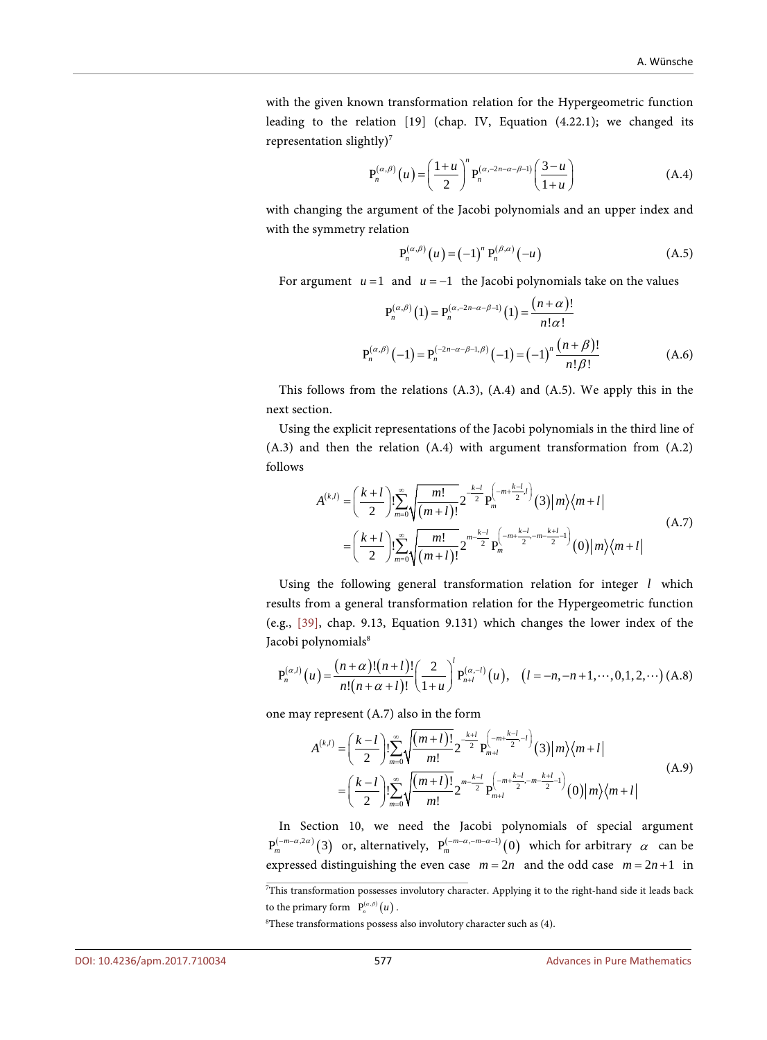with the given known transformation relation for the Hypergeometric function leading to the relation [19] (chap. IV, Equation (4.22.1); we changed its representation slightly)[7]

$$\mathrm{P}_n^{(\alpha,\beta)}(u) = \left(\frac{1+u}{2}\right)^n \mathrm{P}_n^{(\alpha,-2n-\alpha-\beta-1)}\left(\frac{3-u}{1+u}\right) \tag{A.4}$$

with changing the argument of the Jacobi polynomials and an upper index and with the symmetry relation

$$\mathrm{P}_n^{(\alpha,\beta)}(u) = (-1)^n \mathrm{P}_n^{(\beta,\alpha)}(-u) \tag{A.5}$$

For argument $u=1$ and $u=-1$ the Jacobi polynomials take on the values

$$\mathrm{P}_n^{(\alpha,\beta)}(1) = \mathrm{P}_n^{(\alpha,-2n-\alpha-\beta-1)}(1) = \frac{(n+\alpha)!}{n!\alpha!}$$

$$\mathrm{P}_n^{(\alpha,\beta)}(-1) = \mathrm{P}_n^{(-2n-\alpha-\beta-1,\beta)}(-1) = (-1)^n \frac{(n+\beta)!}{n!\beta!} \tag{A.6}$$

This follows from the relations (A.3), (A.4) and (A.5). We apply this in the next section.

Using the explicit representations of the Jacobi polynomials in the third line of (A.3) and then the relation (A.4) with argument transformation from (A.2) follows

$$\begin{aligned} A^{(k,l)} &= \left(\frac{k+l}{2}\right)! \sum_{m=0}^{\infty} \sqrt{\frac{m!}{(m+l)!}}\, 2^{-\frac{k-l}{2}} \mathrm{P}_m^{\left(-m+\frac{k-l}{2},l\right)}(3) |m\rangle\langle m+l| \\ &= \left(\frac{k+l}{2}\right)! \sum_{m=0}^{\infty} \sqrt{\frac{m!}{(m+l)!}}\, 2^{m-\frac{k-l}{2}} \mathrm{P}_m^{\left(-m+\frac{k-l}{2},-m-\frac{k+l}{2}-1\right)}(0) |m\rangle\langle m+l| \end{aligned} \tag{A.7}$$

Using the following general transformation relation for integer $l$ which results from a general transformation relation for the Hypergeometric function (e.g., [39], chap. 9.13, Equation 9.131) which changes the lower index of the Jacobi polynomials[8]

$$\mathrm{P}_n^{(\alpha,l)}(u) = \frac{(n+\alpha)!(n+l)!}{n!(n+\alpha+l)!}\left(\frac{2}{1+u}\right)^l \mathrm{P}_{n+l}^{(\alpha,-l)}(u), \quad (l=-n,-n+1,\cdots,0,1,2,\cdots) \tag{A.8}$$

one may represent (A.7) also in the form

$$\begin{aligned} A^{(k,l)} &= \left(\frac{k-l}{2}\right)! \sum_{m=0}^{\infty} \sqrt{\frac{(m+l)!}{m!}}\, 2^{-\frac{k+l}{2}} \mathrm{P}_{m+l}^{\left(-m+\frac{k-l}{2},-l\right)}(3) |m\rangle\langle m+l| \\ &= \left(\frac{k-l}{2}\right)! \sum_{m=0}^{\infty} \sqrt{\frac{(m+l)!}{m!}}\, 2^{m-\frac{k-l}{2}} \mathrm{P}_{m+l}^{\left(-m+\frac{k-l}{2},-m-\frac{k+l}{2}-1\right)}(0) |m\rangle\langle m+l| \end{aligned} \tag{A.9}$$

In Section 10, we need the Jacobi polynomials of special argument $\mathrm{P}_m^{(-m-\alpha,2\alpha)}(3)$ or, alternatively, $\mathrm{P}_m^{(-m-\alpha,-m-\alpha-1)}(0)$ which for arbitrary $\alpha$ can be expressed distinguishing the even case $m=2n$ and the odd case $m=2n+1$ in

---

[7] This transformation possesses involutory character. Applying it to the right-hand side it leads back to the primary form $\mathrm{P}_n^{(\alpha,\beta)}(u)$.

[8] These transformations possess also involutory character such as (4).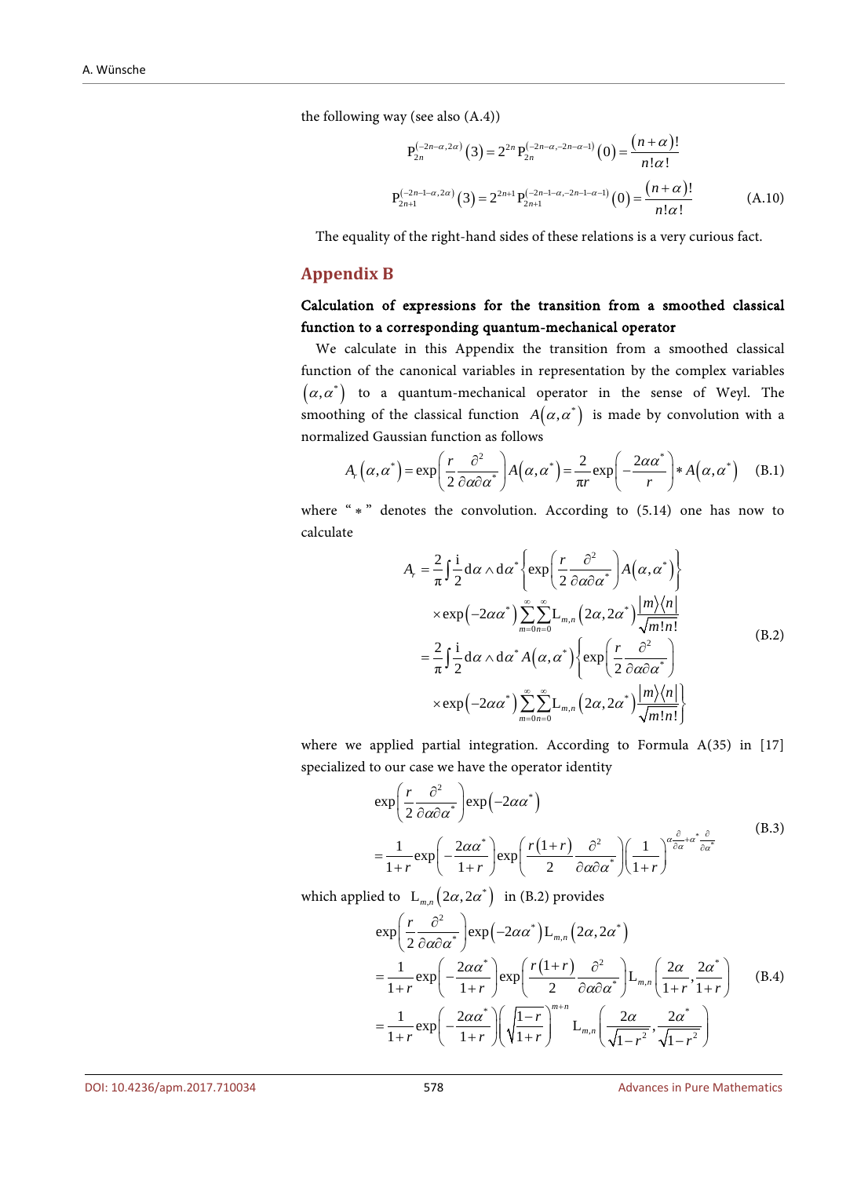the following way (see also (A.4))

$$
\begin{aligned}
\mathrm{P}_{2n}^{(-2n-\alpha,2\alpha)}(3) &= 2^{2n}\,\mathrm{P}_{2n}^{(-2n-\alpha,-2n-\alpha-1)}(0) = \frac{(n+\alpha)!}{n!\alpha!} \\
\mathrm{P}_{2n+1}^{(-2n-1-\alpha,2\alpha)}(3) &= 2^{2n+1}\,\mathrm{P}_{2n+1}^{(-2n-1-\alpha,-2n-1-\alpha-1)}(0) = \frac{(n+\alpha)!}{n!\alpha!}
\end{aligned}
\tag{A.10}
$$

The equality of the right-hand sides of these relations is a very curious fact.

## Appendix B

### Calculation of expressions for the transition from a smoothed classical function to a corresponding quantum-mechanical operator

We calculate in this Appendix the transition from a smoothed classical function of the canonical variables in representation by the complex variables $(\alpha,\alpha^*)$ to a quantum-mechanical operator in the sense of Weyl. The smoothing of the classical function $A(\alpha,\alpha^*)$ is made by convolution with a normalized Gaussian function as follows

$$
A_r(\alpha,\alpha^*) = \exp\left(\frac{r}{2}\frac{\partial^2}{\partial\alpha\partial\alpha^*}\right)A(\alpha,\alpha^*) = \frac{2}{\pi r}\exp\left(-\frac{2\alpha\alpha^*}{r}\right) * A(\alpha,\alpha^*) \tag{B.1}
$$

where "$*$" denotes the convolution. According to (5.14) one has now to calculate

$$
\begin{aligned}
A_r &= \frac{2}{\pi}\int\frac{\mathrm{i}}{2}\mathrm{d}\alpha\wedge\mathrm{d}\alpha^*\left\{\exp\left(\frac{r}{2}\frac{\partial^2}{\partial\alpha\partial\alpha^*}\right)A(\alpha,\alpha^*)\right\} \\
&\quad\times\exp(-2\alpha\alpha^*)\sum_{m=0}^{\infty}\sum_{n=0}^{\infty}\mathrm{L}_{m,n}(2\alpha,2\alpha^*)\frac{|m\rangle\langle n|}{\sqrt{m!n!}} \\
&= \frac{2}{\pi}\int\frac{\mathrm{i}}{2}\mathrm{d}\alpha\wedge\mathrm{d}\alpha^*\,A(\alpha,\alpha^*)\left\{\exp\left(\frac{r}{2}\frac{\partial^2}{\partial\alpha\partial\alpha^*}\right)\right. \\
&\quad\left.\times\exp(-2\alpha\alpha^*)\sum_{m=0}^{\infty}\sum_{n=0}^{\infty}\mathrm{L}_{m,n}(2\alpha,2\alpha^*)\frac{|m\rangle\langle n|}{\sqrt{m!n!}}\right\}
\end{aligned}
\tag{B.2}
$$

where we applied partial integration. According to Formula A(35) in [17] specialized to our case we have the operator identity

$$
\begin{aligned}
&\exp\left(\frac{r}{2}\frac{\partial^2}{\partial\alpha\partial\alpha^*}\right)\exp(-2\alpha\alpha^*) \\
&= \frac{1}{1+r}\exp\left(-\frac{2\alpha\alpha^*}{1+r}\right)\exp\left(\frac{r(1+r)}{2}\frac{\partial^2}{\partial\alpha\partial\alpha^*}\right)\left(\frac{1}{1+r}\right)^{\alpha\frac{\partial}{\partial\alpha}+\alpha^*\frac{\partial}{\partial\alpha^*}}
\end{aligned}
\tag{B.3}
$$

which applied to $\mathrm{L}_{m,n}(2\alpha,2\alpha^*)$ in (B.2) provides

$$
\begin{aligned}
&\exp\left(\frac{r}{2}\frac{\partial^2}{\partial\alpha\partial\alpha^*}\right)\exp(-2\alpha\alpha^*)\mathrm{L}_{m,n}(2\alpha,2\alpha^*) \\
&= \frac{1}{1+r}\exp\left(-\frac{2\alpha\alpha^*}{1+r}\right)\exp\left(\frac{r(1+r)}{2}\frac{\partial^2}{\partial\alpha\partial\alpha^*}\right)\mathrm{L}_{m,n}\left(\frac{2\alpha}{1+r},\frac{2\alpha^*}{1+r}\right) \\
&= \frac{1}{1+r}\exp\left(-\frac{2\alpha\alpha^*}{1+r}\right)\left(\sqrt{\frac{1-r}{1+r}}\right)^{m+n}\mathrm{L}_{m,n}\left(\frac{2\alpha}{\sqrt{1-r^2}},\frac{2\alpha^*}{\sqrt{1-r^2}}\right)
\end{aligned}
\tag{B.4}
$$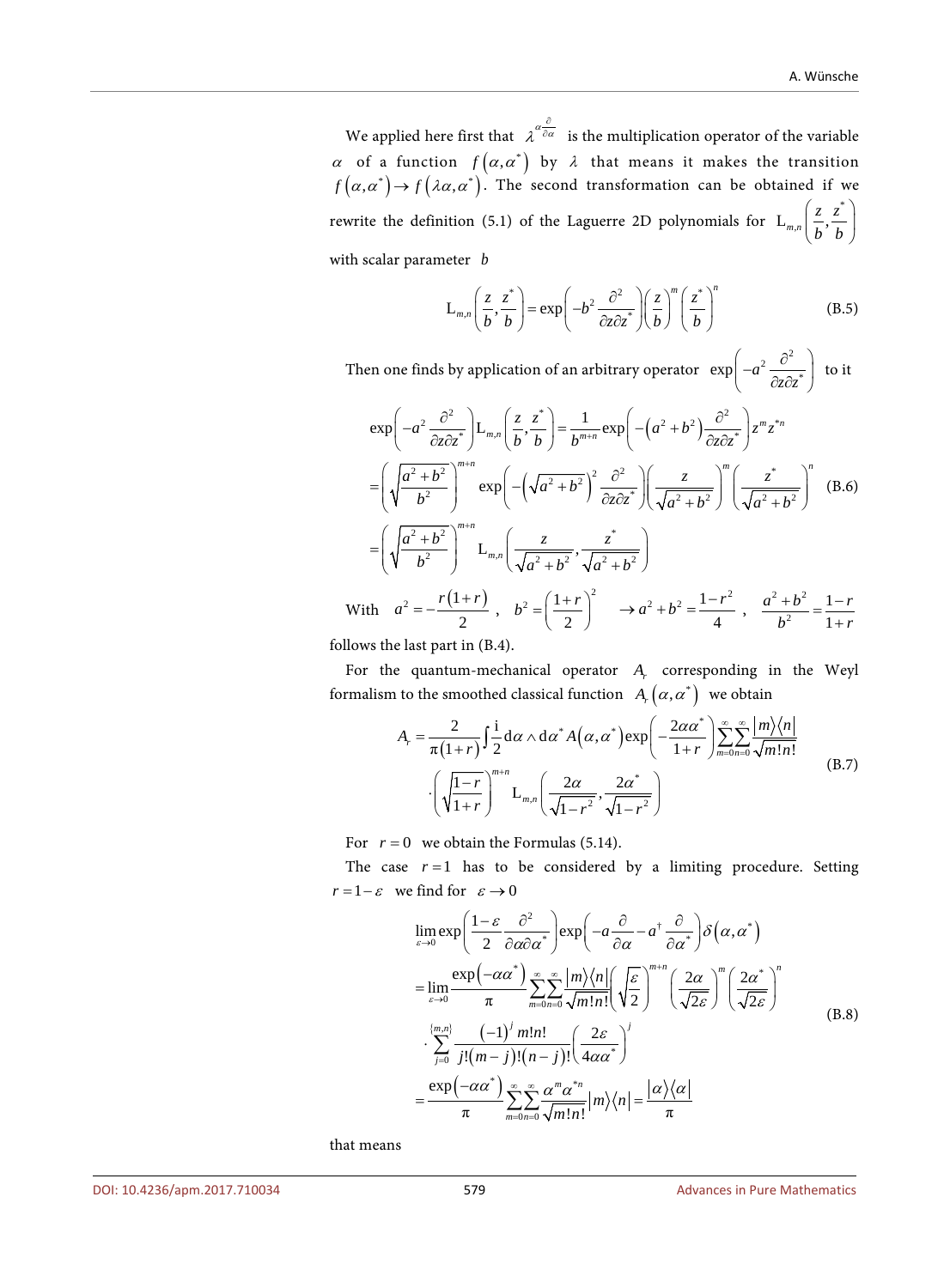We applied here first that $\lambda^{\alpha\frac{\partial}{\partial\alpha}}$ is the multiplication operator of the variable $\alpha$ of a function $f\left(\alpha,\alpha^*\right)$ by $\lambda$ that means it makes the transition $f\left(\alpha,\alpha^*\right) \rightarrow f\left(\lambda\alpha,\alpha^*\right)$. The second transformation can be obtained if we rewrite the definition (5.1) of the Laguerre 2D polynomials for $\mathrm{L}_{m,n}\left(\frac{z}{b},\frac{z^*}{b}\right)$ with scalar parameter $b$

$$
\mathrm{L}_{m,n}\left(\frac{z}{b},\frac{z^*}{b}\right) = \exp\left(-b^2\frac{\partial^2}{\partial z\partial z^*}\right)\left(\frac{z}{b}\right)^m\left(\frac{z^*}{b}\right)^n \tag{B.5}
$$

Then one finds by application of an arbitrary operator $\exp\left(-a^2\frac{\partial^2}{\partial z\partial z^*}\right)$ to it

$$
\begin{aligned}
&\exp\left(-a^2\frac{\partial^2}{\partial z\partial z^*}\right)\mathrm{L}_{m,n}\left(\frac{z}{b},\frac{z^*}{b}\right) = \frac{1}{b^{m+n}}\exp\left(-\left(a^2+b^2\right)\frac{\partial^2}{\partial z\partial z^*}\right)z^m z^{*n} \\
&= \left(\sqrt{\frac{a^2+b^2}{b^2}}\right)^{m+n}\exp\left(-\left(\sqrt{a^2+b^2}\right)^2\frac{\partial^2}{\partial z\partial z^*}\right)\left(\frac{z}{\sqrt{a^2+b^2}}\right)^m\left(\frac{z^*}{\sqrt{a^2+b^2}}\right)^n \\
&= \left(\sqrt{\frac{a^2+b^2}{b^2}}\right)^{m+n}\mathrm{L}_{m,n}\left(\frac{z}{\sqrt{a^2+b^2}},\frac{z^*}{\sqrt{a^2+b^2}}\right)
\end{aligned} \tag{B.6}
$$

With $a^2 = -\frac{r(1+r)}{2}$, $b^2 = \left(\frac{1+r}{2}\right)^2 \quad \rightarrow a^2+b^2 = \frac{1-r^2}{4}$, $\frac{a^2+b^2}{b^2} = \frac{1-r}{1+r}$

follows the last part in (B.4).

For the quantum-mechanical operator $A_r$ corresponding in the Weyl formalism to the smoothed classical function $A_r\left(\alpha,\alpha^*\right)$ we obtain

$$
\begin{aligned}
A_r = &\frac{2}{\pi(1+r)}\int\frac{\mathrm{i}}{2}\mathrm{d}\alpha\wedge\mathrm{d}\alpha^* A\left(\alpha,\alpha^*\right)\exp\left(-\frac{2\alpha\alpha^*}{1+r}\right)\sum_{m=0}^{\infty}\sum_{n=0}^{\infty}\frac{|m\rangle\langle n|}{\sqrt{m!n!}} \\
&\cdot\left(\sqrt{\frac{1-r}{1+r}}\right)^{m+n}\mathrm{L}_{m,n}\left(\frac{2\alpha}{\sqrt{1-r^2}},\frac{2\alpha^*}{\sqrt{1-r^2}}\right)
\end{aligned} \tag{B.7}
$$

For $r=0$ we obtain the Formulas (5.14).

The case $r=1$ has to be considered by a limiting procedure. Setting $r=1-\varepsilon$ we find for $\varepsilon\rightarrow 0$

$$
\begin{aligned}
&\lim_{\varepsilon\rightarrow 0}\exp\left(\frac{1-\varepsilon}{2}\frac{\partial^2}{\partial\alpha\partial\alpha^*}\right)\exp\left(-a\frac{\partial}{\partial\alpha}-a^\dagger\frac{\partial}{\partial\alpha^*}\right)\delta\left(\alpha,\alpha^*\right) \\
&= \lim_{\varepsilon\rightarrow 0}\frac{\exp\left(-\alpha\alpha^*\right)}{\pi}\sum_{m=0}^{\infty}\sum_{n=0}^{\infty}\frac{|m\rangle\langle n|}{\sqrt{m!n!}}\left(\sqrt{\frac{\varepsilon}{2}}\right)^{m+n}\left(\frac{2\alpha}{\sqrt{2\varepsilon}}\right)^m\left(\frac{2\alpha^*}{\sqrt{2\varepsilon}}\right)^n \\
&\quad\cdot\sum_{j=0}^{\{m,n\}}\frac{(-1)^j m!n!}{j!(m-j)!(n-j)!}\left(\frac{2\varepsilon}{4\alpha\alpha^*}\right)^j \\
&= \frac{\exp\left(-\alpha\alpha^*\right)}{\pi}\sum_{m=0}^{\infty}\sum_{n=0}^{\infty}\frac{\alpha^m\alpha^{*n}}{\sqrt{m!n!}}|m\rangle\langle n| = \frac{|\alpha\rangle\langle\alpha|}{\pi}
\end{aligned} \tag{B.8}
$$

that means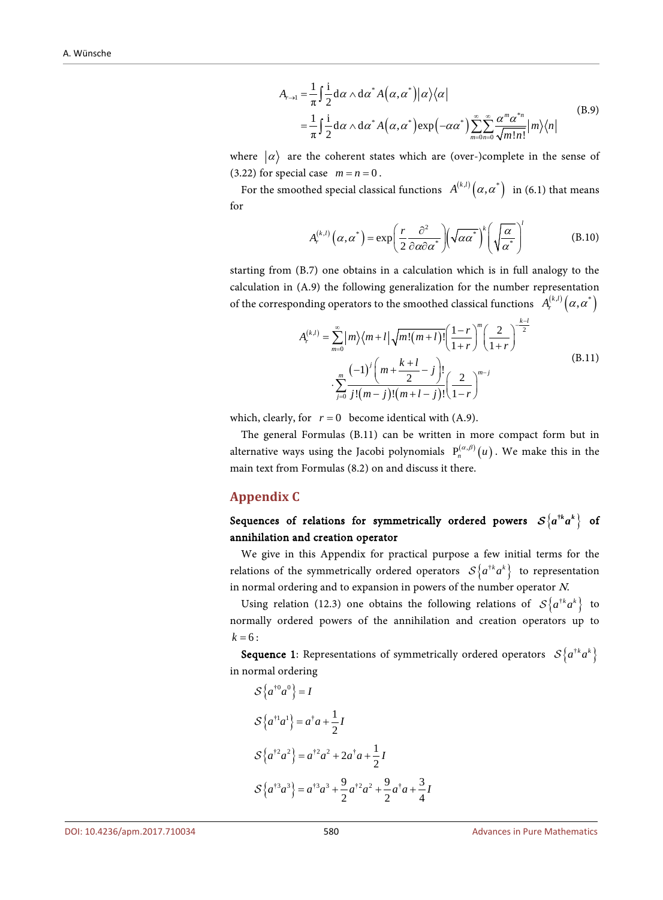$$
\begin{aligned}
A_{r\to 1} &= \frac{1}{\pi}\int \frac{\mathrm{i}}{2}\mathrm{d}\alpha\wedge\mathrm{d}\alpha^{*}\,A\left(\alpha,\alpha^{*}\right)\left|\alpha\right\rangle\left\langle\alpha\right| \\
&= \frac{1}{\pi}\int \frac{\mathrm{i}}{2}\mathrm{d}\alpha\wedge\mathrm{d}\alpha^{*}\,A\left(\alpha,\alpha^{*}\right)\exp\left(-\alpha\alpha^{*}\right)\sum_{m=0}^{\infty}\sum_{n=0}^{\infty}\frac{\alpha^{m}\alpha^{*n}}{\sqrt{m!n!}}\left|m\right\rangle\left\langle n\right|
\end{aligned}
\tag{B.9}
$$

where $|\alpha\rangle$ are the coherent states which are (over-)complete in the sense of (3.22) for special case $m=n=0$.

For the smoothed special classical functions $A^{(k,l)}\left(\alpha,\alpha^{*}\right)$ in (6.1) that means for

$$
A_{r}^{(k,l)}\left(\alpha,\alpha^{*}\right)=\exp\left(\frac{r}{2}\frac{\partial^{2}}{\partial\alpha\partial\alpha^{*}}\right)\left(\sqrt{\alpha\alpha^{*}}\right)^{k}\left(\sqrt{\frac{\alpha}{\alpha^{*}}}\right)^{l}
\tag{B.10}
$$

starting from (B.7) one obtains in a calculation which is in full analogy to the calculation in (A.9) the following generalization for the number representation of the corresponding operators to the smoothed classical functions $A_{r}^{(k,l)}\left(\alpha,\alpha^{*}\right)$

$$
\begin{aligned}
A_{r}^{(k,l)} &= \sum_{m=0}^{\infty}\left|m\right\rangle\left\langle m+l\right|\sqrt{m!(m+l)!}\left(\frac{1-r}{1+r}\right)^{m}\left(\frac{2}{1+r}\right)^{-\frac{k-l}{2}} \\
&\quad\cdot\sum_{j=0}^{m}\frac{(-1)^{j}\left(m+\frac{k+l}{2}-j\right)!}{j!(m-j)!(m+l-j)!}\left(\frac{2}{1-r}\right)^{m-j}
\end{aligned}
\tag{B.11}
$$

which, clearly, for $r=0$ become identical with (A.9).

The general Formulas (B.11) can be written in more compact form but in alternative ways using the Jacobi polynomials $\mathrm{P}_{n}^{(\alpha,\beta)}(u)$. We make this in the main text from Formulas (8.2) on and discuss it there.

## Appendix C

### Sequences of relations for symmetrically ordered powers $\mathcal{S}\left\{a^{\dagger k}a^{k}\right\}$ of annihilation and creation operator

We give in this Appendix for practical purpose a few initial terms for the relations of the symmetrically ordered operators $\mathcal{S}\left\{a^{\dagger k}a^{k}\right\}$ to representation in normal ordering and to expansion in powers of the number operator $N$.

Using relation (12.3) one obtains the following relations of $\mathcal{S}\left\{a^{\dagger k}a^{k}\right\}$ to normally ordered powers of the annihilation and creation operators up to $k=6$:

**Sequence 1**: Representations of symmetrically ordered operators $\mathcal{S}\left\{a^{\dagger k}a^{k}\right\}$ in normal ordering

$$
\mathcal{S}\left\{a^{\dagger 0}a^{0}\right\}=I
$$

$$
\mathcal{S}\left\{a^{\dagger 1}a^{1}\right\}=a^{\dagger}a+\frac{1}{2}I
$$

$$
\mathcal{S}\left\{a^{\dagger 2}a^{2}\right\}=a^{\dagger 2}a^{2}+2a^{\dagger}a+\frac{1}{2}I
$$

$$
\mathcal{S}\left\{a^{\dagger 3}a^{3}\right\}=a^{\dagger 3}a^{3}+\frac{9}{2}a^{\dagger 2}a^{2}+\frac{9}{2}a^{\dagger}a+\frac{3}{4}I
$$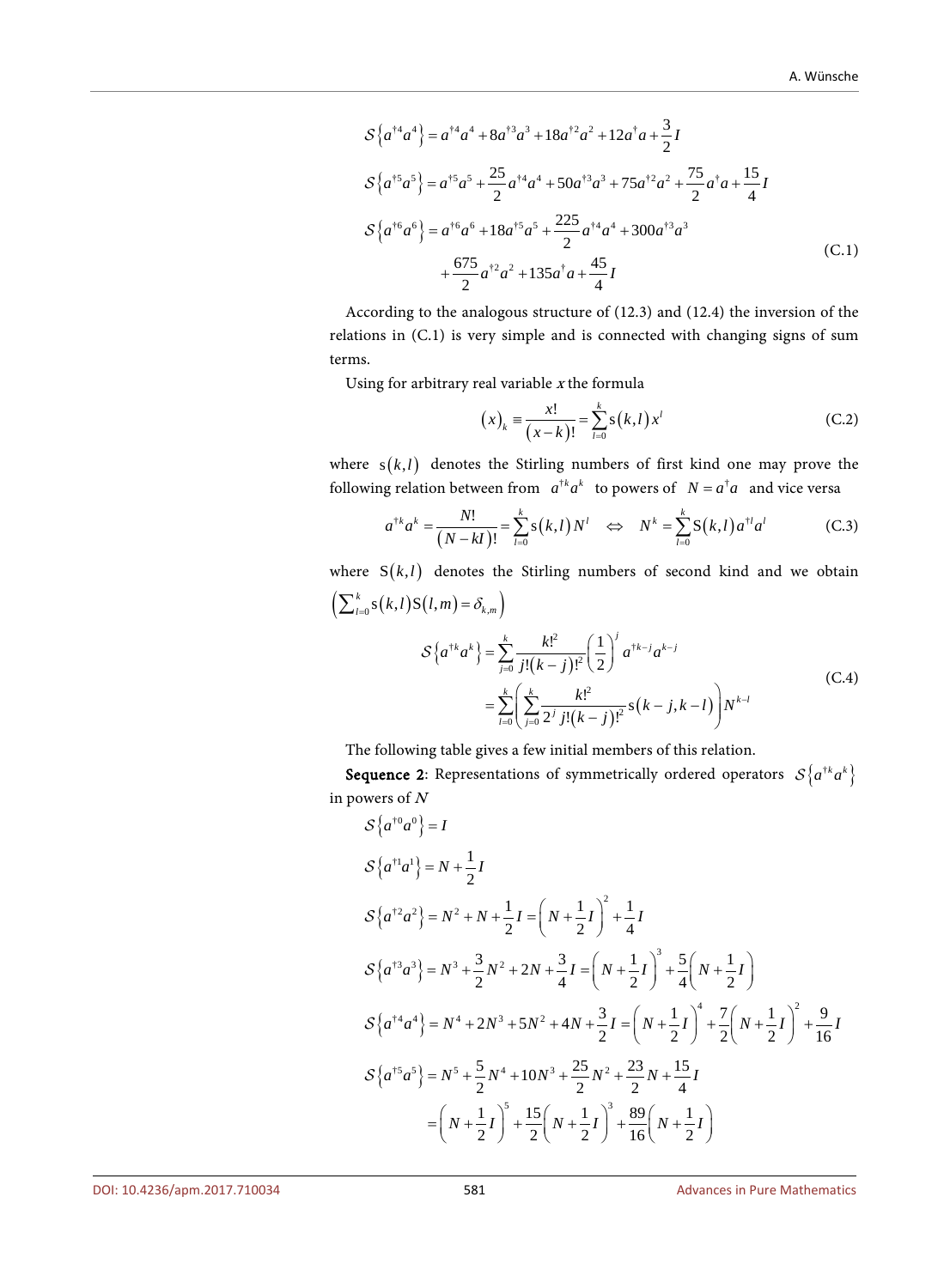$$
\begin{aligned}
\mathcal{S}\left\{a^{\dagger 4}a^{4}\right\} &= a^{\dagger 4}a^{4} + 8a^{\dagger 3}a^{3} + 18a^{\dagger 2}a^{2} + 12a^{\dagger}a + \frac{3}{2}I \\
\mathcal{S}\left\{a^{\dagger 5}a^{5}\right\} &= a^{\dagger 5}a^{5} + \frac{25}{2}a^{\dagger 4}a^{4} + 50a^{\dagger 3}a^{3} + 75a^{\dagger 2}a^{2} + \frac{75}{2}a^{\dagger}a + \frac{15}{4}I \\
\mathcal{S}\left\{a^{\dagger 6}a^{6}\right\} &= a^{\dagger 6}a^{6} + 18a^{\dagger 5}a^{5} + \frac{225}{2}a^{\dagger 4}a^{4} + 300a^{\dagger 3}a^{3} \\
&\quad + \frac{675}{2}a^{\dagger 2}a^{2} + 135a^{\dagger}a + \frac{45}{4}I
\end{aligned}
\tag{C.1}
$$

According to the analogous structure of (12.3) and (12.4) the inversion of the relations in (C.1) is very simple and is connected with changing signs of sum terms.

Using for arbitrary real variable $x$ the formula

$$
(x)_k \equiv \frac{x!}{(x-k)!} = \sum_{l=0}^{k} \mathrm{s}(k,l)\, x^{l} \tag{C.2}
$$

where $\mathrm{s}(k,l)$ denotes the Stirling numbers of first kind one may prove the following relation between from $a^{\dagger k}a^{k}$ to powers of $N = a^{\dagger}a$ and vice versa

$$
a^{\dagger k}a^{k} = \frac{N!}{(N-kI)!} = \sum_{l=0}^{k} \mathrm{s}(k,l)\, N^{l} \quad \Leftrightarrow \quad N^{k} = \sum_{l=0}^{k} \mathrm{S}(k,l)\, a^{\dagger l}a^{l} \tag{C.3}
$$

where $\mathrm{S}(k,l)$ denotes the Stirling numbers of second kind and we obtain $\left(\sum_{l=0}^{k} \mathrm{s}(k,l)\mathrm{S}(l,m) = \delta_{k,m}\right)$

$$
\begin{aligned}
\mathcal{S}\left\{a^{\dagger k}a^{k}\right\} &= \sum_{j=0}^{k} \frac{k!^{2}}{j!(k-j)!^{2}} \left(\frac{1}{2}\right)^{j} a^{\dagger k-j}a^{k-j} \\
&= \sum_{l=0}^{k} \left( \sum_{j=0}^{k} \frac{k!^{2}}{2^{j}\, j!(k-j)!^{2}} \mathrm{s}(k-j,k-l) \right) N^{k-l}
\end{aligned}
\tag{C.4}
$$

The following table gives a few initial members of this relation.

**Sequence 2**: Representations of symmetrically ordered operators $\mathcal{S}\left\{a^{\dagger k}a^{k}\right\}$ in powers of $N$

$$
\begin{aligned}
\mathcal{S}\left\{a^{\dagger 0}a^{0}\right\} &= I \\
\mathcal{S}\left\{a^{\dagger 1}a^{1}\right\} &= N + \frac{1}{2}I \\
\mathcal{S}\left\{a^{\dagger 2}a^{2}\right\} &= N^{2} + N + \frac{1}{2}I = \left(N + \frac{1}{2}I\right)^{2} + \frac{1}{4}I \\
\mathcal{S}\left\{a^{\dagger 3}a^{3}\right\} &= N^{3} + \frac{3}{2}N^{2} + 2N + \frac{3}{4}I = \left(N + \frac{1}{2}I\right)^{3} + \frac{5}{4}\left(N + \frac{1}{2}I\right) \\
\mathcal{S}\left\{a^{\dagger 4}a^{4}\right\} &= N^{4} + 2N^{3} + 5N^{2} + 4N + \frac{3}{2}I = \left(N + \frac{1}{2}I\right)^{4} + \frac{7}{2}\left(N + \frac{1}{2}I\right)^{2} + \frac{9}{16}I \\
\mathcal{S}\left\{a^{\dagger 5}a^{5}\right\} &= N^{5} + \frac{5}{2}N^{4} + 10N^{3} + \frac{25}{2}N^{2} + \frac{23}{2}N + \frac{15}{4}I \\
&= \left(N + \frac{1}{2}I\right)^{5} + \frac{15}{2}\left(N + \frac{1}{2}I\right)^{3} + \frac{89}{16}\left(N + \frac{1}{2}I\right)
\end{aligned}
$$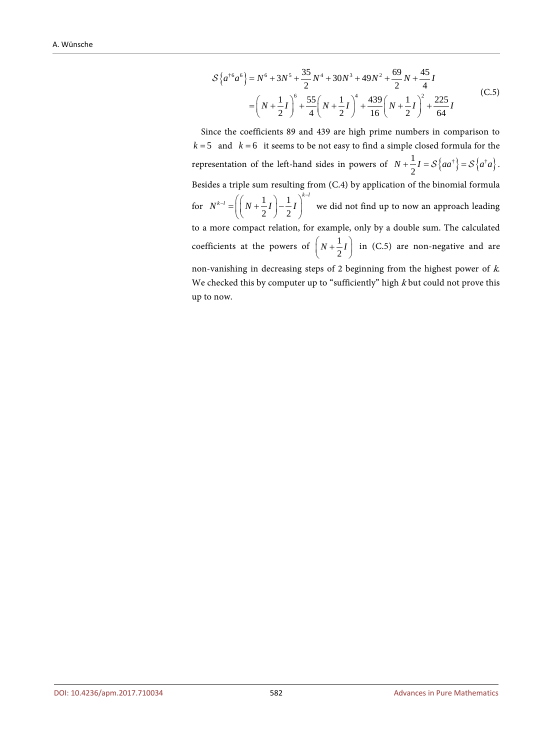$$
\begin{aligned}
\mathcal{S}\left\{a^{\dagger 6}a^{6}\right\} &= N^{6}+3N^{5}+\frac{35}{2}N^{4}+30N^{3}+49N^{2}+\frac{69}{2}N+\frac{45}{4}I \\
&= \left(N+\frac{1}{2}I\right)^{6}+\frac{55}{4}\left(N+\frac{1}{2}I\right)^{4}+\frac{439}{16}\left(N+\frac{1}{2}I\right)^{2}+\frac{225}{64}I
\end{aligned}
\tag{C.5}
$$

Since the coefficients 89 and 439 are high prime numbers in comparison to $k=5$ and $k=6$ it seems to be not easy to find a simple closed formula for the representation of the left-hand sides in powers of $N+\frac{1}{2}I=\mathcal{S}\left\{aa^{\dagger}\right\}=\mathcal{S}\left\{a^{\dagger}a\right\}$. Besides a triple sum resulting from (C.4) by application of the binomial formula for $N^{k-l}=\left(\left(N+\frac{1}{2}I\right)-\frac{1}{2}I\right)^{k-l}$ we did not find up to now an approach leading to a more compact relation, for example, only by a double sum. The calculated coefficients at the powers of $\left(N+\frac{1}{2}I\right)$ in (C.5) are non-negative and are non-vanishing in decreasing steps of 2 beginning from the highest power of $k$. We checked this by computer up to "sufficiently" high $k$ but could not prove this up to now.